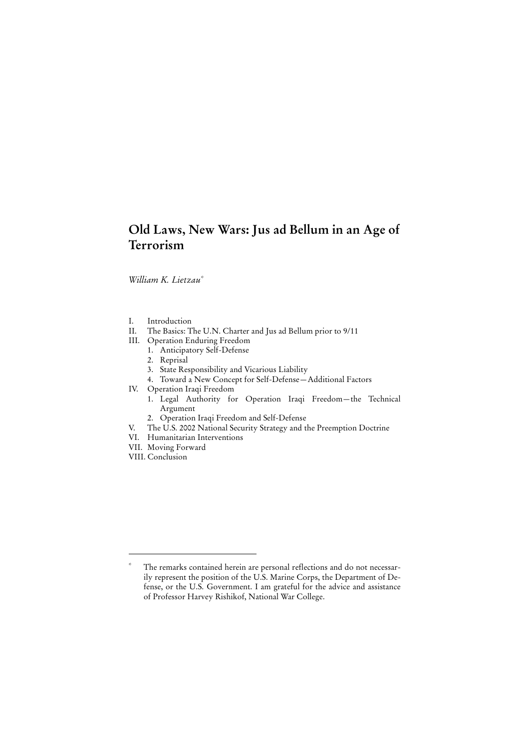# Old Laws, New Wars: Jus ad Bellum in an Age of Terrorism

*William K. Lietzau*[*]

I. Introduction
II. The Basics: The U.N. Charter and Jus ad Bellum prior to 9/11
III. Operation Enduring Freedom
   1. Anticipatory Self-Defense
   2. Reprisal
   3. State Responsibility and Vicarious Liability
   4. Toward a New Concept for Self-Defense—Additional Factors
IV. Operation Iraqi Freedom
   1. Legal Authority for Operation Iraqi Freedom—the Technical Argument
   2. Operation Iraqi Freedom and Self-Defense
V. The U.S. 2002 National Security Strategy and the Preemption Doctrine
VI. Humanitarian Interventions
VII. Moving Forward
VIII. Conclusion

---

[*] The remarks contained herein are personal reflections and do not necessarily represent the position of the U.S. Marine Corps, the Department of Defense, or the U.S. Government. I am grateful for the advice and assistance of Professor Harvey Rishikof, National War College.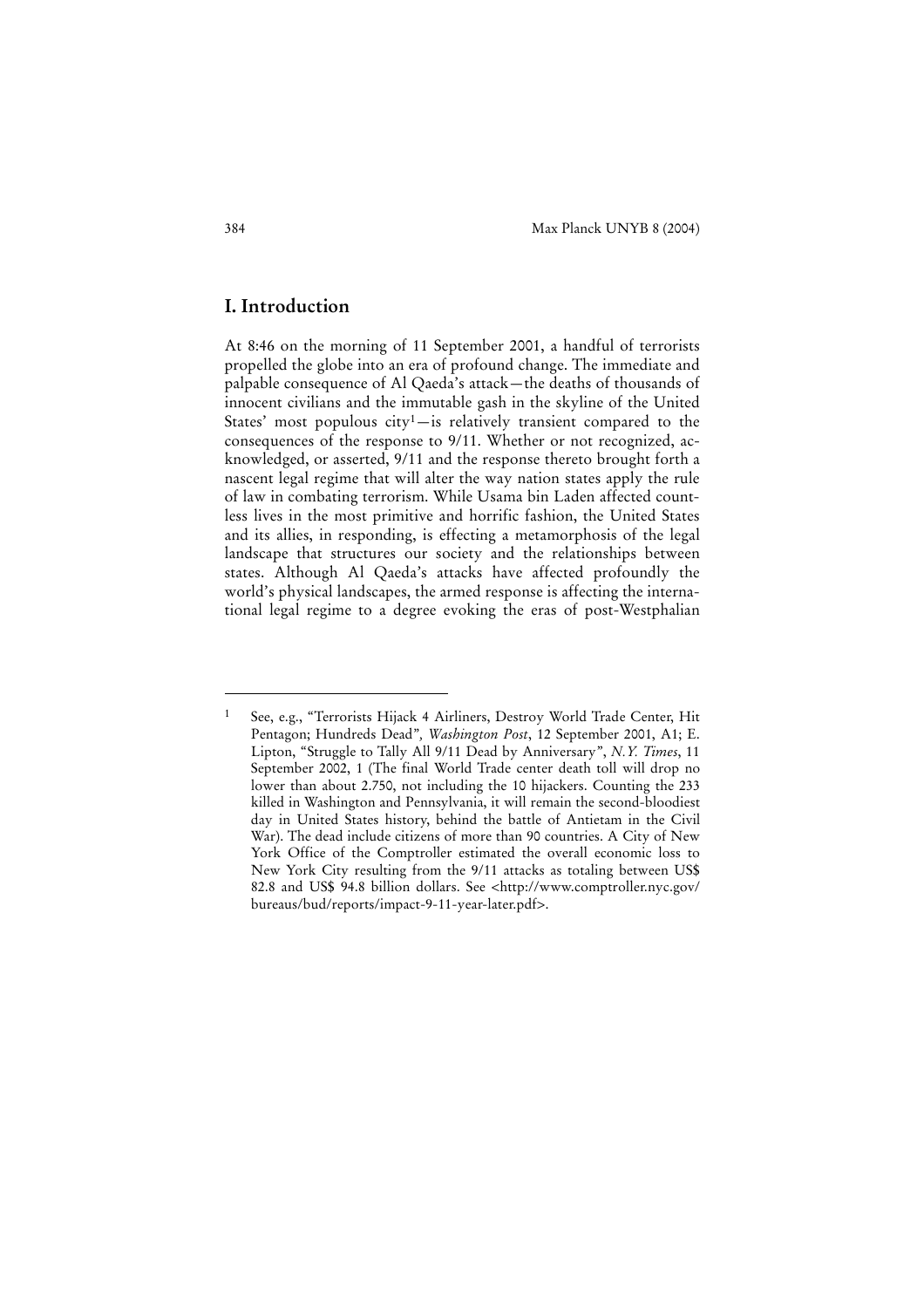## I. Introduction

At 8:46 on the morning of 11 September 2001, a handful of terrorists propelled the globe into an era of profound change. The immediate and palpable consequence of Al Qaeda's attack—the deaths of thousands of innocent civilians and the immutable gash in the skyline of the United States' most populous city[1]—is relatively transient compared to the consequences of the response to 9/11. Whether or not recognized, acknowledged, or asserted, 9/11 and the response thereto brought forth a nascent legal regime that will alter the way nation states apply the rule of law in combating terrorism. While Usama bin Laden affected countless lives in the most primitive and horrific fashion, the United States and its allies, in responding, is effecting a metamorphosis of the legal landscape that structures our society and the relationships between states. Although Al Qaeda's attacks have affected profoundly the world's physical landscapes, the armed response is affecting the international legal regime to a degree evoking the eras of post-Westphalian

---

[1] See, e.g., "Terrorists Hijack 4 Airliners, Destroy World Trade Center, Hit Pentagon; Hundreds Dead", *Washington Post*, 12 September 2001, A1; E. Lipton, "Struggle to Tally All 9/11 Dead by Anniversary", *N.Y. Times*, 11 September 2002, 1 (The final World Trade center death toll will drop no lower than about 2.750, not including the 10 hijackers. Counting the 233 killed in Washington and Pennsylvania, it will remain the second-bloodiest day in United States history, behind the battle of Antietam in the Civil War). The dead include citizens of more than 90 countries. A City of New York Office of the Comptroller estimated the overall economic loss to New York City resulting from the 9/11 attacks as totaling between US$ 82.8 and US$ 94.8 billion dollars. See <http://www.comptroller.nyc.gov/bureaus/bud/reports/impact-9-11-year-later.pdf>.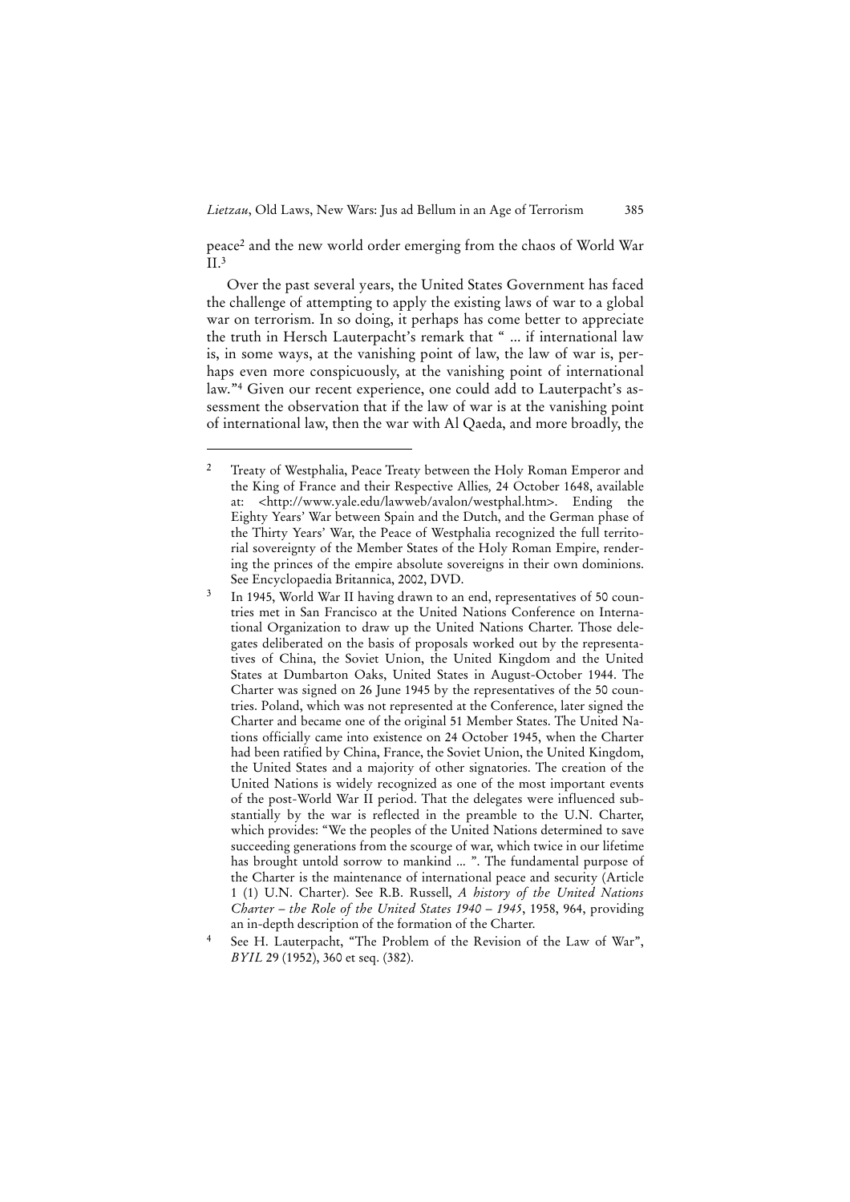peace[2] and the new world order emerging from the chaos of World War II.[3]

Over the past several years, the United States Government has faced the challenge of attempting to apply the existing laws of war to a global war on terrorism. In so doing, it perhaps has come better to appreciate the truth in Hersch Lauterpacht's remark that " ... if international law is, in some ways, at the vanishing point of law, the law of war is, perhaps even more conspicuously, at the vanishing point of international law."[4] Given our recent experience, one could add to Lauterpacht's assessment the observation that if the law of war is at the vanishing point of international law, then the war with Al Qaeda, and more broadly, the

---

[2] Treaty of Westphalia, Peace Treaty between the Holy Roman Emperor and the King of France and their Respective Allies, 24 October 1648, available at: <http://www.yale.edu/lawweb/avalon/westphal.htm>. Ending the Eighty Years' War between Spain and the Dutch, and the German phase of the Thirty Years' War, the Peace of Westphalia recognized the full territorial sovereignty of the Member States of the Holy Roman Empire, rendering the princes of the empire absolute sovereigns in their own dominions. See Encyclopaedia Britannica, 2002, DVD.

[3] In 1945, World War II having drawn to an end, representatives of 50 countries met in San Francisco at the United Nations Conference on International Organization to draw up the United Nations Charter. Those delegates deliberated on the basis of proposals worked out by the representatives of China, the Soviet Union, the United Kingdom and the United States at Dumbarton Oaks, United States in August-October 1944. The Charter was signed on 26 June 1945 by the representatives of the 50 countries. Poland, which was not represented at the Conference, later signed the Charter and became one of the original 51 Member States. The United Nations officially came into existence on 24 October 1945, when the Charter had been ratified by China, France, the Soviet Union, the United Kingdom, the United States and a majority of other signatories. The creation of the United Nations is widely recognized as one of the most important events of the post-World War II period. That the delegates were influenced substantially by the war is reflected in the preamble to the U.N. Charter, which provides: "We the peoples of the United Nations determined to save succeeding generations from the scourge of war, which twice in our lifetime has brought untold sorrow to mankind ... ". The fundamental purpose of the Charter is the maintenance of international peace and security (Article 1 (1) U.N. Charter). See R.B. Russell, *A history of the United Nations Charter – the Role of the United States 1940 – 1945*, 1958, 964, providing an in-depth description of the formation of the Charter.

[4] See H. Lauterpacht, "The Problem of the Revision of the Law of War", *BYIL* 29 (1952), 360 et seq. (382).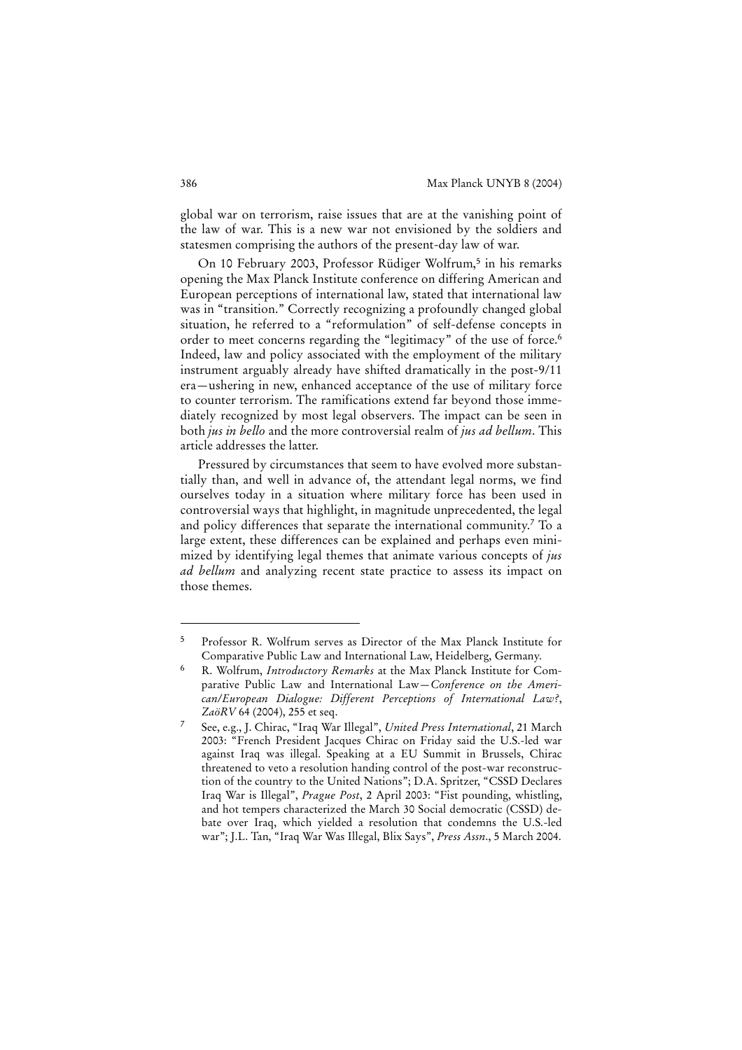global war on terrorism, raise issues that are at the vanishing point of the law of war. This is a new war not envisioned by the soldiers and statesmen comprising the authors of the present-day law of war.

On 10 February 2003, Professor Rüdiger Wolfrum,[5] in his remarks opening the Max Planck Institute conference on differing American and European perceptions of international law, stated that international law was in "transition." Correctly recognizing a profoundly changed global situation, he referred to a "reformulation" of self-defense concepts in order to meet concerns regarding the "legitimacy" of the use of force.[6] Indeed, law and policy associated with the employment of the military instrument arguably already have shifted dramatically in the post-9/11 era—ushering in new, enhanced acceptance of the use of military force to counter terrorism. The ramifications extend far beyond those immediately recognized by most legal observers. The impact can be seen in both *jus in bello* and the more controversial realm of *jus ad bellum*. This article addresses the latter.

Pressured by circumstances that seem to have evolved more substantially than, and well in advance of, the attendant legal norms, we find ourselves today in a situation where military force has been used in controversial ways that highlight, in magnitude unprecedented, the legal and policy differences that separate the international community.[7] To a large extent, these differences can be explained and perhaps even minimized by identifying legal themes that animate various concepts of *jus ad bellum* and analyzing recent state practice to assess its impact on those themes.

---

[5] Professor R. Wolfrum serves as Director of the Max Planck Institute for Comparative Public Law and International Law, Heidelberg, Germany.

[6] R. Wolfrum, *Introductory Remarks* at the Max Planck Institute for Comparative Public Law and International Law—*Conference on the American/European Dialogue: Different Perceptions of International Law?*, *ZaöRV* 64 (2004), 255 et seq.

[7] See, e.g., J. Chirac, "Iraq War Illegal", *United Press International*, 21 March 2003: "French President Jacques Chirac on Friday said the U.S.-led war against Iraq was illegal. Speaking at a EU Summit in Brussels, Chirac threatened to veto a resolution handing control of the post-war reconstruction of the country to the United Nations"; D.A. Spritzer, "CSSD Declares Iraq War is Illegal", *Prague Post*, 2 April 2003: "Fist pounding, whistling, and hot tempers characterized the March 30 Social democratic (CSSD) debate over Iraq, which yielded a resolution that condemns the U.S.-led war"; J.L. Tan, "Iraq War Was Illegal, Blix Says", *Press Assn*., 5 March 2004.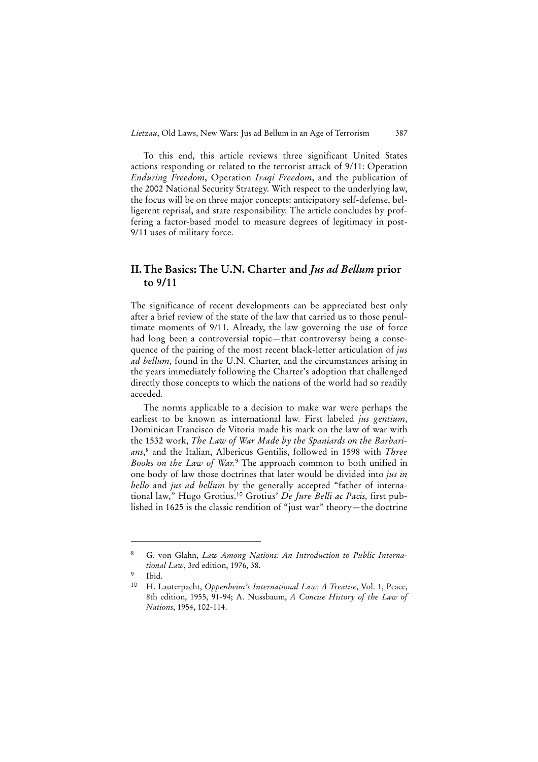To this end, this article reviews three significant United States actions responding or related to the terrorist attack of 9/11: Operation *Enduring Freedom*, Operation *Iraqi Freedom*, and the publication of the 2002 National Security Strategy. With respect to the underlying law, the focus will be on three major concepts: anticipatory self-defense, belligerent reprisal, and state responsibility. The article concludes by proffering a factor-based model to measure degrees of legitimacy in post-9/11 uses of military force.

## II. The Basics: The U.N. Charter and *Jus ad Bellum* prior to 9/11

The significance of recent developments can be appreciated best only after a brief review of the state of the law that carried us to those penultimate moments of 9/11. Already, the law governing the use of force had long been a controversial topic—that controversy being a consequence of the pairing of the most recent black-letter articulation of *jus ad bellum,* found in the U.N. Charter, and the circumstances arising in the years immediately following the Charter's adoption that challenged directly those concepts to which the nations of the world had so readily acceded.

The norms applicable to a decision to make war were perhaps the earliest to be known as international law. First labeled *jus gentium*, Dominican Francisco de Vitoria made his mark on the law of war with the 1532 work, *The Law of War Made by the Spaniards on the Barbarians*,[8] and the Italian, Albericus Gentilis, followed in 1598 with *Three Books on the Law of War.*[9] The approach common to both unified in one body of law those doctrines that later would be divided into *jus in bello* and *jus ad bellum* by the generally accepted "father of international law," Hugo Grotius.[10] Grotius' *De Jure Belli ac Pacis,* first published in 1625 is the classic rendition of "just war" theory—the doctrine

---

8 G. von Glahn, *Law Among Nations: An Introduction to Public International Law*, 3rd edition, 1976, 38.

9 Ibid.

10 H. Lauterpacht, *Oppenheim's International Law: A Treatise*, Vol. 1, Peace, 8th edition, 1955, 91-94; A. Nussbaum, *A Concise History of the Law of Nations*, 1954, 102-114.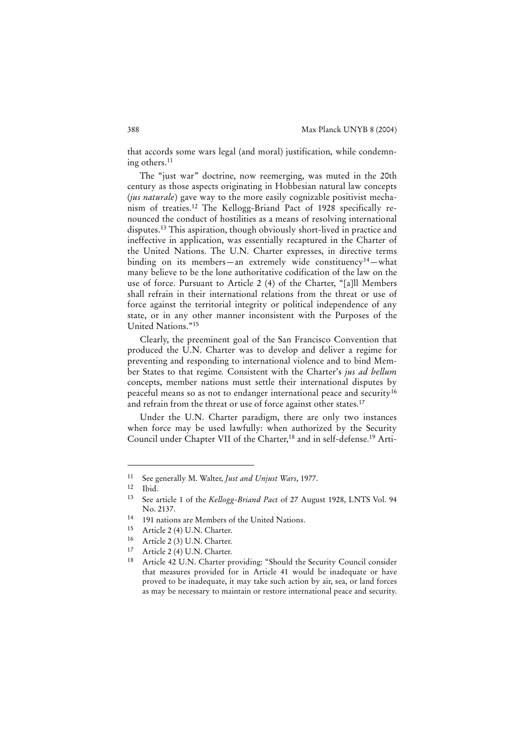that accords some wars legal (and moral) justification, while condemning others.[11]

The "just war" doctrine, now reemerging, was muted in the 20th century as those aspects originating in Hobbesian natural law concepts (*jus naturale*) gave way to the more easily cognizable positivist mechanism of treaties.[12] The Kellogg-Briand Pact of 1928 specifically renounced the conduct of hostilities as a means of resolving international disputes.[13] This aspiration, though obviously short-lived in practice and ineffective in application, was essentially recaptured in the Charter of the United Nations. The U.N. Charter expresses, in directive terms binding on its members—an extremely wide constituency[14]—what many believe to be the lone authoritative codification of the law on the use of force. Pursuant to Article 2 (4) of the Charter, "[a]ll Members shall refrain in their international relations from the threat or use of force against the territorial integrity or political independence of any state, or in any other manner inconsistent with the Purposes of the United Nations."[15]

Clearly, the preeminent goal of the San Francisco Convention that produced the U.N. Charter was to develop and deliver a regime for preventing and responding to international violence and to bind Member States to that regime. Consistent with the Charter's *jus ad bellum* concepts, member nations must settle their international disputes by peaceful means so as not to endanger international peace and security[16] and refrain from the threat or use of force against other states.[17]

Under the U.N. Charter paradigm, there are only two instances when force may be used lawfully: when authorized by the Security Council under Chapter VII of the Charter,[18] and in self-defense.[19] Arti-

---

[11] See generally M. Walter, *Just and Unjust Wars*, 1977.

[12] Ibid.

[13] See article 1 of the *Kellogg-Briand Pact* of 27 August 1928, LNTS Vol. 94 No. 2137.

[14] 191 nations are Members of the United Nations.

[15] Article 2 (4) U.N. Charter.

[16] Article 2 (3) U.N. Charter.

[17] Article 2 (4) U.N. Charter.

[18] Article 42 U.N. Charter providing: "Should the Security Council consider that measures provided for in Article 41 would be inadequate or have proved to be inadequate, it may take such action by air, sea, or land forces as may be necessary to maintain or restore international peace and security.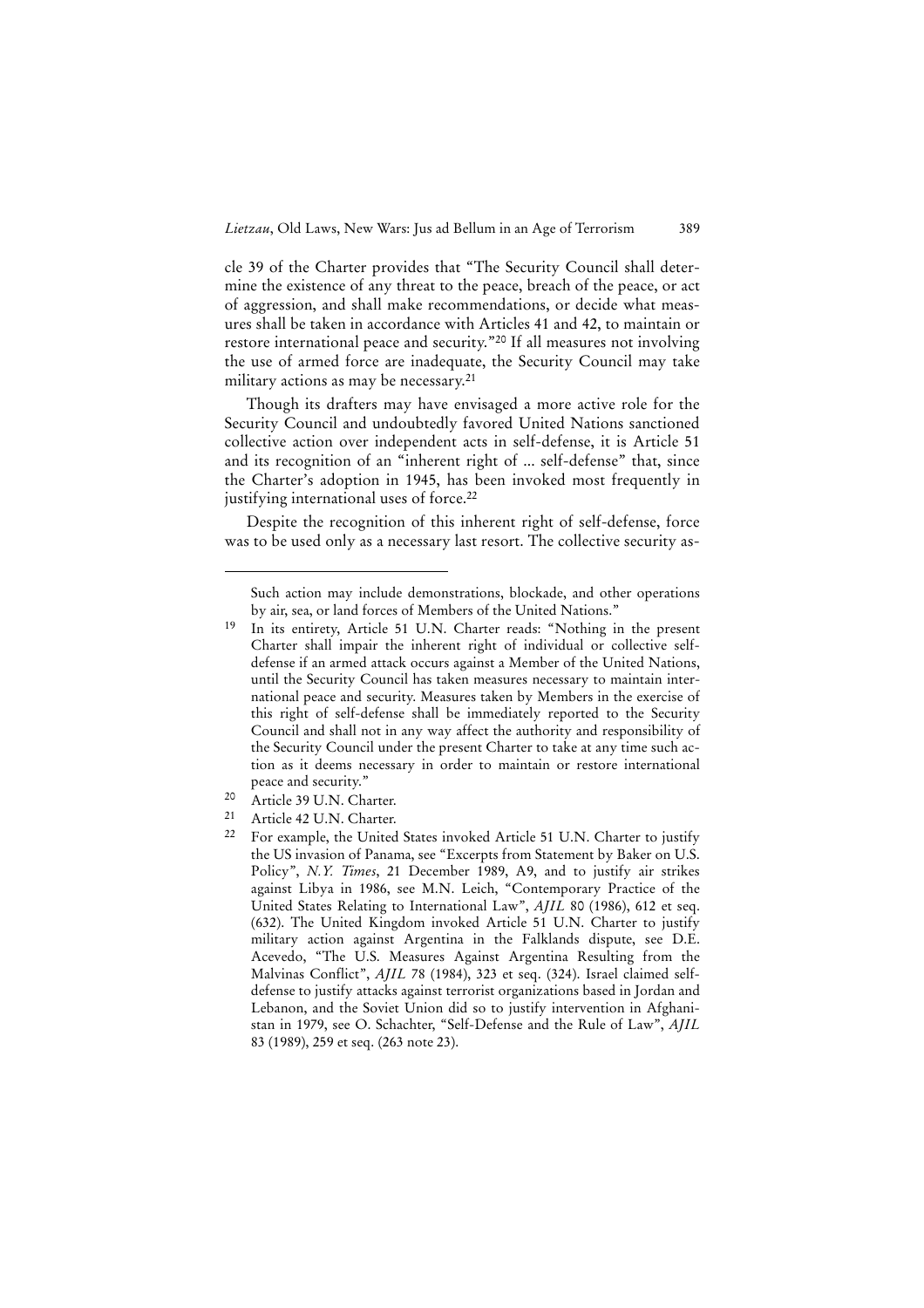cle 39 of the Charter provides that "The Security Council shall determine the existence of any threat to the peace, breach of the peace, or act of aggression, and shall make recommendations, or decide what measures shall be taken in accordance with Articles 41 and 42, to maintain or restore international peace and security."[20] If all measures not involving the use of armed force are inadequate, the Security Council may take military actions as may be necessary.[21]

Though its drafters may have envisaged a more active role for the Security Council and undoubtedly favored United Nations sanctioned collective action over independent acts in self-defense, it is Article 51 and its recognition of an "inherent right of ... self-defense" that, since the Charter's adoption in 1945, has been invoked most frequently in justifying international uses of force.[22]

Despite the recognition of this inherent right of self-defense, force was to be used only as a necessary last resort. The collective security as-

---

Such action may include demonstrations, blockade, and other operations by air, sea, or land forces of Members of the United Nations."

19 In its entirety, Article 51 U.N. Charter reads: "Nothing in the present Charter shall impair the inherent right of individual or collective self-defense if an armed attack occurs against a Member of the United Nations, until the Security Council has taken measures necessary to maintain international peace and security. Measures taken by Members in the exercise of this right of self-defense shall be immediately reported to the Security Council and shall not in any way affect the authority and responsibility of the Security Council under the present Charter to take at any time such action as it deems necessary in order to maintain or restore international peace and security."

20 Article 39 U.N. Charter.

21 Article 42 U.N. Charter.

22 For example, the United States invoked Article 51 U.N. Charter to justify the US invasion of Panama, see "Excerpts from Statement by Baker on U.S. Policy", *N.Y. Times*, 21 December 1989, A9, and to justify air strikes against Libya in 1986, see M.N. Leich, "Contemporary Practice of the United States Relating to International Law", *AJIL* 80 (1986), 612 et seq. (632). The United Kingdom invoked Article 51 U.N. Charter to justify military action against Argentina in the Falklands dispute, see D.E. Acevedo, "The U.S. Measures Against Argentina Resulting from the Malvinas Conflict", *AJIL* 78 (1984), 323 et seq. (324). Israel claimed self-defense to justify attacks against terrorist organizations based in Jordan and Lebanon, and the Soviet Union did so to justify intervention in Afghanistan in 1979, see O. Schachter, "Self-Defense and the Rule of Law", *AJIL* 83 (1989), 259 et seq. (263 note 23).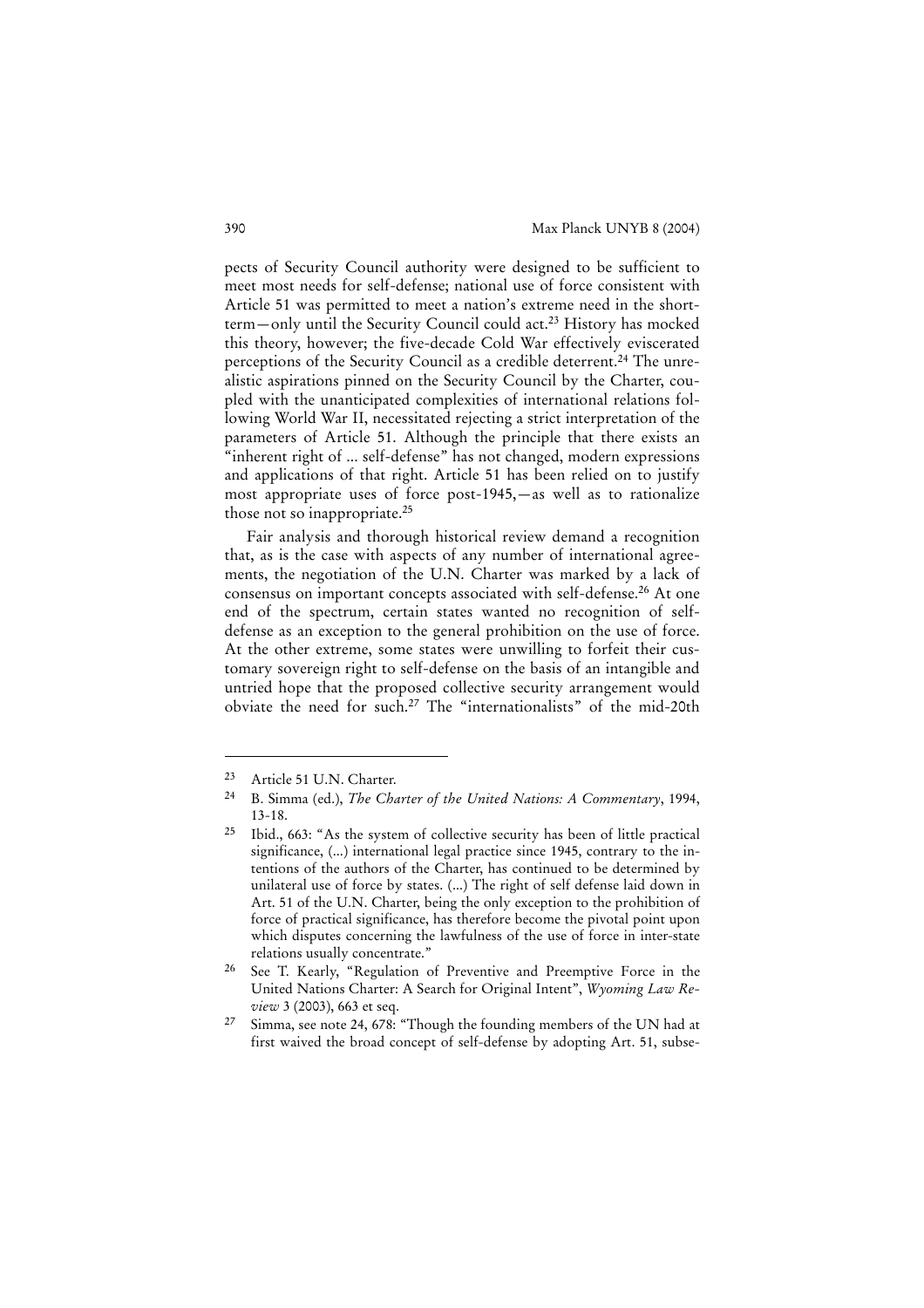pects of Security Council authority were designed to be sufficient to meet most needs for self-defense; national use of force consistent with Article 51 was permitted to meet a nation's extreme need in the short-term—only until the Security Council could act.[23] History has mocked this theory, however; the five-decade Cold War effectively eviscerated perceptions of the Security Council as a credible deterrent.[24] The unrealistic aspirations pinned on the Security Council by the Charter, coupled with the unanticipated complexities of international relations following World War II, necessitated rejecting a strict interpretation of the parameters of Article 51. Although the principle that there exists an "inherent right of ... self-defense" has not changed, modern expressions and applications of that right. Article 51 has been relied on to justify most appropriate uses of force post-1945,—as well as to rationalize those not so inappropriate.[25]

Fair analysis and thorough historical review demand a recognition that, as is the case with aspects of any number of international agreements, the negotiation of the U.N. Charter was marked by a lack of consensus on important concepts associated with self-defense.[26] At one end of the spectrum, certain states wanted no recognition of self-defense as an exception to the general prohibition on the use of force. At the other extreme, some states were unwilling to forfeit their customary sovereign right to self-defense on the basis of an intangible and untried hope that the proposed collective security arrangement would obviate the need for such.[27] The "internationalists" of the mid-20th

---

[23] Article 51 U.N. Charter.

[24] B. Simma (ed.), *The Charter of the United Nations: A Commentary*, 1994, 13-18.

[25] Ibid., 663: "As the system of collective security has been of little practical significance, (...) international legal practice since 1945, contrary to the intentions of the authors of the Charter, has continued to be determined by unilateral use of force by states. (...) The right of self defense laid down in Art. 51 of the U.N. Charter, being the only exception to the prohibition of force of practical significance, has therefore become the pivotal point upon which disputes concerning the lawfulness of the use of force in inter-state relations usually concentrate."

[26] See T. Kearly, "Regulation of Preventive and Preemptive Force in the United Nations Charter: A Search for Original Intent", *Wyoming Law Review* 3 (2003), 663 et seq.

[27] Simma, see note 24, 678: "Though the founding members of the UN had at first waived the broad concept of self-defense by adopting Art. 51, subse-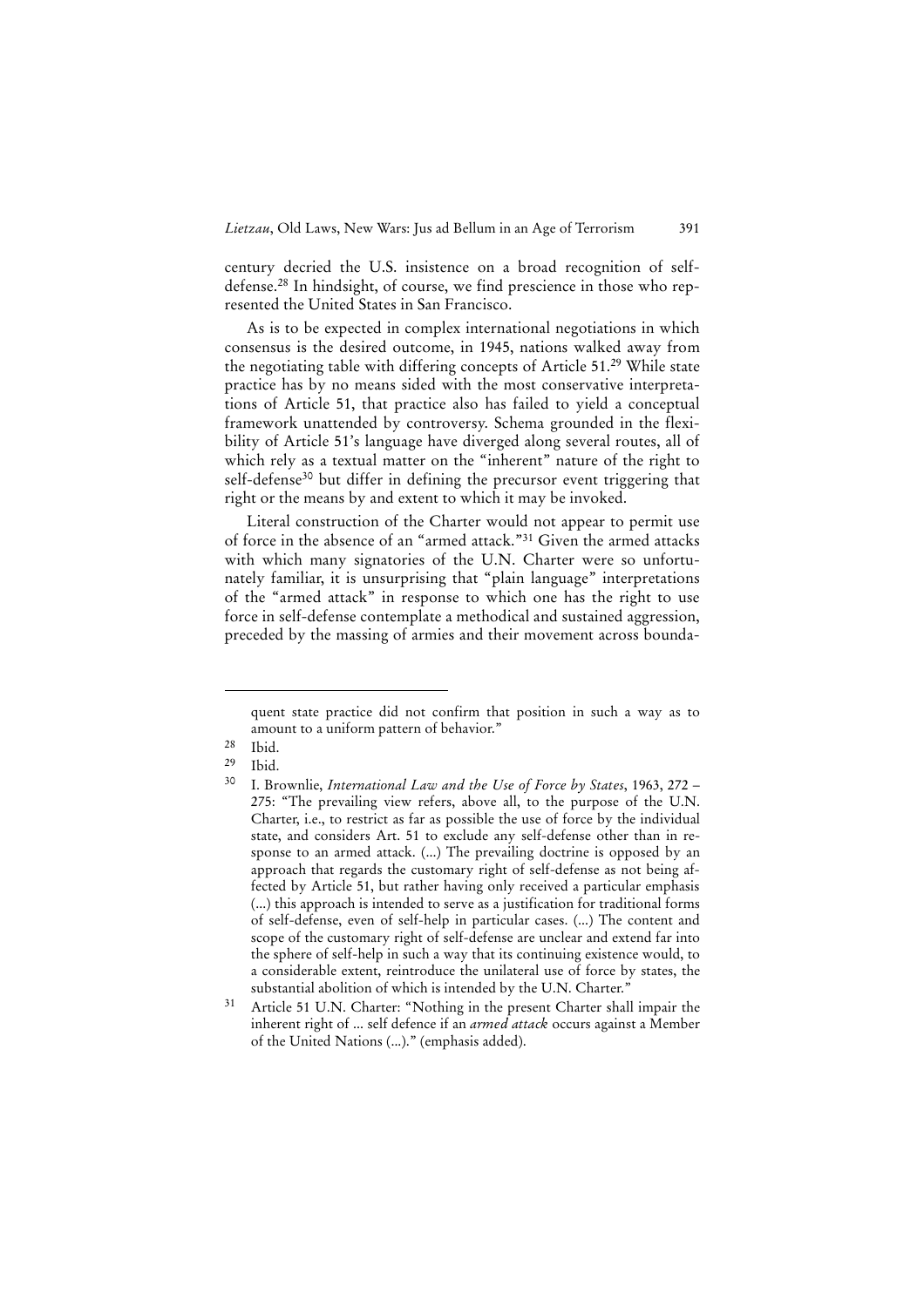century decried the U.S. insistence on a broad recognition of self-defense.[28] In hindsight, of course, we find prescience in those who represented the United States in San Francisco.

As is to be expected in complex international negotiations in which consensus is the desired outcome, in 1945, nations walked away from the negotiating table with differing concepts of Article 51.[29] While state practice has by no means sided with the most conservative interpretations of Article 51, that practice also has failed to yield a conceptual framework unattended by controversy. Schema grounded in the flexibility of Article 51's language have diverged along several routes, all of which rely as a textual matter on the "inherent" nature of the right to self-defense[30] but differ in defining the precursor event triggering that right or the means by and extent to which it may be invoked.

Literal construction of the Charter would not appear to permit use of force in the absence of an "armed attack."[31] Given the armed attacks with which many signatories of the U.N. Charter were so unfortunately familiar, it is unsurprising that "plain language" interpretations of the "armed attack" in response to which one has the right to use force in self-defense contemplate a methodical and sustained aggression, preceded by the massing of armies and their movement across bounda-

---

quent state practice did not confirm that position in such a way as to amount to a uniform pattern of behavior."

[28] Ibid.

[29] Ibid.

[30] I. Brownlie, *International Law and the Use of Force by States*, 1963, 272 – 275: "The prevailing view refers, above all, to the purpose of the U.N. Charter, i.e., to restrict as far as possible the use of force by the individual state, and considers Art. 51 to exclude any self-defense other than in response to an armed attack. (...) The prevailing doctrine is opposed by an approach that regards the customary right of self-defense as not being affected by Article 51, but rather having only received a particular emphasis (...) this approach is intended to serve as a justification for traditional forms of self-defense, even of self-help in particular cases. (...) The content and scope of the customary right of self-defense are unclear and extend far into the sphere of self-help in such a way that its continuing existence would, to a considerable extent, reintroduce the unilateral use of force by states, the substantial abolition of which is intended by the U.N. Charter."

[31] Article 51 U.N. Charter: "Nothing in the present Charter shall impair the inherent right of ... self defence if an *armed attack* occurs against a Member of the United Nations (...)." (emphasis added).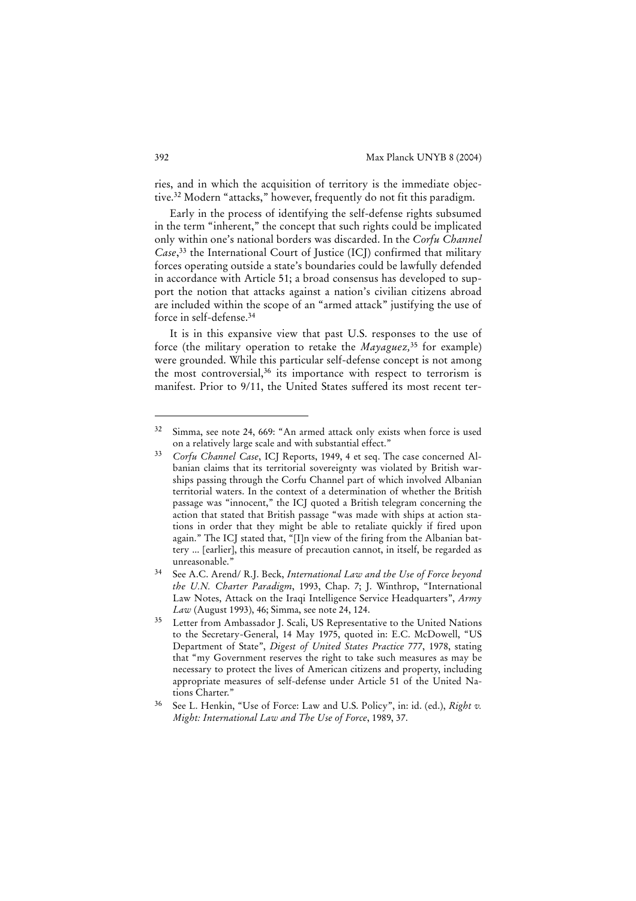ries, and in which the acquisition of territory is the immediate objective.[32] Modern "attacks," however, frequently do not fit this paradigm.

Early in the process of identifying the self-defense rights subsumed in the term "inherent," the concept that such rights could be implicated only within one's national borders was discarded. In the *Corfu Channel Case*,[33] the International Court of Justice (ICJ) confirmed that military forces operating outside a state's boundaries could be lawfully defended in accordance with Article 51; a broad consensus has developed to support the notion that attacks against a nation's civilian citizens abroad are included within the scope of an "armed attack" justifying the use of force in self-defense.[34]

It is in this expansive view that past U.S. responses to the use of force (the military operation to retake the *Mayaguez,*[35] for example) were grounded. While this particular self-defense concept is not among the most controversial,[36] its importance with respect to terrorism is manifest. Prior to 9/11, the United States suffered its most recent ter-

---

[32] Simma, see note 24, 669: "An armed attack only exists when force is used on a relatively large scale and with substantial effect."

[33] *Corfu Channel Case*, ICJ Reports, 1949, 4 et seq. The case concerned Albanian claims that its territorial sovereignty was violated by British warships passing through the Corfu Channel part of which involved Albanian territorial waters. In the context of a determination of whether the British passage was "innocent," the ICJ quoted a British telegram concerning the action that stated that British passage "was made with ships at action stations in order that they might be able to retaliate quickly if fired upon again." The ICJ stated that, "[I]n view of the firing from the Albanian battery ... [earlier], this measure of precaution cannot, in itself, be regarded as unreasonable."

[34] See A.C. Arend/ R.J. Beck, *International Law and the Use of Force beyond the U.N. Charter Paradigm*, 1993, Chap. 7; J. Winthrop, "International Law Notes, Attack on the Iraqi Intelligence Service Headquarters", *Army Law* (August 1993), 46; Simma, see note 24, 124.

[35] Letter from Ambassador J. Scali, US Representative to the United Nations to the Secretary-General, 14 May 1975, quoted in: E.C. McDowell, "US Department of State", *Digest of United States Practice 777*, 1978, stating that "my Government reserves the right to take such measures as may be necessary to protect the lives of American citizens and property, including appropriate measures of self-defense under Article 51 of the United Nations Charter."

[36] See L. Henkin, "Use of Force: Law and U.S. Policy", in: id. (ed.), *Right v. Might: International Law and The Use of Force*, 1989, 37.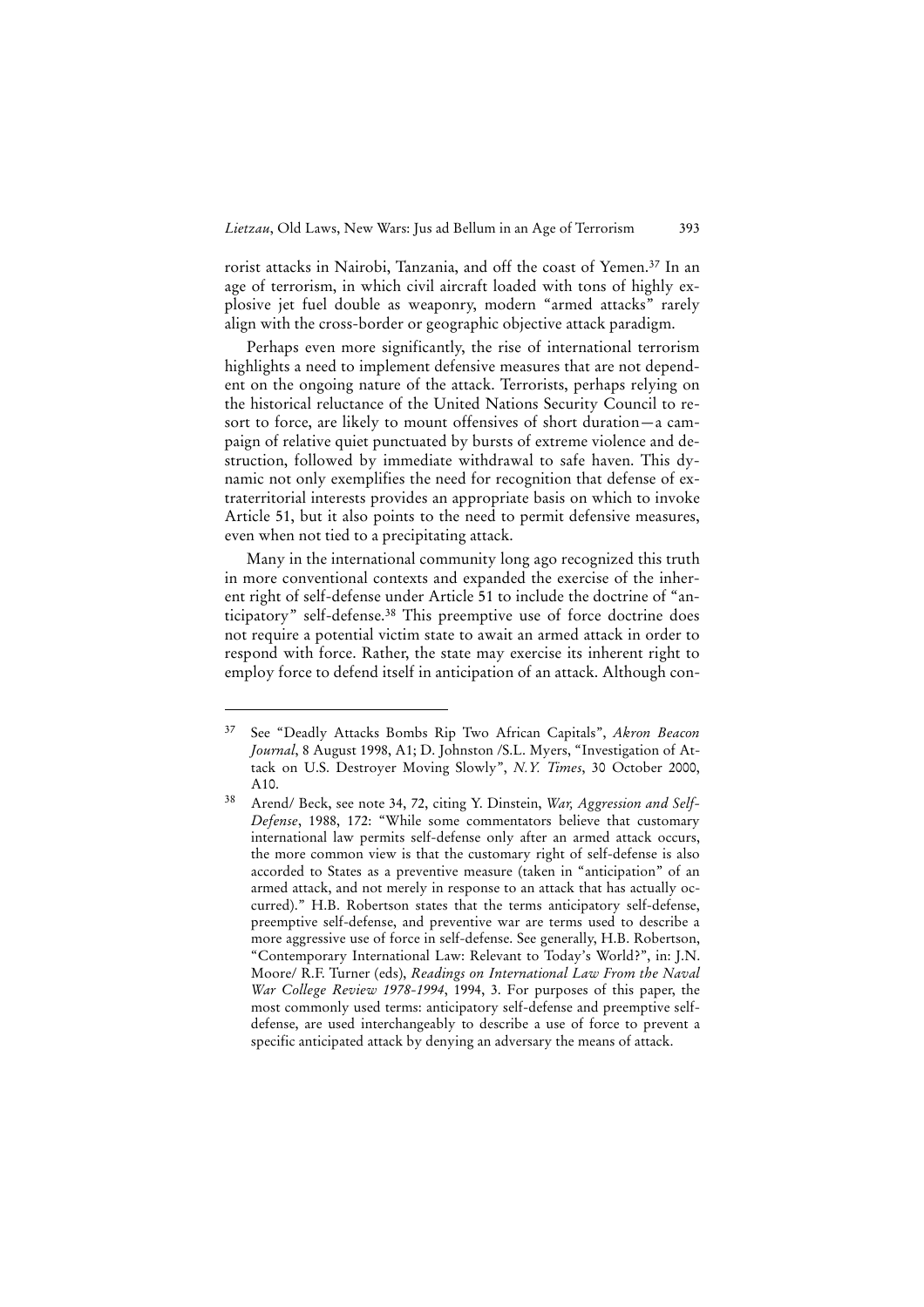rorist attacks in Nairobi, Tanzania, and off the coast of Yemen.[37] In an age of terrorism, in which civil aircraft loaded with tons of highly explosive jet fuel double as weaponry, modern "armed attacks" rarely align with the cross-border or geographic objective attack paradigm.

Perhaps even more significantly, the rise of international terrorism highlights a need to implement defensive measures that are not dependent on the ongoing nature of the attack. Terrorists, perhaps relying on the historical reluctance of the United Nations Security Council to resort to force, are likely to mount offensives of short duration—a campaign of relative quiet punctuated by bursts of extreme violence and destruction, followed by immediate withdrawal to safe haven. This dynamic not only exemplifies the need for recognition that defense of extraterritorial interests provides an appropriate basis on which to invoke Article 51, but it also points to the need to permit defensive measures, even when not tied to a precipitating attack.

Many in the international community long ago recognized this truth in more conventional contexts and expanded the exercise of the inherent right of self-defense under Article 51 to include the doctrine of "anticipatory" self-defense.[38] This preemptive use of force doctrine does not require a potential victim state to await an armed attack in order to respond with force. Rather, the state may exercise its inherent right to employ force to defend itself in anticipation of an attack. Although con-

---

[37] See "Deadly Attacks Bombs Rip Two African Capitals", *Akron Beacon Journal*, 8 August 1998, A1; D. Johnston /S.L. Myers, "Investigation of Attack on U.S. Destroyer Moving Slowly", *N.Y. Times*, 30 October 2000, A10.

[38] Arend/ Beck, see note 34, 72, citing Y. Dinstein, *War, Aggression and Self-Defense*, 1988, 172: "While some commentators believe that customary international law permits self-defense only after an armed attack occurs, the more common view is that the customary right of self-defense is also accorded to States as a preventive measure (taken in "anticipation" of an armed attack, and not merely in response to an attack that has actually occurred)." H.B. Robertson states that the terms anticipatory self-defense, preemptive self-defense, and preventive war are terms used to describe a more aggressive use of force in self-defense. See generally, H.B. Robertson, "Contemporary International Law: Relevant to Today's World?", in: J.N. Moore/ R.F. Turner (eds), *Readings on International Law From the Naval War College Review 1978-1994*, 1994, 3. For purposes of this paper, the most commonly used terms: anticipatory self-defense and preemptive self-defense, are used interchangeably to describe a use of force to prevent a specific anticipated attack by denying an adversary the means of attack.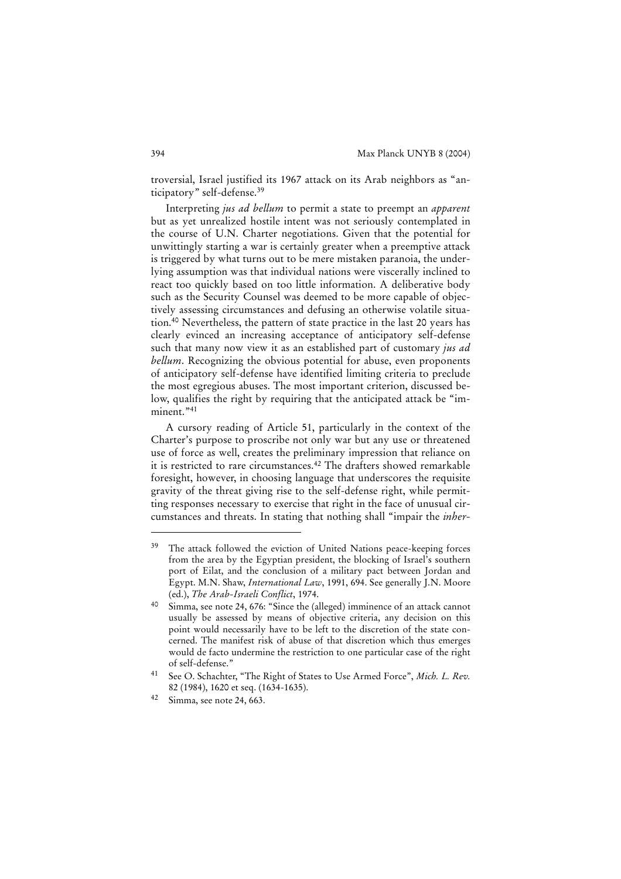troversial, Israel justified its 1967 attack on its Arab neighbors as "anticipatory" self-defense.[39]

Interpreting *jus ad bellum* to permit a state to preempt an *apparent* but as yet unrealized hostile intent was not seriously contemplated in the course of U.N. Charter negotiations. Given that the potential for unwittingly starting a war is certainly greater when a preemptive attack is triggered by what turns out to be mere mistaken paranoia, the underlying assumption was that individual nations were viscerally inclined to react too quickly based on too little information. A deliberative body such as the Security Counsel was deemed to be more capable of objectively assessing circumstances and defusing an otherwise volatile situation.[40] Nevertheless, the pattern of state practice in the last 20 years has clearly evinced an increasing acceptance of anticipatory self-defense such that many now view it as an established part of customary *jus ad bellum*. Recognizing the obvious potential for abuse, even proponents of anticipatory self-defense have identified limiting criteria to preclude the most egregious abuses. The most important criterion, discussed below, qualifies the right by requiring that the anticipated attack be "imminent."[41]

A cursory reading of Article 51, particularly in the context of the Charter's purpose to proscribe not only war but any use or threatened use of force as well, creates the preliminary impression that reliance on it is restricted to rare circumstances.[42] The drafters showed remarkable foresight, however, in choosing language that underscores the requisite gravity of the threat giving rise to the self-defense right, while permitting responses necessary to exercise that right in the face of unusual circumstances and threats. In stating that nothing shall "impair the *inher-*

---

[39] The attack followed the eviction of United Nations peace-keeping forces from the area by the Egyptian president, the blocking of Israel's southern port of Eilat, and the conclusion of a military pact between Jordan and Egypt. M.N. Shaw, *International Law*, 1991, 694. See generally J.N. Moore (ed.), *The Arab-Israeli Conflict*, 1974.

[40] Simma, see note 24, 676: "Since the (alleged) imminence of an attack cannot usually be assessed by means of objective criteria, any decision on this point would necessarily have to be left to the discretion of the state concerned. The manifest risk of abuse of that discretion which thus emerges would de facto undermine the restriction to one particular case of the right of self-defense."

[41] See O. Schachter, "The Right of States to Use Armed Force", *Mich. L. Rev.* 82 (1984), 1620 et seq. (1634-1635).

[42] Simma, see note 24, 663.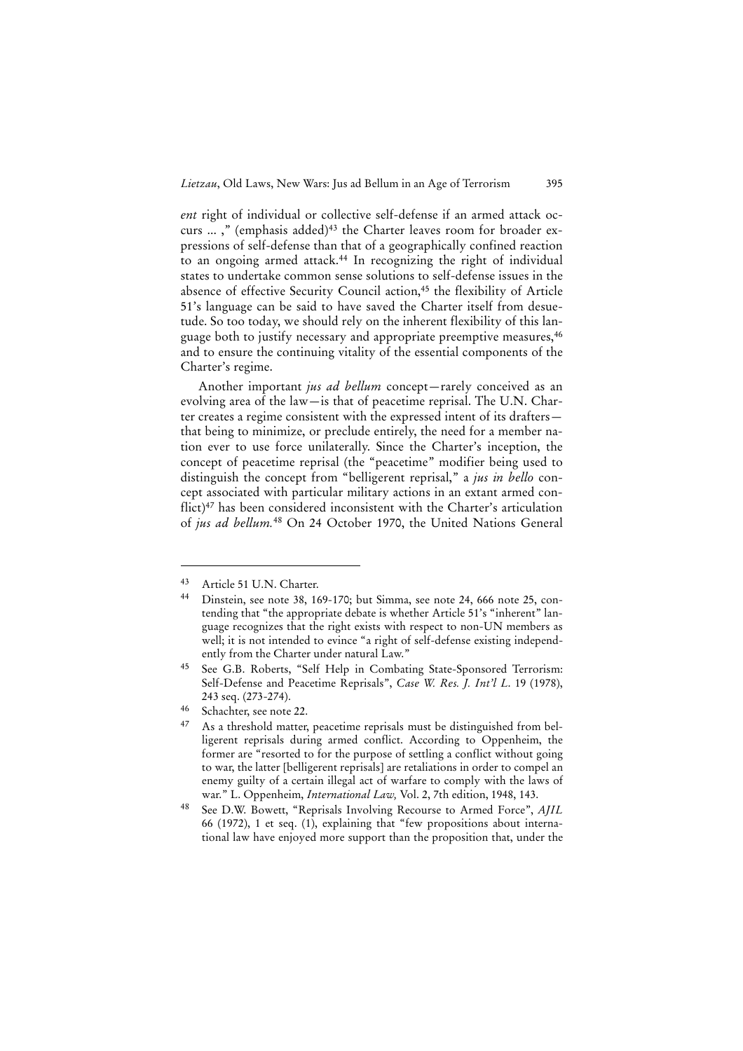*ent* right of individual or collective self-defense if an armed attack occurs ... ," (emphasis added)[43] the Charter leaves room for broader expressions of self-defense than that of a geographically confined reaction to an ongoing armed attack.[44] In recognizing the right of individual states to undertake common sense solutions to self-defense issues in the absence of effective Security Council action,[45] the flexibility of Article 51's language can be said to have saved the Charter itself from desuetude. So too today, we should rely on the inherent flexibility of this language both to justify necessary and appropriate preemptive measures,[46] and to ensure the continuing vitality of the essential components of the Charter's regime.

Another important *jus ad bellum* concept—rarely conceived as an evolving area of the law—is that of peacetime reprisal. The U.N. Charter creates a regime consistent with the expressed intent of its drafters—that being to minimize, or preclude entirely, the need for a member nation ever to use force unilaterally. Since the Charter's inception, the concept of peacetime reprisal (the "peacetime" modifier being used to distinguish the concept from "belligerent reprisal," a *jus in bello* concept associated with particular military actions in an extant armed conflict)[47] has been considered inconsistent with the Charter's articulation of *jus ad bellum.*[48] On 24 October 1970, the United Nations General

---

[43] Article 51 U.N. Charter.

[44] Dinstein, see note 38, 169-170; but Simma, see note 24, 666 note 25, contending that "the appropriate debate is whether Article 51's "inherent" language recognizes that the right exists with respect to non-UN members as well; it is not intended to evince "a right of self-defense existing independently from the Charter under natural Law."

[45] See G.B. Roberts, "Self Help in Combating State-Sponsored Terrorism: Self-Defense and Peacetime Reprisals", *Case W. Res. J. Int'l L.* 19 (1978), 243 seq. (273-274).

[46] Schachter, see note 22.

[47] As a threshold matter, peacetime reprisals must be distinguished from belligerent reprisals during armed conflict. According to Oppenheim, the former are "resorted to for the purpose of settling a conflict without going to war, the latter [belligerent reprisals] are retaliations in order to compel an enemy guilty of a certain illegal act of warfare to comply with the laws of war." L. Oppenheim, *International Law,* Vol. 2, 7th edition, 1948, 143.

[48] See D.W. Bowett, "Reprisals Involving Recourse to Armed Force", *AJIL* 66 (1972), 1 et seq. (1), explaining that "few propositions about international law have enjoyed more support than the proposition that, under the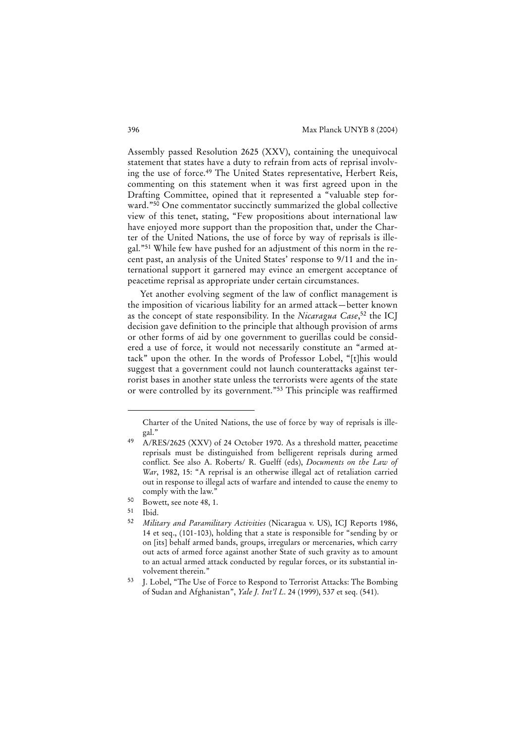Assembly passed Resolution 2625 (XXV), containing the unequivocal statement that states have a duty to refrain from acts of reprisal involving the use of force.[49] The United States representative, Herbert Reis, commenting on this statement when it was first agreed upon in the Drafting Committee, opined that it represented a "valuable step forward."[50] One commentator succinctly summarized the global collective view of this tenet, stating, "Few propositions about international law have enjoyed more support than the proposition that, under the Charter of the United Nations, the use of force by way of reprisals is illegal."[51] While few have pushed for an adjustment of this norm in the recent past, an analysis of the United States' response to 9/11 and the international support it garnered may evince an emergent acceptance of peacetime reprisal as appropriate under certain circumstances.

Yet another evolving segment of the law of conflict management is the imposition of vicarious liability for an armed attack—better known as the concept of state responsibility. In the *Nicaragua Case*,[52] the ICJ decision gave definition to the principle that although provision of arms or other forms of aid by one government to guerillas could be considered a use of force, it would not necessarily constitute an "armed attack" upon the other. In the words of Professor Lobel, "[t]his would suggest that a government could not launch counterattacks against terrorist bases in another state unless the terrorists were agents of the state or were controlled by its government."[53] This principle was reaffirmed

---

Charter of the United Nations, the use of force by way of reprisals is illegal."

[49] A/RES/2625 (XXV) of 24 October 1970. As a threshold matter, peacetime reprisals must be distinguished from belligerent reprisals during armed conflict. See also A. Roberts/ R. Guelff (eds), *Documents on the Law of War*, 1982, 15: "A reprisal is an otherwise illegal act of retaliation carried out in response to illegal acts of warfare and intended to cause the enemy to comply with the law."

[50] Bowett, see note 48, 1.

[51] Ibid.

[52] *Military and Paramilitary Activities* (Nicaragua v. US), ICJ Reports 1986, 14 et seq., (101-103), holding that a state is responsible for "sending by or on [its] behalf armed bands, groups, irregulars or mercenaries, which carry out acts of armed force against another State of such gravity as to amount to an actual armed attack conducted by regular forces, or its substantial involvement therein."

[53] J. Lobel, "The Use of Force to Respond to Terrorist Attacks: The Bombing of Sudan and Afghanistan", *Yale J. Int'l L.* 24 (1999), 537 et seq. (541).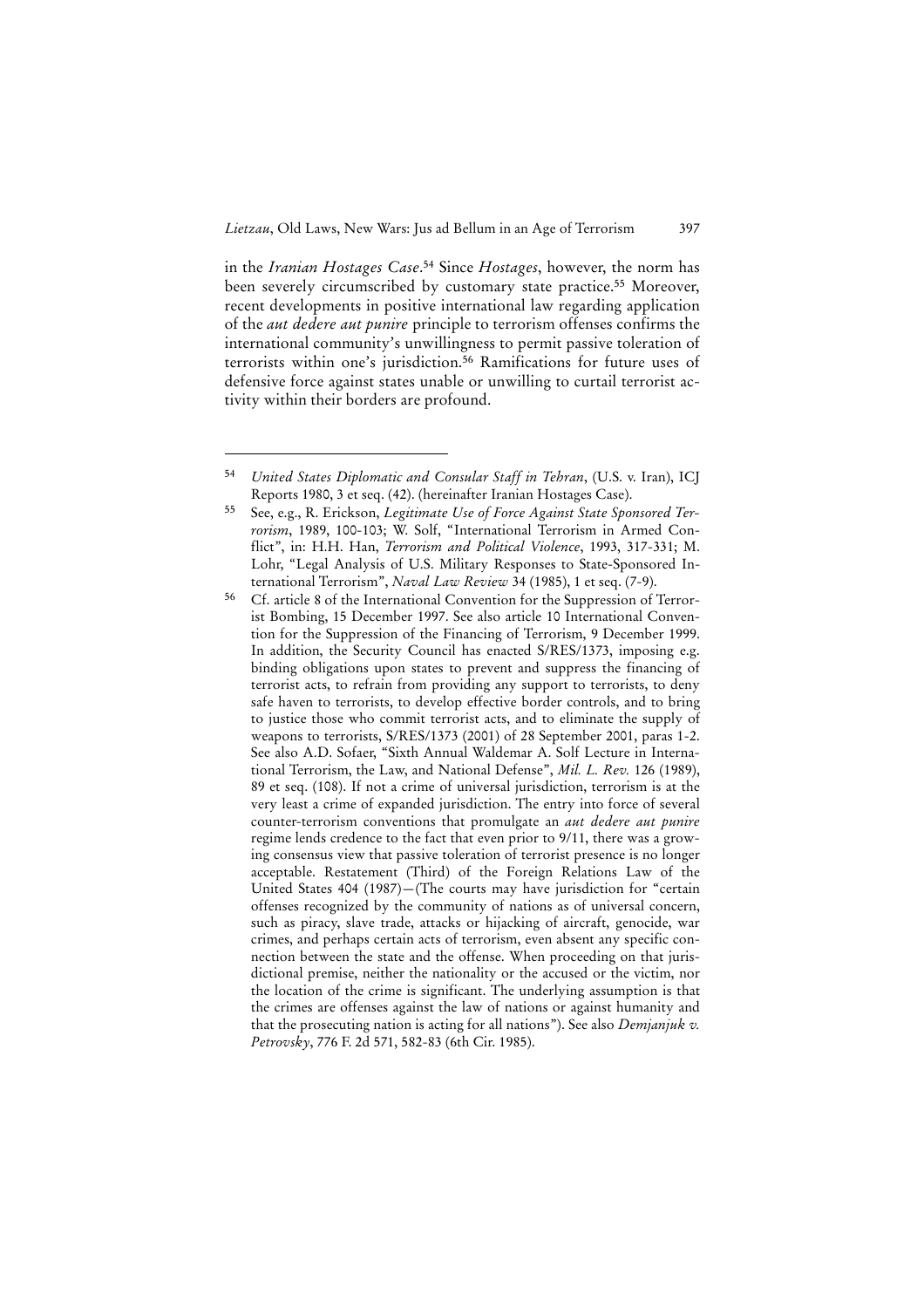in the *Iranian Hostages Case*.[54] Since *Hostages*, however, the norm has been severely circumscribed by customary state practice.[55] Moreover, recent developments in positive international law regarding application of the *aut dedere aut punire* principle to terrorism offenses confirms the international community's unwillingness to permit passive toleration of terrorists within one's jurisdiction.[56] Ramifications for future uses of defensive force against states unable or unwilling to curtail terrorist activity within their borders are profound.

---

[54] *United States Diplomatic and Consular Staff in Tehran*, (U.S. v. Iran), ICJ Reports 1980, 3 et seq. (42). (hereinafter Iranian Hostages Case).

[55] See, e.g., R. Erickson, *Legitimate Use of Force Against State Sponsored Terrorism*, 1989, 100-103; W. Solf, "International Terrorism in Armed Conflict", in: H.H. Han, *Terrorism and Political Violence*, 1993, 317-331; M. Lohr, "Legal Analysis of U.S. Military Responses to State-Sponsored International Terrorism", *Naval Law Review* 34 (1985), 1 et seq. (7-9).

[56] Cf. article 8 of the International Convention for the Suppression of Terrorist Bombing, 15 December 1997. See also article 10 International Convention for the Suppression of the Financing of Terrorism, 9 December 1999. In addition, the Security Council has enacted S/RES/1373, imposing e.g. binding obligations upon states to prevent and suppress the financing of terrorist acts, to refrain from providing any support to terrorists, to deny safe haven to terrorists, to develop effective border controls, and to bring to justice those who commit terrorist acts, and to eliminate the supply of weapons to terrorists, S/RES/1373 (2001) of 28 September 2001, paras 1-2. See also A.D. Sofaer, "Sixth Annual Waldemar A. Solf Lecture in International Terrorism, the Law, and National Defense", *Mil. L. Rev.* 126 (1989), 89 et seq. (108). If not a crime of universal jurisdiction, terrorism is at the very least a crime of expanded jurisdiction. The entry into force of several counter-terrorism conventions that promulgate an *aut dedere aut punire* regime lends credence to the fact that even prior to 9/11, there was a growing consensus view that passive toleration of terrorist presence is no longer acceptable. Restatement (Third) of the Foreign Relations Law of the United States 404 (1987)—(The courts may have jurisdiction for "certain offenses recognized by the community of nations as of universal concern, such as piracy, slave trade, attacks or hijacking of aircraft, genocide, war crimes, and perhaps certain acts of terrorism, even absent any specific connection between the state and the offense. When proceeding on that jurisdictional premise, neither the nationality or the accused or the victim, nor the location of the crime is significant. The underlying assumption is that the crimes are offenses against the law of nations or against humanity and that the prosecuting nation is acting for all nations"). See also *Demjanjuk v. Petrovsky*, 776 F. 2d 571, 582-83 (6th Cir. 1985).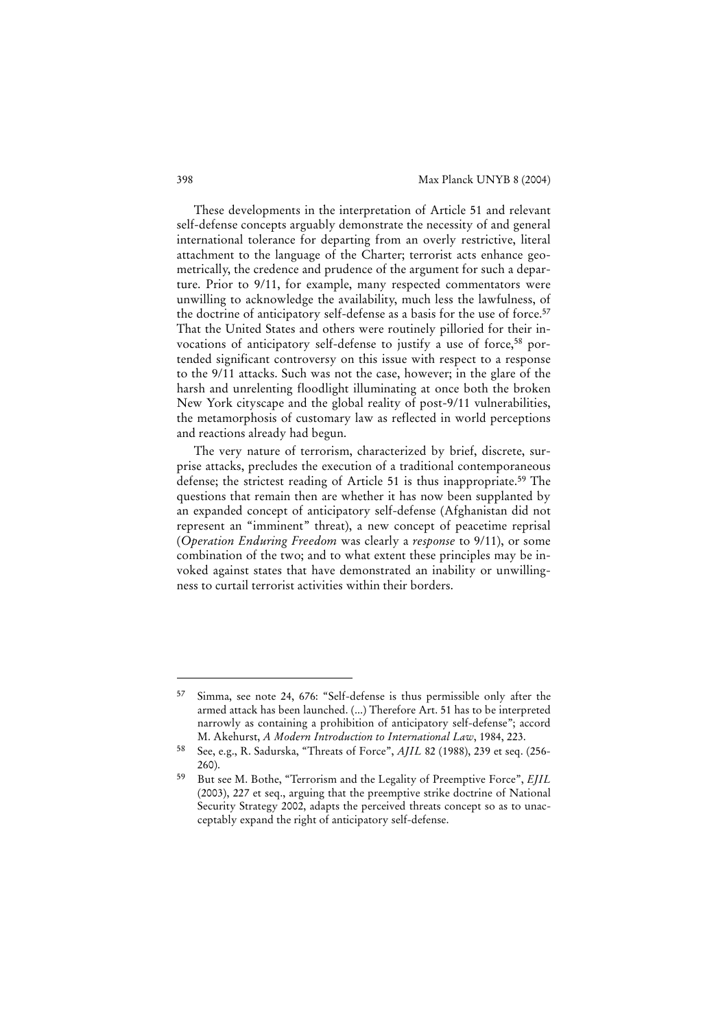These developments in the interpretation of Article 51 and relevant self-defense concepts arguably demonstrate the necessity of and general international tolerance for departing from an overly restrictive, literal attachment to the language of the Charter; terrorist acts enhance geometrically, the credence and prudence of the argument for such a departure. Prior to 9/11, for example, many respected commentators were unwilling to acknowledge the availability, much less the lawfulness, of the doctrine of anticipatory self-defense as a basis for the use of force.[57] That the United States and others were routinely pilloried for their invocations of anticipatory self-defense to justify a use of force,[58] portended significant controversy on this issue with respect to a response to the 9/11 attacks. Such was not the case, however; in the glare of the harsh and unrelenting floodlight illuminating at once both the broken New York cityscape and the global reality of post-9/11 vulnerabilities, the metamorphosis of customary law as reflected in world perceptions and reactions already had begun.

The very nature of terrorism, characterized by brief, discrete, surprise attacks, precludes the execution of a traditional contemporaneous defense; the strictest reading of Article 51 is thus inappropriate.[59] The questions that remain then are whether it has now been supplanted by an expanded concept of anticipatory self-defense (Afghanistan did not represent an "imminent" threat), a new concept of peacetime reprisal (*Operation Enduring Freedom* was clearly a *response* to 9/11), or some combination of the two; and to what extent these principles may be invoked against states that have demonstrated an inability or unwillingness to curtail terrorist activities within their borders.

---

[57] Simma, see note 24, 676: "Self-defense is thus permissible only after the armed attack has been launched. (...) Therefore Art. 51 has to be interpreted narrowly as containing a prohibition of anticipatory self-defense"; accord M. Akehurst, *A Modern Introduction to International Law*, 1984, 223.

[58] See, e.g., R. Sadurska, "Threats of Force", *AJIL* 82 (1988), 239 et seq. (256-260).

[59] But see M. Bothe, "Terrorism and the Legality of Preemptive Force", *EJIL* (2003), 227 et seq., arguing that the preemptive strike doctrine of National Security Strategy 2002, adapts the perceived threats concept so as to unacceptably expand the right of anticipatory self-defense.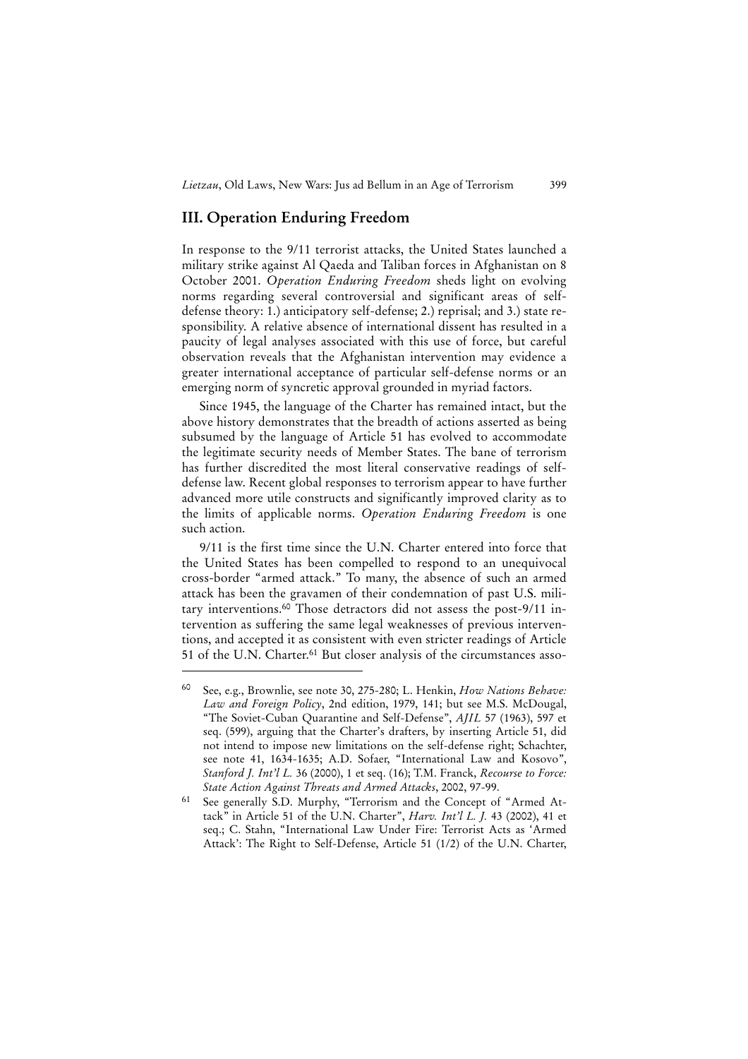## III. Operation Enduring Freedom

In response to the 9/11 terrorist attacks, the United States launched a military strike against Al Qaeda and Taliban forces in Afghanistan on 8 October 2001. *Operation Enduring Freedom* sheds light on evolving norms regarding several controversial and significant areas of self-defense theory: 1.) anticipatory self-defense; 2.) reprisal; and 3.) state responsibility. A relative absence of international dissent has resulted in a paucity of legal analyses associated with this use of force, but careful observation reveals that the Afghanistan intervention may evidence a greater international acceptance of particular self-defense norms or an emerging norm of syncretic approval grounded in myriad factors.

Since 1945, the language of the Charter has remained intact, but the above history demonstrates that the breadth of actions asserted as being subsumed by the language of Article 51 has evolved to accommodate the legitimate security needs of Member States. The bane of terrorism has further discredited the most literal conservative readings of self-defense law. Recent global responses to terrorism appear to have further advanced more utile constructs and significantly improved clarity as to the limits of applicable norms. *Operation Enduring Freedom* is one such action.

9/11 is the first time since the U.N. Charter entered into force that the United States has been compelled to respond to an unequivocal cross-border "armed attack." To many, the absence of such an armed attack has been the gravamen of their condemnation of past U.S. military interventions.[60] Those detractors did not assess the post-9/11 intervention as suffering the same legal weaknesses of previous interventions, and accepted it as consistent with even stricter readings of Article 51 of the U.N. Charter.[61] But closer analysis of the circumstances asso-

---

[60] See, e.g., Brownlie, see note 30, 275-280; L. Henkin, *How Nations Behave: Law and Foreign Policy*, 2nd edition, 1979, 141; but see M.S. McDougal, "The Soviet-Cuban Quarantine and Self-Defense", *AJIL* 57 (1963), 597 et seq. (599), arguing that the Charter's drafters, by inserting Article 51, did not intend to impose new limitations on the self-defense right; Schachter, see note 41, 1634-1635; A.D. Sofaer, "International Law and Kosovo", *Stanford J. Int'l L.* 36 (2000), 1 et seq. (16); T.M. Franck, *Recourse to Force: State Action Against Threats and Armed Attacks*, 2002, 97-99.

[61] See generally S.D. Murphy, "Terrorism and the Concept of "Armed Attack" in Article 51 of the U.N. Charter", *Harv. Int'l L. J.* 43 (2002), 41 et seq.; C. Stahn, "International Law Under Fire: Terrorist Acts as 'Armed Attack': The Right to Self-Defense, Article 51 (1/2) of the U.N. Charter,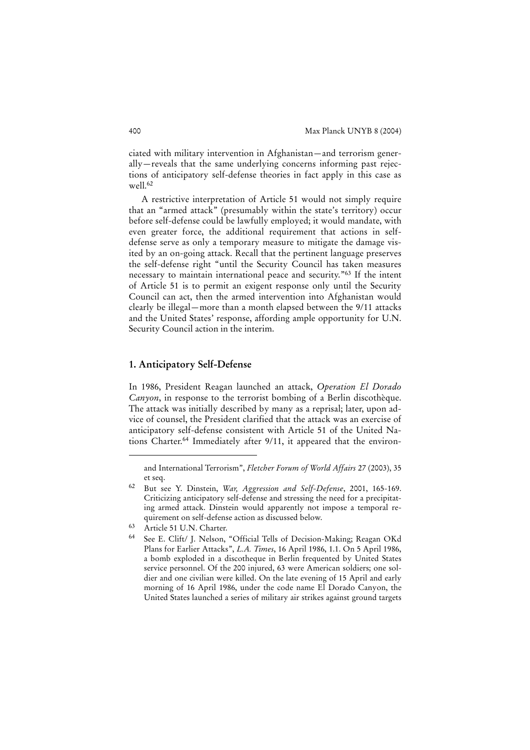ciated with military intervention in Afghanistan—and terrorism generally—reveals that the same underlying concerns informing past rejections of anticipatory self-defense theories in fact apply in this case as well.[62]

A restrictive interpretation of Article 51 would not simply require that an "armed attack" (presumably within the state's territory) occur before self-defense could be lawfully employed; it would mandate, with even greater force, the additional requirement that actions in self-defense serve as only a temporary measure to mitigate the damage visited by an on-going attack. Recall that the pertinent language preserves the self-defense right "until the Security Council has taken measures necessary to maintain international peace and security."[63] If the intent of Article 51 is to permit an exigent response only until the Security Council can act, then the armed intervention into Afghanistan would clearly be illegal—more than a month elapsed between the 9/11 attacks and the United States' response, affording ample opportunity for U.N. Security Council action in the interim.

## 1. Anticipatory Self-Defense

In 1986, President Reagan launched an attack, *Operation El Dorado Canyon*, in response to the terrorist bombing of a Berlin discothèque. The attack was initially described by many as a reprisal; later, upon advice of counsel, the President clarified that the attack was an exercise of anticipatory self-defense consistent with Article 51 of the United Nations Charter.[64] Immediately after 9/11, it appeared that the environ-

---

and International Terrorism", *Fletcher Forum of World Affairs* 27 (2003), 35 et seq.

[62] But see Y. Dinstein, *War, Aggression and Self-Defense*, 2001, 165-169. Criticizing anticipatory self-defense and stressing the need for a precipitating armed attack. Dinstein would apparently not impose a temporal requirement on self-defense action as discussed below.

[63] Article 51 U.N. Charter.

[64] See E. Clift/ J. Nelson, "Official Tells of Decision-Making; Reagan OKd Plans for Earlier Attacks", *L.A. Times*, 16 April 1986, 1.1. On 5 April 1986, a bomb exploded in a discotheque in Berlin frequented by United States service personnel. Of the 200 injured, 63 were American soldiers; one soldier and one civilian were killed. On the late evening of 15 April and early morning of 16 April 1986, under the code name El Dorado Canyon, the United States launched a series of military air strikes against ground targets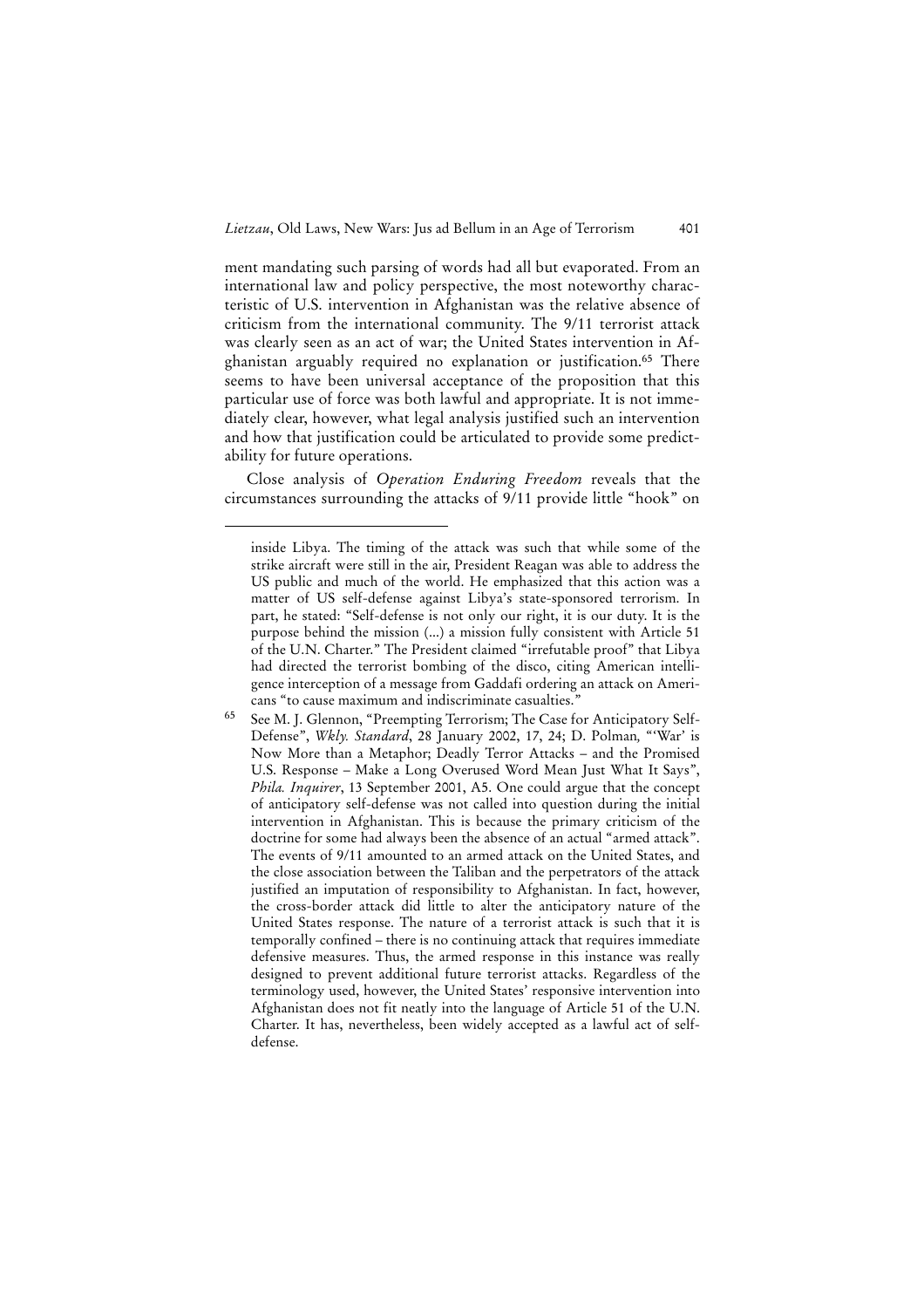ment mandating such parsing of words had all but evaporated. From an international law and policy perspective, the most noteworthy characteristic of U.S. intervention in Afghanistan was the relative absence of criticism from the international community. The 9/11 terrorist attack was clearly seen as an act of war; the United States intervention in Afghanistan arguably required no explanation or justification.[65] There seems to have been universal acceptance of the proposition that this particular use of force was both lawful and appropriate. It is not immediately clear, however, what legal analysis justified such an intervention and how that justification could be articulated to provide some predictability for future operations.

Close analysis of *Operation Enduring Freedom* reveals that the circumstances surrounding the attacks of 9/11 provide little "hook" on

---

inside Libya. The timing of the attack was such that while some of the strike aircraft were still in the air, President Reagan was able to address the US public and much of the world. He emphasized that this action was a matter of US self-defense against Libya's state-sponsored terrorism. In part, he stated: "Self-defense is not only our right, it is our duty. It is the purpose behind the mission (...) a mission fully consistent with Article 51 of the U.N. Charter." The President claimed "irrefutable proof" that Libya had directed the terrorist bombing of the disco, citing American intelligence interception of a message from Gaddafi ordering an attack on Americans "to cause maximum and indiscriminate casualties."

[65] See M. J. Glennon, "Preempting Terrorism; The Case for Anticipatory Self-Defense", *Wkly. Standard*, 28 January 2002, 17, 24; D. Polman, "'War' is Now More than a Metaphor; Deadly Terror Attacks – and the Promised U.S. Response – Make a Long Overused Word Mean Just What It Says", *Phila. Inquirer*, 13 September 2001, A5. One could argue that the concept of anticipatory self-defense was not called into question during the initial intervention in Afghanistan. This is because the primary criticism of the doctrine for some had always been the absence of an actual "armed attack". The events of 9/11 amounted to an armed attack on the United States, and the close association between the Taliban and the perpetrators of the attack justified an imputation of responsibility to Afghanistan. In fact, however, the cross-border attack did little to alter the anticipatory nature of the United States response. The nature of a terrorist attack is such that it is temporally confined – there is no continuing attack that requires immediate defensive measures. Thus, the armed response in this instance was really designed to prevent additional future terrorist attacks. Regardless of the terminology used, however, the United States' responsive intervention into Afghanistan does not fit neatly into the language of Article 51 of the U.N. Charter. It has, nevertheless, been widely accepted as a lawful act of self-defense.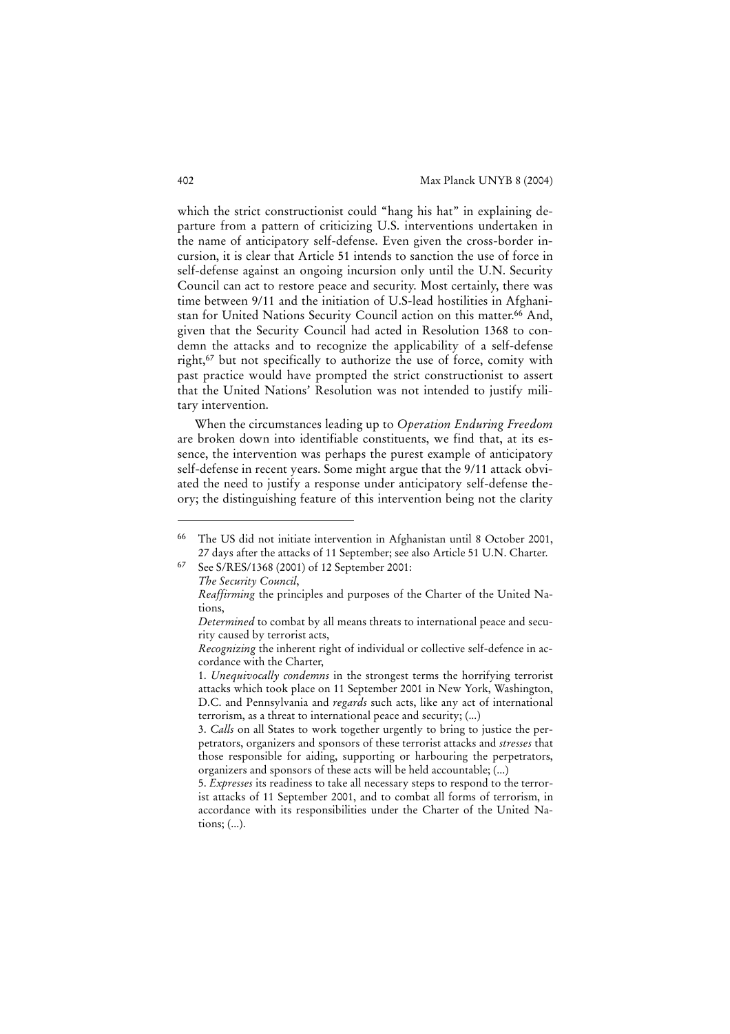which the strict constructionist could "hang his hat" in explaining departure from a pattern of criticizing U.S. interventions undertaken in the name of anticipatory self-defense. Even given the cross-border incursion, it is clear that Article 51 intends to sanction the use of force in self-defense against an ongoing incursion only until the U.N. Security Council can act to restore peace and security. Most certainly, there was time between 9/11 and the initiation of U.S-lead hostilities in Afghanistan for United Nations Security Council action on this matter.[66] And, given that the Security Council had acted in Resolution 1368 to condemn the attacks and to recognize the applicability of a self-defense right,[67] but not specifically to authorize the use of force, comity with past practice would have prompted the strict constructionist to assert that the United Nations' Resolution was not intended to justify military intervention.

When the circumstances leading up to *Operation Enduring Freedom* are broken down into identifiable constituents, we find that, at its essence, the intervention was perhaps the purest example of anticipatory self-defense in recent years. Some might argue that the 9/11 attack obviated the need to justify a response under anticipatory self-defense theory; the distinguishing feature of this intervention being not the clarity

---

[66] The US did not initiate intervention in Afghanistan until 8 October 2001, 27 days after the attacks of 11 September; see also Article 51 U.N. Charter.

[67] See S/RES/1368 (2001) of 12 September 2001:
*The Security Council*,
*Reaffirming* the principles and purposes of the Charter of the United Nations,
*Determined* to combat by all means threats to international peace and security caused by terrorist acts,
*Recognizing* the inherent right of individual or collective self-defence in accordance with the Charter,
1. *Unequivocally condemns* in the strongest terms the horrifying terrorist attacks which took place on 11 September 2001 in New York, Washington, D.C. and Pennsylvania and *regards* such acts, like any act of international terrorism, as a threat to international peace and security; (...)
3. *Calls* on all States to work together urgently to bring to justice the perpetrators, organizers and sponsors of these terrorist attacks and *stresses* that those responsible for aiding, supporting or harbouring the perpetrators, organizers and sponsors of these acts will be held accountable; (...)
5. *Expresses* its readiness to take all necessary steps to respond to the terrorist attacks of 11 September 2001, and to combat all forms of terrorism, in accordance with its responsibilities under the Charter of the United Nations; (...).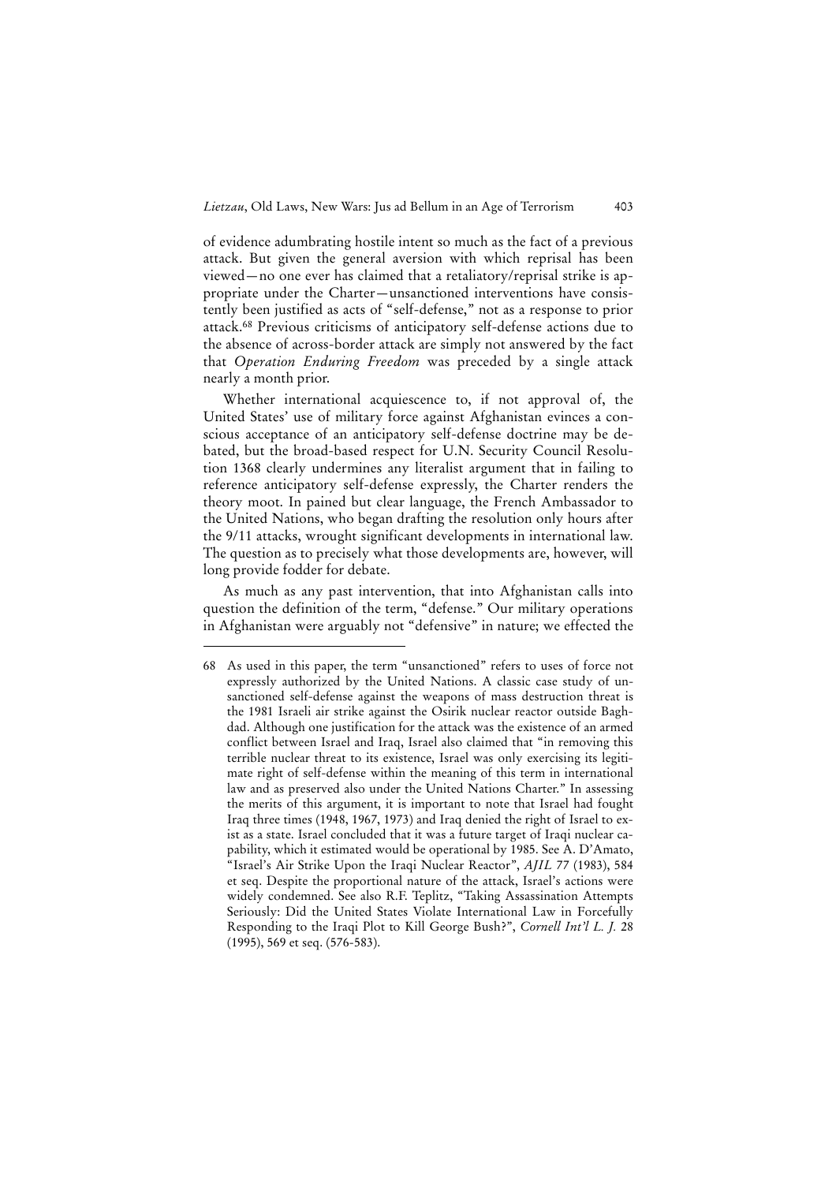of evidence adumbrating hostile intent so much as the fact of a previous attack. But given the general aversion with which reprisal has been viewed—no one ever has claimed that a retaliatory/reprisal strike is appropriate under the Charter—unsanctioned interventions have consistently been justified as acts of "self-defense," not as a response to prior attack.[68] Previous criticisms of anticipatory self-defense actions due to the absence of across-border attack are simply not answered by the fact that *Operation Enduring Freedom* was preceded by a single attack nearly a month prior.

Whether international acquiescence to, if not approval of, the United States' use of military force against Afghanistan evinces a conscious acceptance of an anticipatory self-defense doctrine may be debated, but the broad-based respect for U.N. Security Council Resolution 1368 clearly undermines any literalist argument that in failing to reference anticipatory self-defense expressly, the Charter renders the theory moot. In pained but clear language, the French Ambassador to the United Nations, who began drafting the resolution only hours after the 9/11 attacks, wrought significant developments in international law. The question as to precisely what those developments are, however, will long provide fodder for debate.

As much as any past intervention, that into Afghanistan calls into question the definition of the term, "defense." Our military operations in Afghanistan were arguably not "defensive" in nature; we effected the

---

68 As used in this paper, the term "unsanctioned" refers to uses of force not expressly authorized by the United Nations. A classic case study of unsanctioned self-defense against the weapons of mass destruction threat is the 1981 Israeli air strike against the Osirik nuclear reactor outside Baghdad. Although one justification for the attack was the existence of an armed conflict between Israel and Iraq, Israel also claimed that "in removing this terrible nuclear threat to its existence, Israel was only exercising its legitimate right of self-defense within the meaning of this term in international law and as preserved also under the United Nations Charter." In assessing the merits of this argument, it is important to note that Israel had fought Iraq three times (1948, 1967, 1973) and Iraq denied the right of Israel to exist as a state. Israel concluded that it was a future target of Iraqi nuclear capability, which it estimated would be operational by 1985. See A. D'Amato, "Israel's Air Strike Upon the Iraqi Nuclear Reactor", *AJIL* 77 (1983), 584 et seq. Despite the proportional nature of the attack, Israel's actions were widely condemned. See also R.F. Teplitz, "Taking Assassination Attempts Seriously: Did the United States Violate International Law in Forcefully Responding to the Iraqi Plot to Kill George Bush?", *Cornell Int'l L. J.* 28 (1995), 569 et seq. (576-583).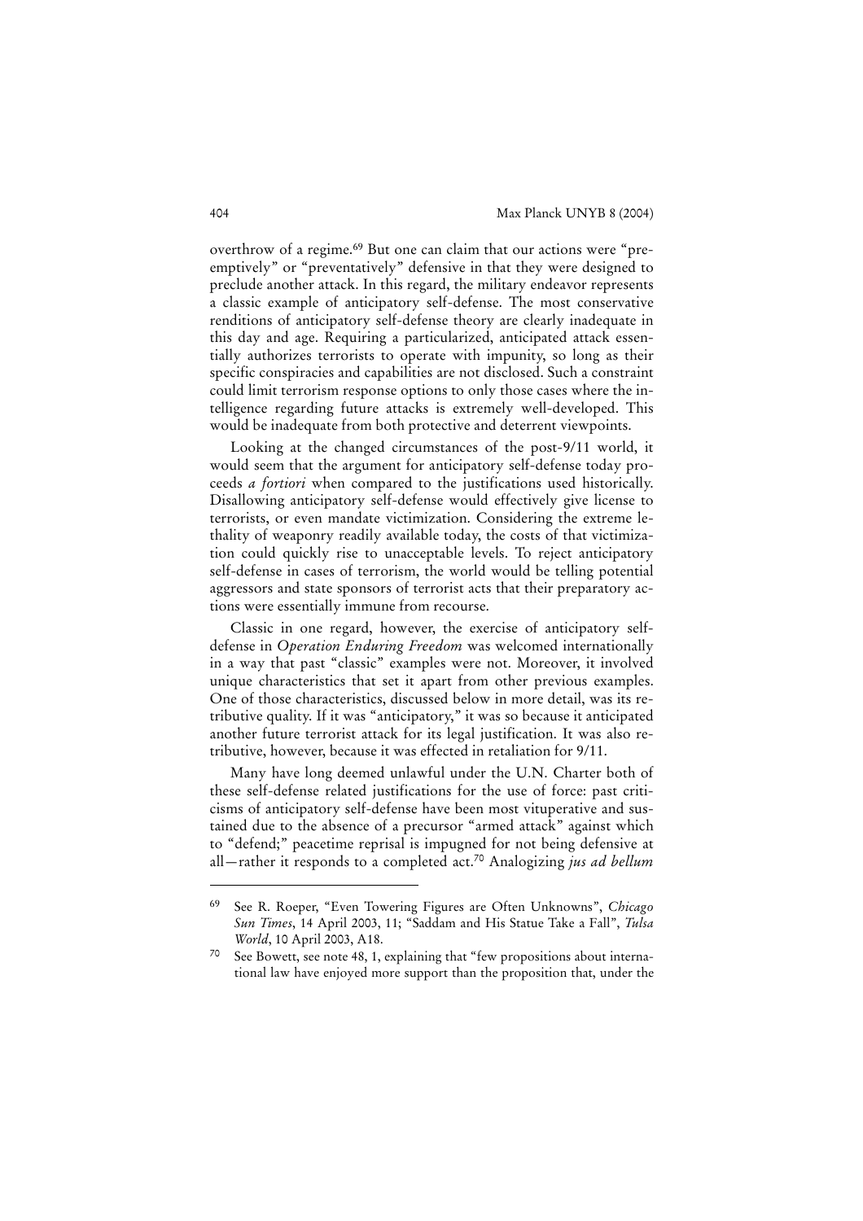overthrow of a regime.[69] But one can claim that our actions were "pre-emptively" or "preventatively" defensive in that they were designed to preclude another attack. In this regard, the military endeavor represents a classic example of anticipatory self-defense. The most conservative renditions of anticipatory self-defense theory are clearly inadequate in this day and age. Requiring a particularized, anticipated attack essentially authorizes terrorists to operate with impunity, so long as their specific conspiracies and capabilities are not disclosed. Such a constraint could limit terrorism response options to only those cases where the intelligence regarding future attacks is extremely well-developed. This would be inadequate from both protective and deterrent viewpoints.

Looking at the changed circumstances of the post-9/11 world, it would seem that the argument for anticipatory self-defense today proceeds *a fortiori* when compared to the justifications used historically. Disallowing anticipatory self-defense would effectively give license to terrorists, or even mandate victimization. Considering the extreme lethality of weaponry readily available today, the costs of that victimization could quickly rise to unacceptable levels. To reject anticipatory self-defense in cases of terrorism, the world would be telling potential aggressors and state sponsors of terrorist acts that their preparatory actions were essentially immune from recourse.

Classic in one regard, however, the exercise of anticipatory self-defense in *Operation Enduring Freedom* was welcomed internationally in a way that past "classic" examples were not. Moreover, it involved unique characteristics that set it apart from other previous examples. One of those characteristics, discussed below in more detail, was its retributive quality. If it was "anticipatory," it was so because it anticipated another future terrorist attack for its legal justification. It was also retributive, however, because it was effected in retaliation for 9/11.

Many have long deemed unlawful under the U.N. Charter both of these self-defense related justifications for the use of force: past criticisms of anticipatory self-defense have been most vituperative and sustained due to the absence of a precursor "armed attack" against which to "defend;" peacetime reprisal is impugned for not being defensive at all—rather it responds to a completed act.[70] Analogizing *jus ad bellum*

---

[69] See R. Roeper, "Even Towering Figures are Often Unknowns", *Chicago Sun Times*, 14 April 2003, 11; "Saddam and His Statue Take a Fall", *Tulsa World*, 10 April 2003, A18.

[70] See Bowett, see note 48, 1, explaining that "few propositions about international law have enjoyed more support than the proposition that, under the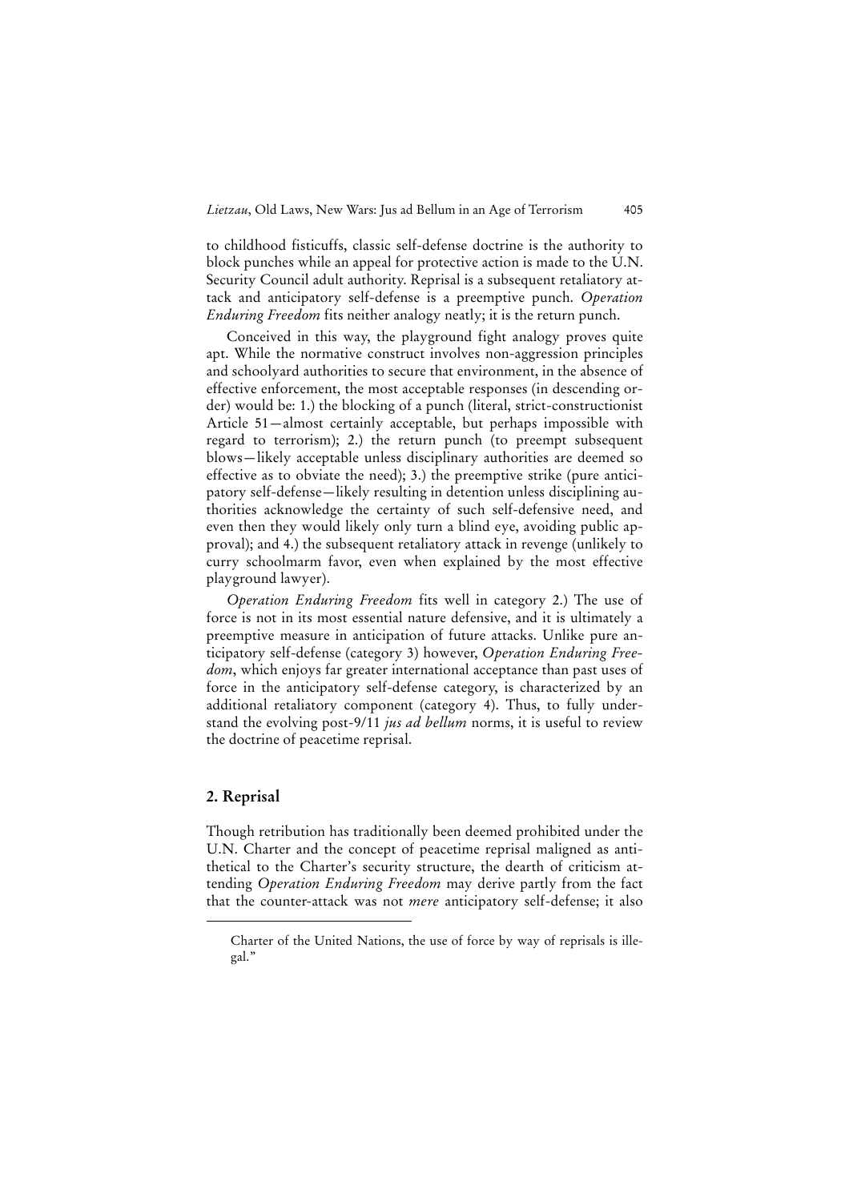to childhood fisticuffs, classic self-defense doctrine is the authority to block punches while an appeal for protective action is made to the U.N. Security Council adult authority. Reprisal is a subsequent retaliatory attack and anticipatory self-defense is a preemptive punch. *Operation Enduring Freedom* fits neither analogy neatly; it is the return punch.

Conceived in this way, the playground fight analogy proves quite apt. While the normative construct involves non-aggression principles and schoolyard authorities to secure that environment, in the absence of effective enforcement, the most acceptable responses (in descending order) would be: 1.) the blocking of a punch (literal, strict-constructionist Article 51—almost certainly acceptable, but perhaps impossible with regard to terrorism); 2.) the return punch (to preempt subsequent blows—likely acceptable unless disciplinary authorities are deemed so effective as to obviate the need); 3.) the preemptive strike (pure anticipatory self-defense—likely resulting in detention unless disciplining authorities acknowledge the certainty of such self-defensive need, and even then they would likely only turn a blind eye, avoiding public approval); and 4.) the subsequent retaliatory attack in revenge (unlikely to curry schoolmarm favor, even when explained by the most effective playground lawyer).

*Operation Enduring Freedom* fits well in category 2.) The use of force is not in its most essential nature defensive, and it is ultimately a preemptive measure in anticipation of future attacks. Unlike pure anticipatory self-defense (category 3) however, *Operation Enduring Freedom*, which enjoys far greater international acceptance than past uses of force in the anticipatory self-defense category, is characterized by an additional retaliatory component (category 4). Thus, to fully understand the evolving post-9/11 *jus ad bellum* norms, it is useful to review the doctrine of peacetime reprisal.

## 2. Reprisal

Though retribution has traditionally been deemed prohibited under the U.N. Charter and the concept of peacetime reprisal maligned as antithetical to the Charter's security structure, the dearth of criticism attending *Operation Enduring Freedom* may derive partly from the fact that the counter-attack was not *mere* anticipatory self-defense; it also

---

Charter of the United Nations, the use of force by way of reprisals is illegal."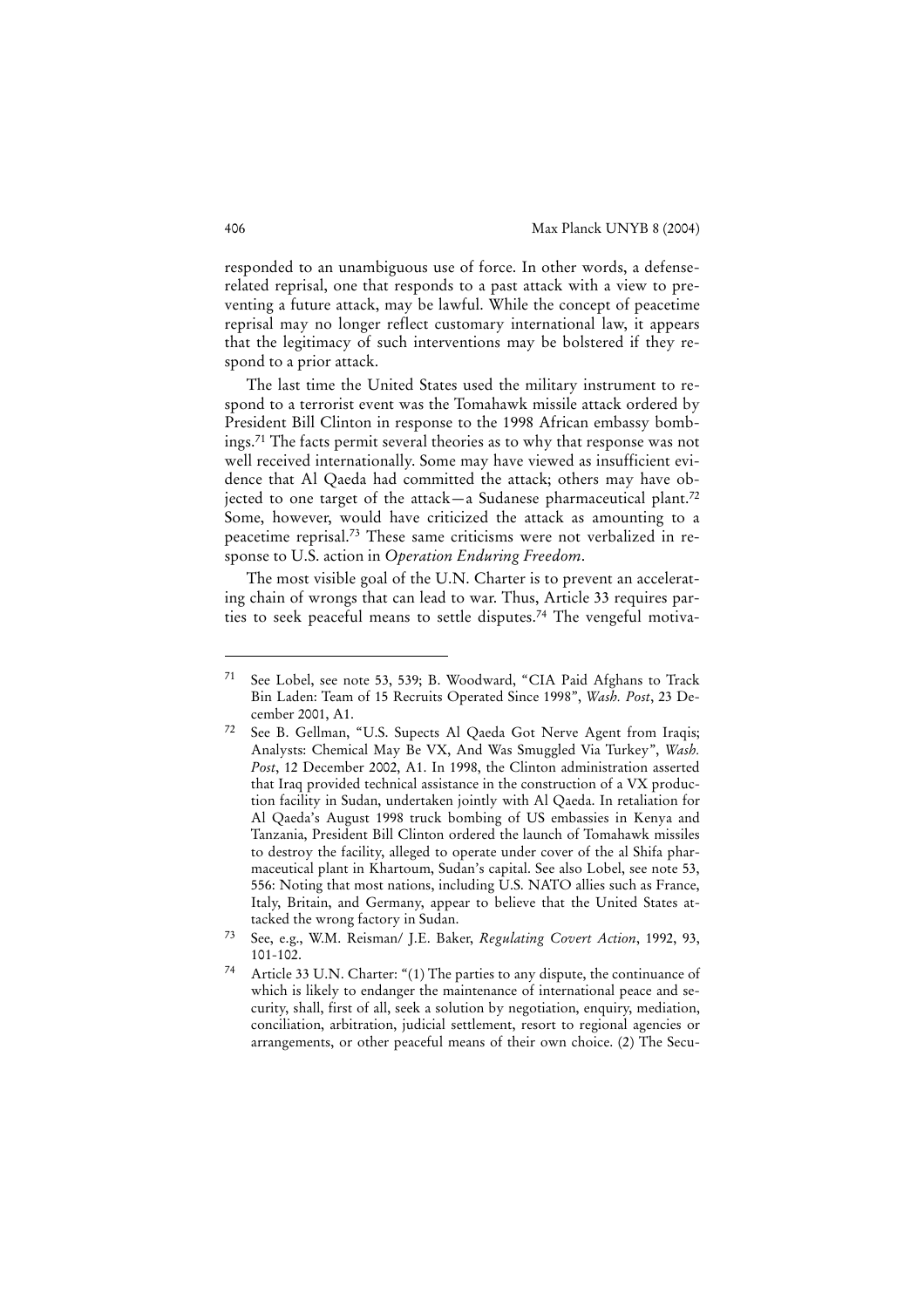responded to an unambiguous use of force. In other words, a defense-related reprisal, one that responds to a past attack with a view to preventing a future attack, may be lawful. While the concept of peacetime reprisal may no longer reflect customary international law, it appears that the legitimacy of such interventions may be bolstered if they respond to a prior attack.

The last time the United States used the military instrument to respond to a terrorist event was the Tomahawk missile attack ordered by President Bill Clinton in response to the 1998 African embassy bombings.[71] The facts permit several theories as to why that response was not well received internationally. Some may have viewed as insufficient evidence that Al Qaeda had committed the attack; others may have objected to one target of the attack—a Sudanese pharmaceutical plant.[72] Some, however, would have criticized the attack as amounting to a peacetime reprisal.[73] These same criticisms were not verbalized in response to U.S. action in *Operation Enduring Freedom*.

The most visible goal of the U.N. Charter is to prevent an accelerating chain of wrongs that can lead to war. Thus, Article 33 requires parties to seek peaceful means to settle disputes.[74] The vengeful motiva-

---

[71] See Lobel, see note 53, 539; B. Woodward, "CIA Paid Afghans to Track Bin Laden: Team of 15 Recruits Operated Since 1998", *Wash. Post*, 23 December 2001, A1.

[72] See B. Gellman, "U.S. Supects Al Qaeda Got Nerve Agent from Iraqis; Analysts: Chemical May Be VX, And Was Smuggled Via Turkey", *Wash. Post*, 12 December 2002, A1. In 1998, the Clinton administration asserted that Iraq provided technical assistance in the construction of a VX production facility in Sudan, undertaken jointly with Al Qaeda. In retaliation for Al Qaeda's August 1998 truck bombing of US embassies in Kenya and Tanzania, President Bill Clinton ordered the launch of Tomahawk missiles to destroy the facility, alleged to operate under cover of the al Shifa pharmaceutical plant in Khartoum, Sudan's capital. See also Lobel, see note 53, 556: Noting that most nations, including U.S. NATO allies such as France, Italy, Britain, and Germany, appear to believe that the United States attacked the wrong factory in Sudan.

[73] See, e.g., W.M. Reisman/ J.E. Baker, *Regulating Covert Action*, 1992, 93, 101-102.

[74] Article 33 U.N. Charter: "(1) The parties to any dispute, the continuance of which is likely to endanger the maintenance of international peace and security, shall, first of all, seek a solution by negotiation, enquiry, mediation, conciliation, arbitration, judicial settlement, resort to regional agencies or arrangements, or other peaceful means of their own choice. (2) The Secu-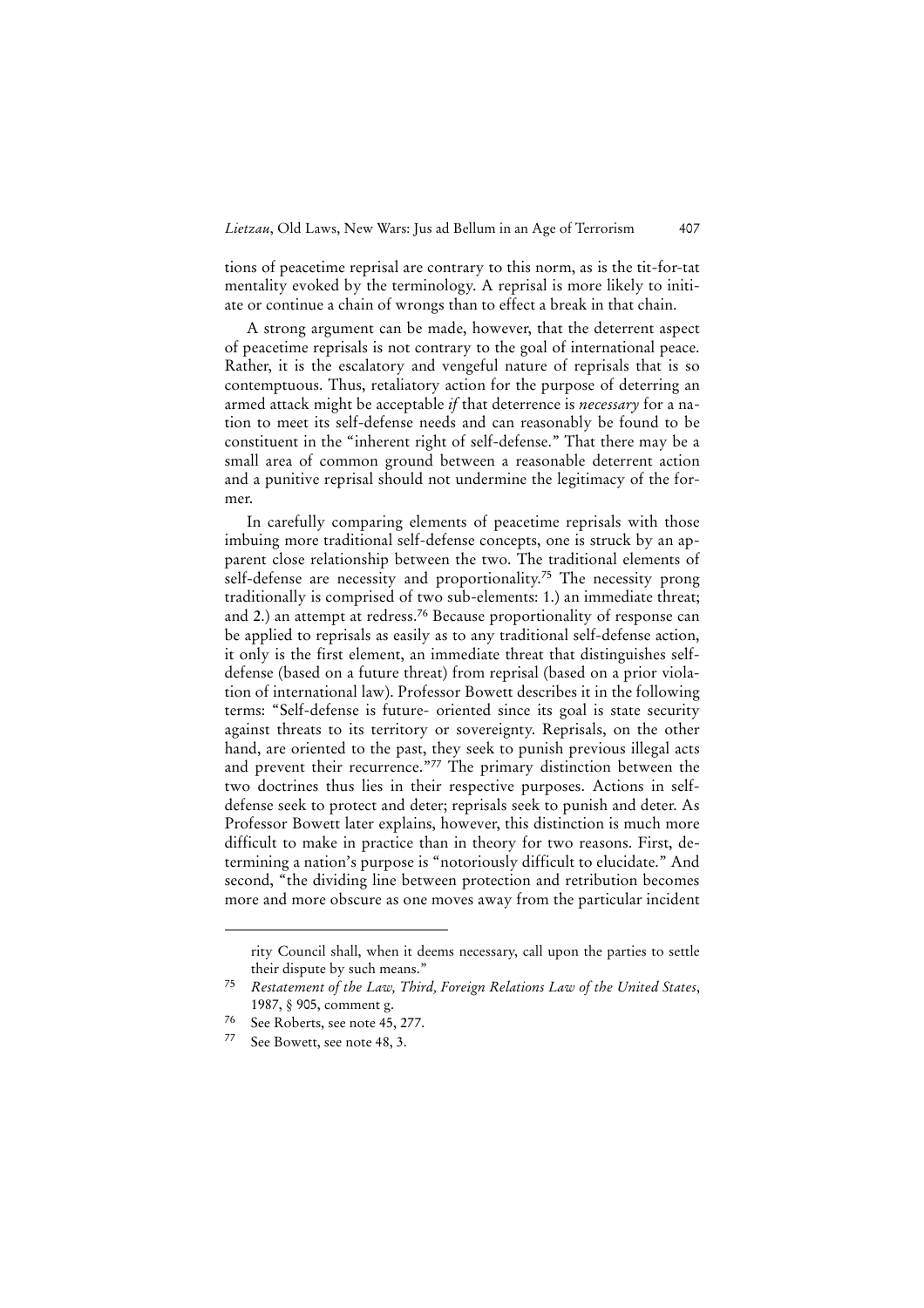tions of peacetime reprisal are contrary to this norm, as is the tit-for-tat mentality evoked by the terminology. A reprisal is more likely to initiate or continue a chain of wrongs than to effect a break in that chain.

A strong argument can be made, however, that the deterrent aspect of peacetime reprisals is not contrary to the goal of international peace. Rather, it is the escalatory and vengeful nature of reprisals that is so contemptuous. Thus, retaliatory action for the purpose of deterring an armed attack might be acceptable *if* that deterrence is *necessary* for a nation to meet its self-defense needs and can reasonably be found to be constituent in the "inherent right of self-defense." That there may be a small area of common ground between a reasonable deterrent action and a punitive reprisal should not undermine the legitimacy of the former.

In carefully comparing elements of peacetime reprisals with those imbuing more traditional self-defense concepts, one is struck by an apparent close relationship between the two. The traditional elements of self-defense are necessity and proportionality.[75] The necessity prong traditionally is comprised of two sub-elements: 1.) an immediate threat; and 2.) an attempt at redress.[76] Because proportionality of response can be applied to reprisals as easily as to any traditional self-defense action, it only is the first element, an immediate threat that distinguishes self-defense (based on a future threat) from reprisal (based on a prior violation of international law). Professor Bowett describes it in the following terms: "Self-defense is future- oriented since its goal is state security against threats to its territory or sovereignty. Reprisals, on the other hand, are oriented to the past, they seek to punish previous illegal acts and prevent their recurrence."[77] The primary distinction between the two doctrines thus lies in their respective purposes. Actions in self-defense seek to protect and deter; reprisals seek to punish and deter. As Professor Bowett later explains, however, this distinction is much more difficult to make in practice than in theory for two reasons. First, determining a nation's purpose is "notoriously difficult to elucidate." And second, "the dividing line between protection and retribution becomes more and more obscure as one moves away from the particular incident

---

rity Council shall, when it deems necessary, call upon the parties to settle their dispute by such means."

[75] *Restatement of the Law, Third, Foreign Relations Law of the United States*, 1987, § 905, comment g.

[76] See Roberts, see note 45, 277.

[77] See Bowett, see note 48, 3.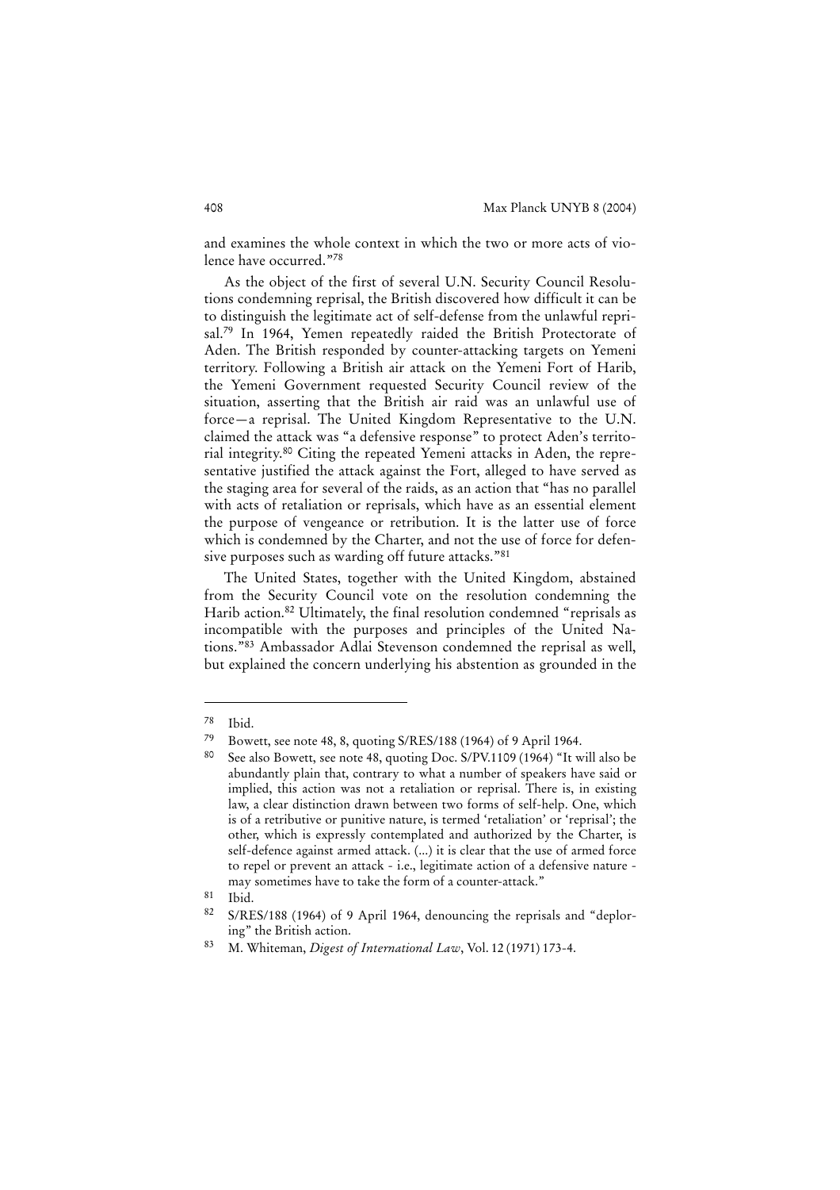and examines the whole context in which the two or more acts of violence have occurred."[78]

As the object of the first of several U.N. Security Council Resolutions condemning reprisal, the British discovered how difficult it can be to distinguish the legitimate act of self-defense from the unlawful reprisal.[79] In 1964, Yemen repeatedly raided the British Protectorate of Aden. The British responded by counter-attacking targets on Yemeni territory. Following a British air attack on the Yemeni Fort of Harib, the Yemeni Government requested Security Council review of the situation, asserting that the British air raid was an unlawful use of force—a reprisal. The United Kingdom Representative to the U.N. claimed the attack was "a defensive response" to protect Aden's territorial integrity.[80] Citing the repeated Yemeni attacks in Aden, the representative justified the attack against the Fort, alleged to have served as the staging area for several of the raids, as an action that "has no parallel with acts of retaliation or reprisals, which have as an essential element the purpose of vengeance or retribution. It is the latter use of force which is condemned by the Charter, and not the use of force for defensive purposes such as warding off future attacks."[81]

The United States, together with the United Kingdom, abstained from the Security Council vote on the resolution condemning the Harib action.[82] Ultimately, the final resolution condemned "reprisals as incompatible with the purposes and principles of the United Nations."[83] Ambassador Adlai Stevenson condemned the reprisal as well, but explained the concern underlying his abstention as grounded in the

---

[78] Ibid.

[79] Bowett, see note 48, 8, quoting S/RES/188 (1964) of 9 April 1964.

[80] See also Bowett, see note 48, quoting Doc. S/PV.1109 (1964) "It will also be abundantly plain that, contrary to what a number of speakers have said or implied, this action was not a retaliation or reprisal. There is, in existing law, a clear distinction drawn between two forms of self-help. One, which is of a retributive or punitive nature, is termed 'retaliation' or 'reprisal'; the other, which is expressly contemplated and authorized by the Charter, is self-defence against armed attack. (...) it is clear that the use of armed force to repel or prevent an attack - i.e., legitimate action of a defensive nature - may sometimes have to take the form of a counter-attack."

[81] Ibid.

[82] S/RES/188 (1964) of 9 April 1964, denouncing the reprisals and "deploring" the British action.

[83] M. Whiteman, *Digest of International Law*, Vol. 12 (1971) 173-4.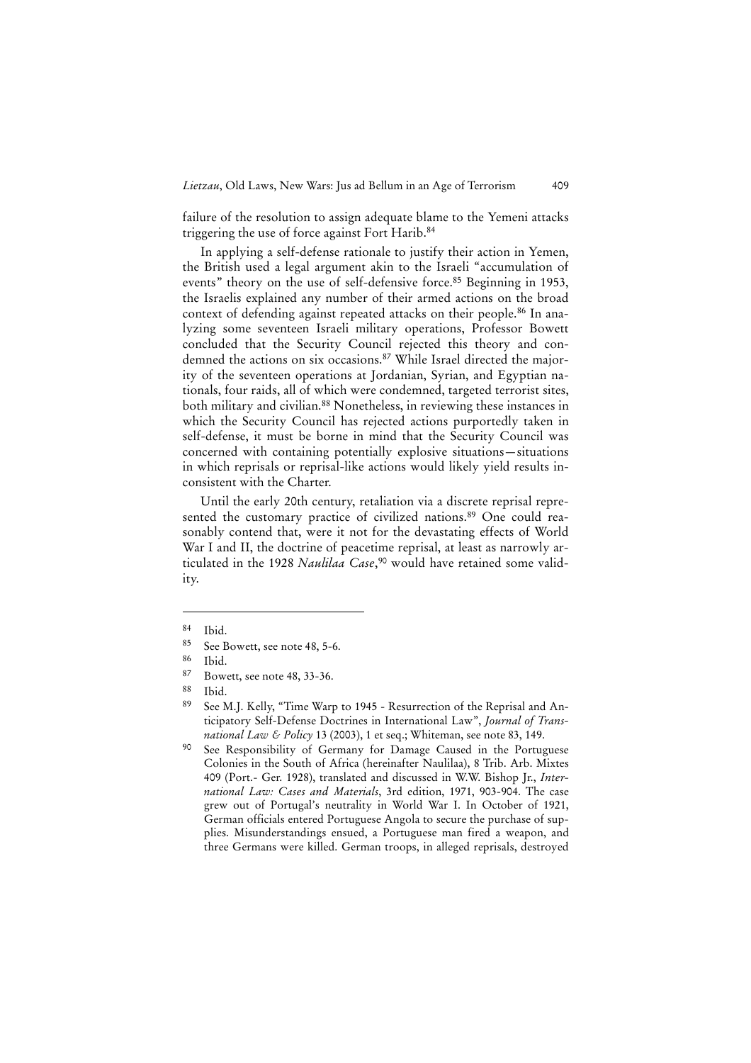failure of the resolution to assign adequate blame to the Yemeni attacks triggering the use of force against Fort Harib.[84]

In applying a self-defense rationale to justify their action in Yemen, the British used a legal argument akin to the Israeli "accumulation of events" theory on the use of self-defensive force.[85] Beginning in 1953, the Israelis explained any number of their armed actions on the broad context of defending against repeated attacks on their people.[86] In analyzing some seventeen Israeli military operations, Professor Bowett concluded that the Security Council rejected this theory and condemned the actions on six occasions.[87] While Israel directed the majority of the seventeen operations at Jordanian, Syrian, and Egyptian nationals, four raids, all of which were condemned, targeted terrorist sites, both military and civilian.[88] Nonetheless, in reviewing these instances in which the Security Council has rejected actions purportedly taken in self-defense, it must be borne in mind that the Security Council was concerned with containing potentially explosive situations—situations in which reprisals or reprisal-like actions would likely yield results inconsistent with the Charter.

Until the early 20th century, retaliation via a discrete reprisal represented the customary practice of civilized nations.[89] One could reasonably contend that, were it not for the devastating effects of World War I and II, the doctrine of peacetime reprisal, at least as narrowly articulated in the 1928 *Naulilaa Case*,[90] would have retained some validity.

---

[84] Ibid.

[85] See Bowett, see note 48, 5-6.

[86] Ibid.

[87] Bowett, see note 48, 33-36.

[88] Ibid.

[89] See M.J. Kelly, "Time Warp to 1945 - Resurrection of the Reprisal and Anticipatory Self-Defense Doctrines in International Law", *Journal of Transnational Law & Policy* 13 (2003), 1 et seq.; Whiteman, see note 83, 149.

[90] See Responsibility of Germany for Damage Caused in the Portuguese Colonies in the South of Africa (hereinafter Naulilaa), 8 Trib. Arb. Mixtes 409 (Port.- Ger. 1928), translated and discussed in W.W. Bishop Jr., *International Law: Cases and Materials*, 3rd edition, 1971, 903-904. The case grew out of Portugal's neutrality in World War I. In October of 1921, German officials entered Portuguese Angola to secure the purchase of supplies. Misunderstandings ensued, a Portuguese man fired a weapon, and three Germans were killed. German troops, in alleged reprisals, destroyed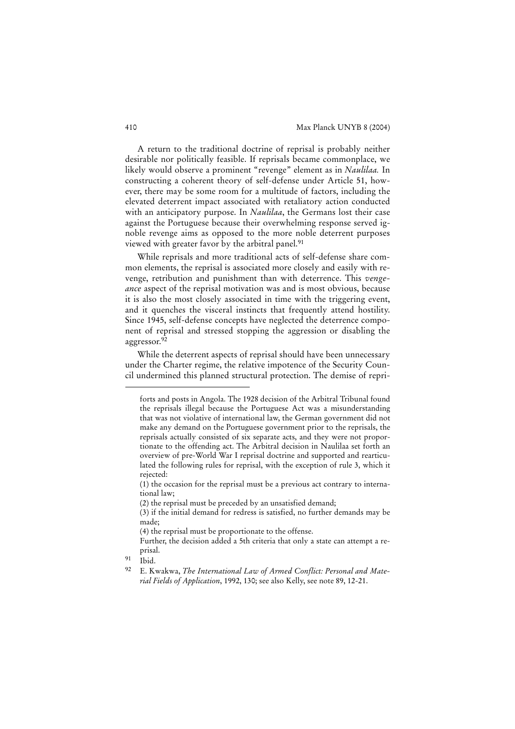A return to the traditional doctrine of reprisal is probably neither desirable nor politically feasible. If reprisals became commonplace, we likely would observe a prominent "revenge" element as in *Naulilaa.* In constructing a coherent theory of self-defense under Article 51, however, there may be some room for a multitude of factors, including the elevated deterrent impact associated with retaliatory action conducted with an anticipatory purpose. In *Naulilaa*, the Germans lost their case against the Portuguese because their overwhelming response served ignoble revenge aims as opposed to the more noble deterrent purposes viewed with greater favor by the arbitral panel.[91]

While reprisals and more traditional acts of self-defense share common elements, the reprisal is associated more closely and easily with revenge, retribution and punishment than with deterrence. This *vengeance* aspect of the reprisal motivation was and is most obvious, because it is also the most closely associated in time with the triggering event, and it quenches the visceral instincts that frequently attend hostility. Since 1945, self-defense concepts have neglected the deterrence component of reprisal and stressed stopping the aggression or disabling the aggressor.[92]

While the deterrent aspects of reprisal should have been unnecessary under the Charter regime, the relative impotence of the Security Council undermined this planned structural protection. The demise of repri-

---

forts and posts in Angola. The 1928 decision of the Arbitral Tribunal found the reprisals illegal because the Portuguese Act was a misunderstanding that was not violative of international law, the German government did not make any demand on the Portuguese government prior to the reprisals, the reprisals actually consisted of six separate acts, and they were not proportionate to the offending act. The Arbitral decision in Naulilaa set forth an overview of pre-World War I reprisal doctrine and supported and rearticulated the following rules for reprisal, with the exception of rule 3, which it rejected:

(1) the occasion for the reprisal must be a previous act contrary to international law;

(2) the reprisal must be preceded by an unsatisfied demand;

(3) if the initial demand for redress is satisfied, no further demands may be made;

(4) the reprisal must be proportionate to the offense.

Further, the decision added a 5th criteria that only a state can attempt a reprisal.

[91] Ibid.

[92] E. Kwakwa, *The International Law of Armed Conflict: Personal and Material Fields of Application*, 1992, 130; see also Kelly, see note 89, 12-21.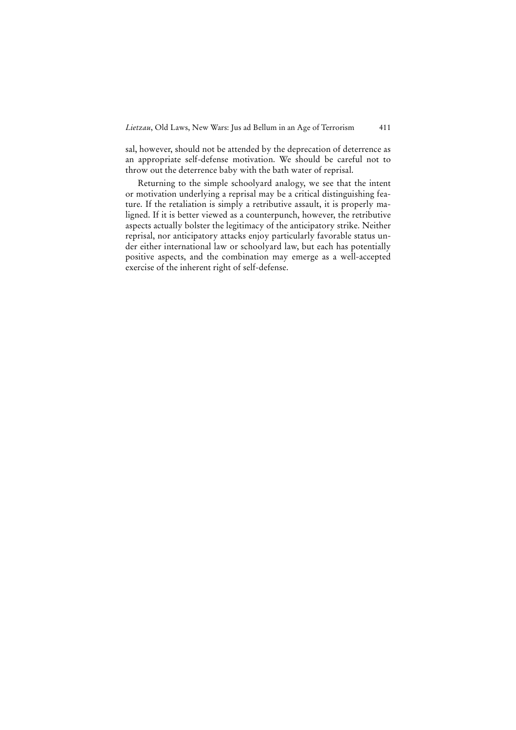sal, however, should not be attended by the deprecation of deterrence as an appropriate self-defense motivation. We should be careful not to throw out the deterrence baby with the bath water of reprisal.

Returning to the simple schoolyard analogy, we see that the intent or motivation underlying a reprisal may be a critical distinguishing feature. If the retaliation is simply a retributive assault, it is properly maligned. If it is better viewed as a counterpunch, however, the retributive aspects actually bolster the legitimacy of the anticipatory strike. Neither reprisal, nor anticipatory attacks enjoy particularly favorable status under either international law or schoolyard law, but each has potentially positive aspects, and the combination may emerge as a well-accepted exercise of the inherent right of self-defense.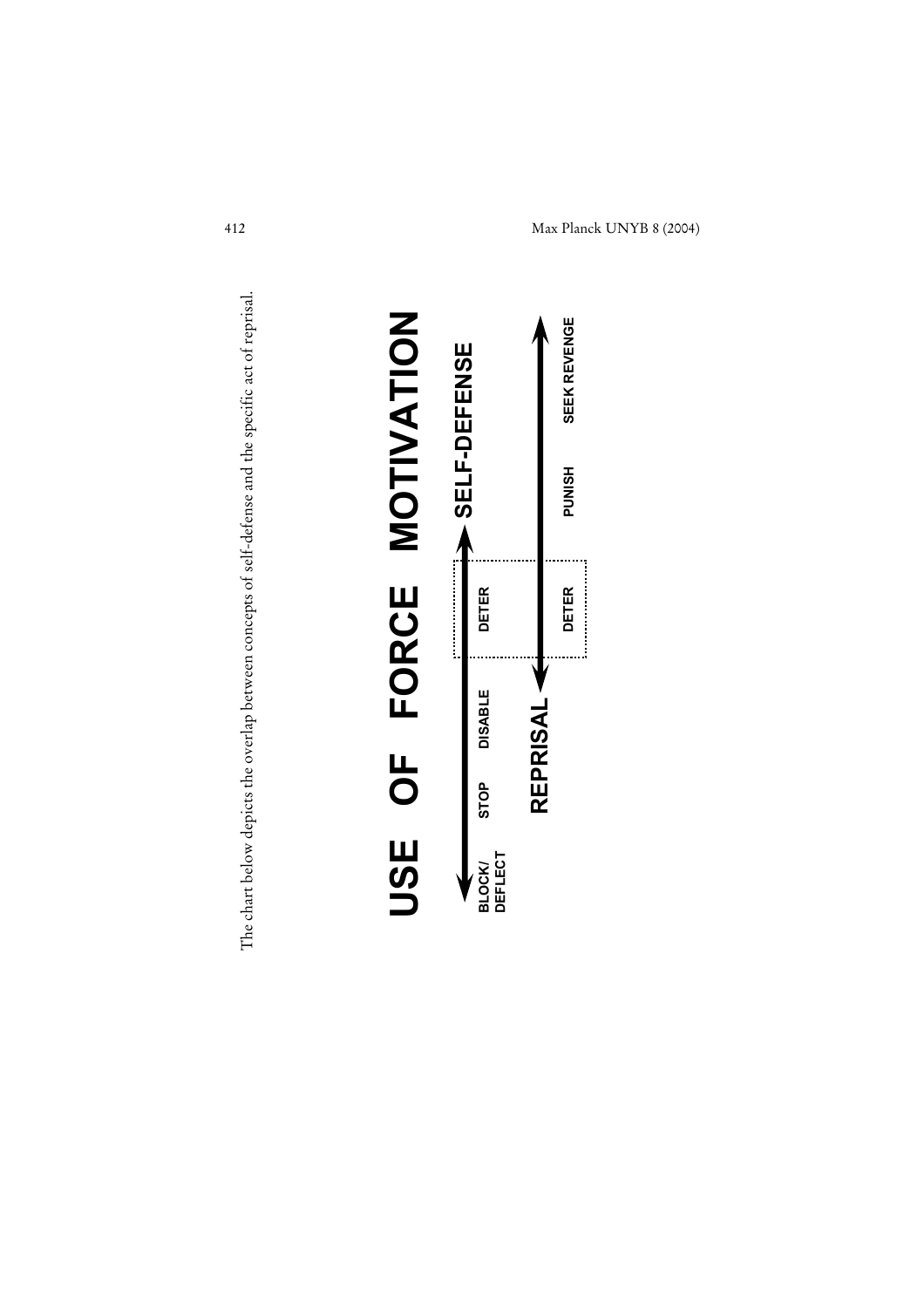The chart below depicts the overlap between concepts of self-defense and the specific act of reprisal.

# USE OF FORCE MOTIVATION

**SELF-DEFENSE**

BLOCK/DEFLECT — STOP — DISABLE — DETER

**REPRISAL**

DETER — PUNISH — SEEK REVENGE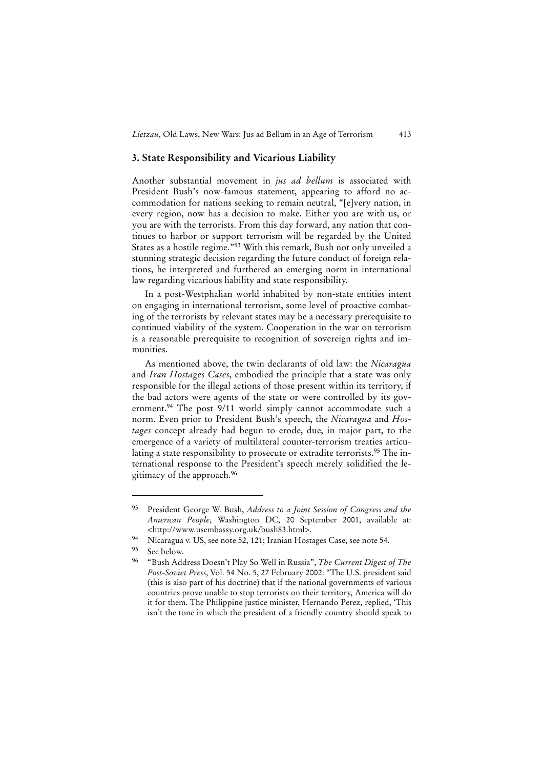## 3. State Responsibility and Vicarious Liability

Another substantial movement in *jus ad bellum* is associated with President Bush's now-famous statement, appearing to afford no accommodation for nations seeking to remain neutral, "[e]very nation, in every region, now has a decision to make. Either you are with us, or you are with the terrorists. From this day forward, any nation that continues to harbor or support terrorism will be regarded by the United States as a hostile regime."[93] With this remark, Bush not only unveiled a stunning strategic decision regarding the future conduct of foreign relations, he interpreted and furthered an emerging norm in international law regarding vicarious liability and state responsibility.

In a post-Westphalian world inhabited by non-state entities intent on engaging in international terrorism, some level of proactive combating of the terrorists by relevant states may be a necessary prerequisite to continued viability of the system. Cooperation in the war on terrorism is a reasonable prerequisite to recognition of sovereign rights and immunities.

As mentioned above, the twin declarants of old law: the *Nicaragua* and *Iran Hostages Cases*, embodied the principle that a state was only responsible for the illegal actions of those present within its territory, if the bad actors were agents of the state or were controlled by its government.[94] The post 9/11 world simply cannot accommodate such a norm. Even prior to President Bush's speech, the *Nicaragua* and *Hostages* concept already had begun to erode, due, in major part, to the emergence of a variety of multilateral counter-terrorism treaties articulating a state responsibility to prosecute or extradite terrorists.[95] The international response to the President's speech merely solidified the legitimacy of the approach.[96]

---

[93] President George W. Bush, *Address to a Joint Session of Congress and the American People*, Washington DC, 20 September 2001, available at: <http://www.usembassy.org.uk/bush83.html>.

[94] Nicaragua v. US, see note 52, 121; Iranian Hostages Case, see note 54.

[95] See below.

[96] "Bush Address Doesn't Play So Well in Russia", *The Current Digest of The Post-Soviet Press*, Vol. 54 No. 5, 27 February 2002: "The U.S. president said (this is also part of his doctrine) that if the national governments of various countries prove unable to stop terrorists on their territory, America will do it for them. The Philippine justice minister, Hernando Perez, replied, 'This isn't the tone in which the president of a friendly country should speak to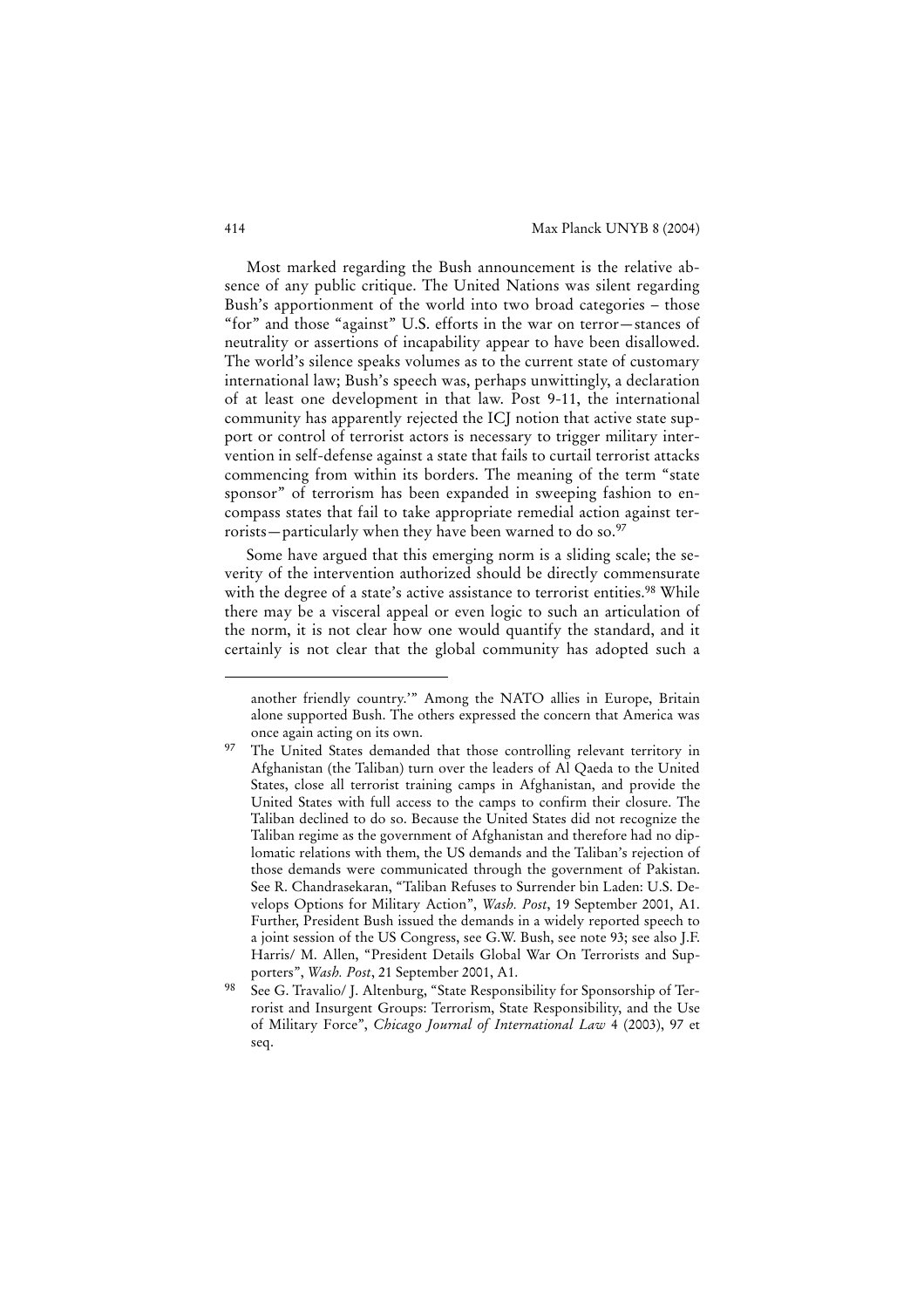Most marked regarding the Bush announcement is the relative absence of any public critique. The United Nations was silent regarding Bush's apportionment of the world into two broad categories – those "for" and those "against" U.S. efforts in the war on terror—stances of neutrality or assertions of incapability appear to have been disallowed. The world's silence speaks volumes as to the current state of customary international law; Bush's speech was, perhaps unwittingly, a declaration of at least one development in that law. Post 9-11, the international community has apparently rejected the ICJ notion that active state support or control of terrorist actors is necessary to trigger military intervention in self-defense against a state that fails to curtail terrorist attacks commencing from within its borders. The meaning of the term "state sponsor" of terrorism has been expanded in sweeping fashion to encompass states that fail to take appropriate remedial action against terrorists—particularly when they have been warned to do so.[97]

Some have argued that this emerging norm is a sliding scale; the severity of the intervention authorized should be directly commensurate with the degree of a state's active assistance to terrorist entities.[98] While there may be a visceral appeal or even logic to such an articulation of the norm, it is not clear how one would quantify the standard, and it certainly is not clear that the global community has adopted such a

---

another friendly country.'" Among the NATO allies in Europe, Britain alone supported Bush. The others expressed the concern that America was once again acting on its own.

[97] The United States demanded that those controlling relevant territory in Afghanistan (the Taliban) turn over the leaders of Al Qaeda to the United States, close all terrorist training camps in Afghanistan, and provide the United States with full access to the camps to confirm their closure. The Taliban declined to do so. Because the United States did not recognize the Taliban regime as the government of Afghanistan and therefore had no diplomatic relations with them, the US demands and the Taliban's rejection of those demands were communicated through the government of Pakistan. See R. Chandrasekaran, "Taliban Refuses to Surrender bin Laden: U.S. Develops Options for Military Action", *Wash. Post*, 19 September 2001, A1. Further, President Bush issued the demands in a widely reported speech to a joint session of the US Congress, see G.W. Bush, see note 93; see also J.F. Harris/ M. Allen, "President Details Global War On Terrorists and Supporters", *Wash. Post*, 21 September 2001, A1.

[98] See G. Travalio/ J. Altenburg, "State Responsibility for Sponsorship of Terrorist and Insurgent Groups: Terrorism, State Responsibility, and the Use of Military Force", *Chicago Journal of International Law* 4 (2003), 97 et seq.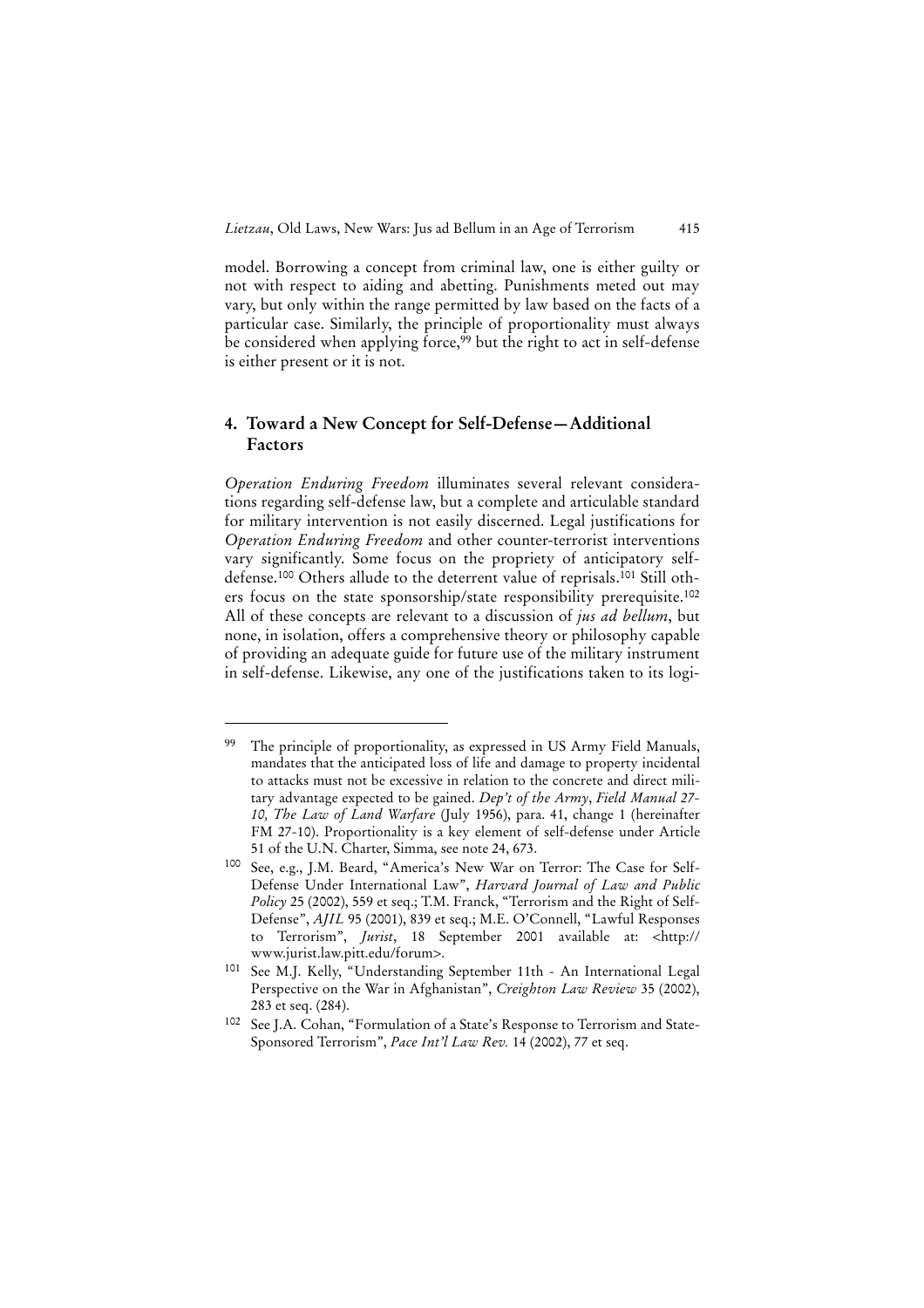model. Borrowing a concept from criminal law, one is either guilty or not with respect to aiding and abetting. Punishments meted out may vary, but only within the range permitted by law based on the facts of a particular case. Similarly, the principle of proportionality must always be considered when applying force,[99] but the right to act in self-defense is either present or it is not.

## 4. Toward a New Concept for Self-Defense—Additional Factors

*Operation Enduring Freedom* illuminates several relevant considerations regarding self-defense law, but a complete and articulable standard for military intervention is not easily discerned. Legal justifications for *Operation Enduring Freedom* and other counter-terrorist interventions vary significantly. Some focus on the propriety of anticipatory self-defense.[100] Others allude to the deterrent value of reprisals.[101] Still others focus on the state sponsorship/state responsibility prerequisite.[102] All of these concepts are relevant to a discussion of *jus ad bellum*, but none, in isolation, offers a comprehensive theory or philosophy capable of providing an adequate guide for future use of the military instrument in self-defense. Likewise, any one of the justifications taken to its logi-

---

[99] The principle of proportionality, as expressed in US Army Field Manuals, mandates that the anticipated loss of life and damage to property incidental to attacks must not be excessive in relation to the concrete and direct military advantage expected to be gained. *Dep't of the Army*, *Field Manual 27-10, The Law of Land Warfare* (July 1956), para. 41, change 1 (hereinafter FM 27-10). Proportionality is a key element of self-defense under Article 51 of the U.N. Charter, Simma, see note 24, 673.

[100] See, e.g., J.M. Beard, "America's New War on Terror: The Case for Self-Defense Under International Law", *Harvard Journal of Law and Public Policy* 25 (2002), 559 et seq.; T.M. Franck, "Terrorism and the Right of Self-Defense", *AJIL* 95 (2001), 839 et seq.; M.E. O'Connell, "Lawful Responses to Terrorism", *Jurist*, 18 September 2001 available at: <http://www.jurist.law.pitt.edu/forum>.

[101] See M.J. Kelly, "Understanding September 11th - An International Legal Perspective on the War in Afghanistan", *Creighton Law Review* 35 (2002), 283 et seq. (284).

[102] See J.A. Cohan, "Formulation of a State's Response to Terrorism and State-Sponsored Terrorism", *Pace Int'l Law Rev.* 14 (2002), 77 et seq.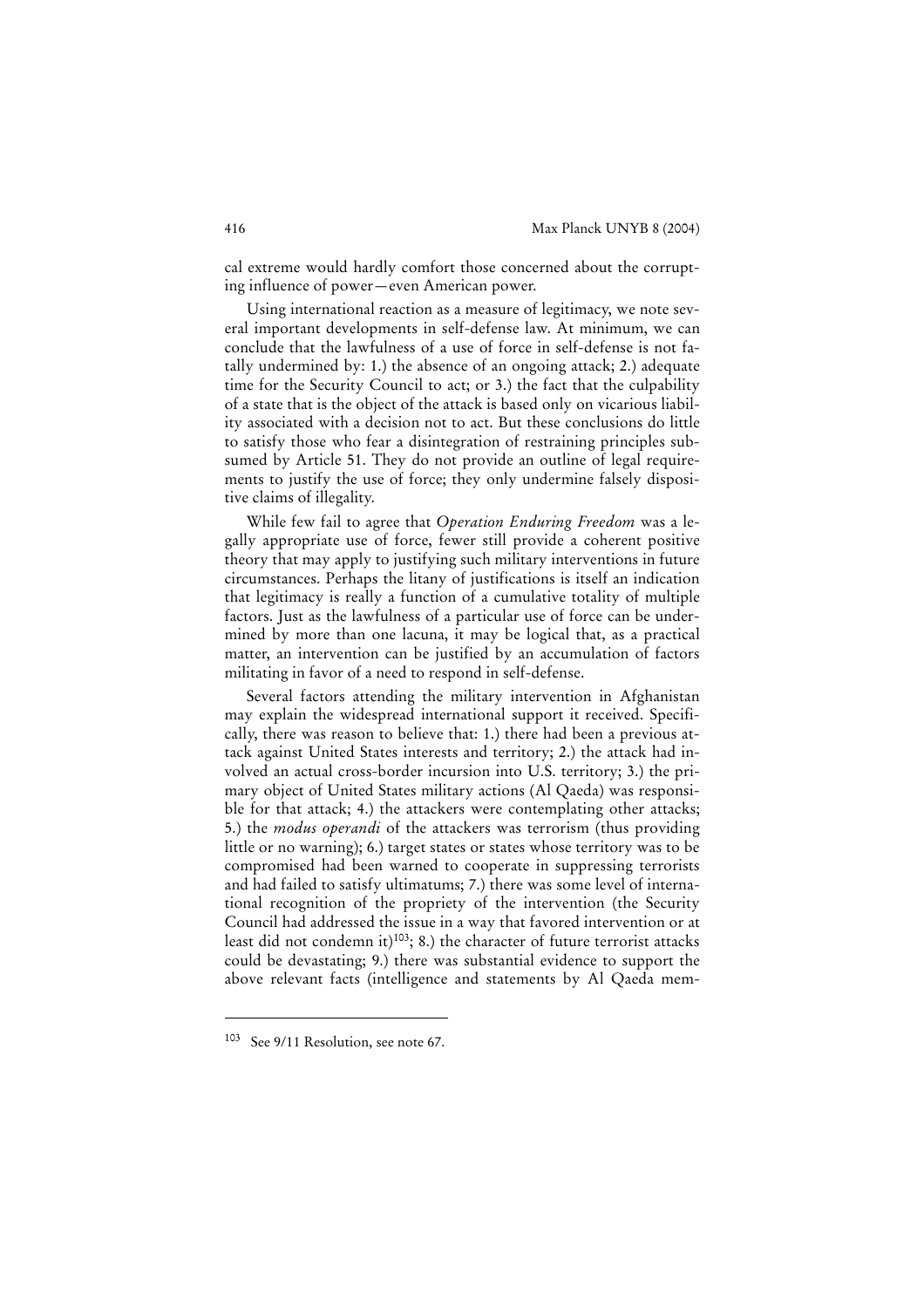cal extreme would hardly comfort those concerned about the corrupting influence of power—even American power.

Using international reaction as a measure of legitimacy, we note several important developments in self-defense law. At minimum, we can conclude that the lawfulness of a use of force in self-defense is not fatally undermined by: 1.) the absence of an ongoing attack; 2.) adequate time for the Security Council to act; or 3.) the fact that the culpability of a state that is the object of the attack is based only on vicarious liability associated with a decision not to act. But these conclusions do little to satisfy those who fear a disintegration of restraining principles subsumed by Article 51. They do not provide an outline of legal requirements to justify the use of force; they only undermine falsely dispositive claims of illegality.

While few fail to agree that *Operation Enduring Freedom* was a legally appropriate use of force, fewer still provide a coherent positive theory that may apply to justifying such military interventions in future circumstances. Perhaps the litany of justifications is itself an indication that legitimacy is really a function of a cumulative totality of multiple factors. Just as the lawfulness of a particular use of force can be undermined by more than one lacuna, it may be logical that, as a practical matter, an intervention can be justified by an accumulation of factors militating in favor of a need to respond in self-defense.

Several factors attending the military intervention in Afghanistan may explain the widespread international support it received. Specifically, there was reason to believe that: 1.) there had been a previous attack against United States interests and territory; 2.) the attack had involved an actual cross-border incursion into U.S. territory; 3.) the primary object of United States military actions (Al Qaeda) was responsible for that attack; 4.) the attackers were contemplating other attacks; 5.) the *modus operandi* of the attackers was terrorism (thus providing little or no warning); 6.) target states or states whose territory was to be compromised had been warned to cooperate in suppressing terrorists and had failed to satisfy ultimatums; 7.) there was some level of international recognition of the propriety of the intervention (the Security Council had addressed the issue in a way that favored intervention or at least did not condemn it)[103]; 8.) the character of future terrorist attacks could be devastating; 9.) there was substantial evidence to support the above relevant facts (intelligence and statements by Al Qaeda mem-

---

[103] See 9/11 Resolution, see note 67.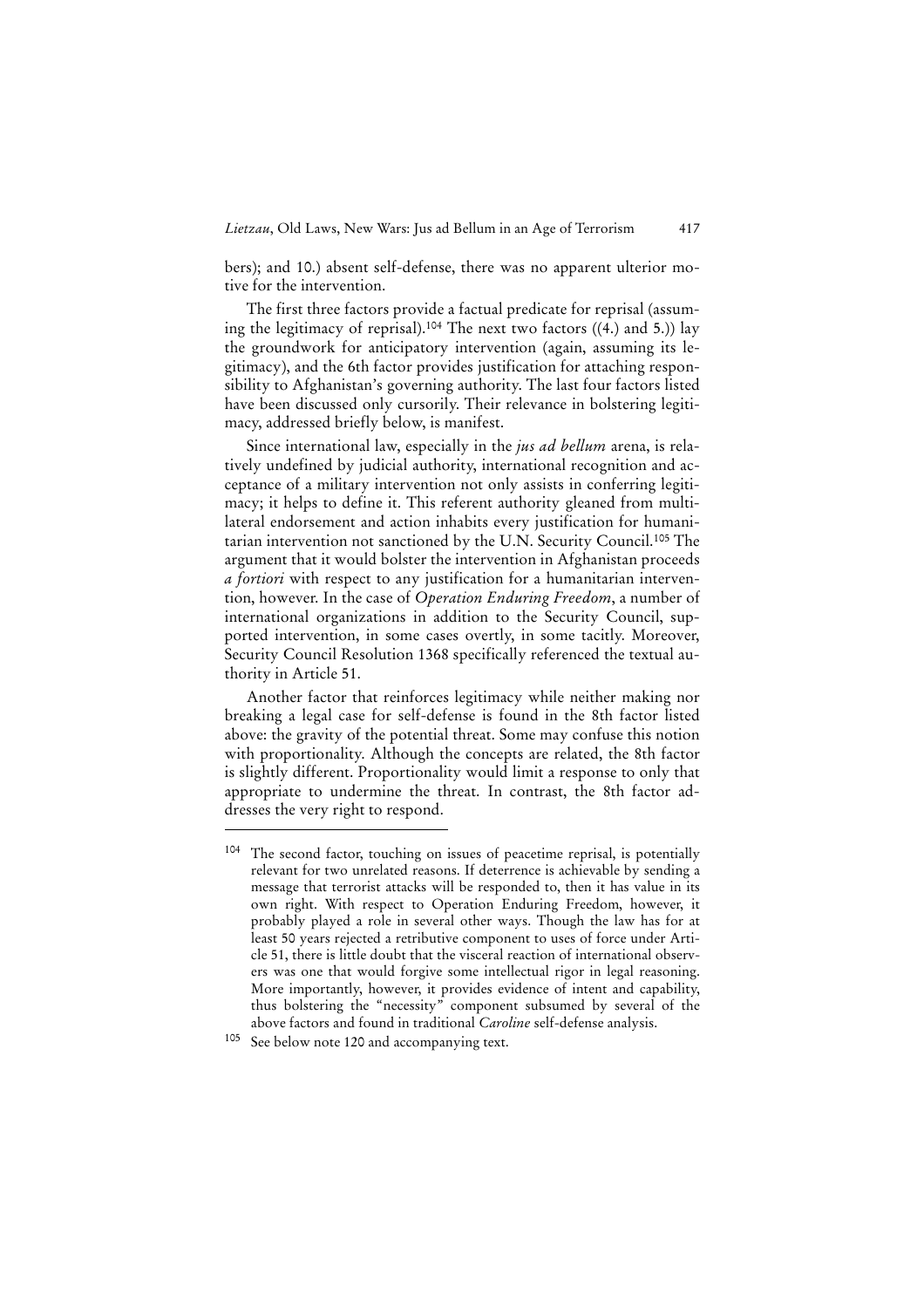bers); and 10.) absent self-defense, there was no apparent ulterior motive for the intervention.

The first three factors provide a factual predicate for reprisal (assuming the legitimacy of reprisal).[104] The next two factors ((4.) and 5.)) lay the groundwork for anticipatory intervention (again, assuming its legitimacy), and the 6th factor provides justification for attaching responsibility to Afghanistan's governing authority. The last four factors listed have been discussed only cursorily. Their relevance in bolstering legitimacy, addressed briefly below, is manifest.

Since international law, especially in the *jus ad bellum* arena, is relatively undefined by judicial authority, international recognition and acceptance of a military intervention not only assists in conferring legitimacy; it helps to define it. This referent authority gleaned from multilateral endorsement and action inhabits every justification for humanitarian intervention not sanctioned by the U.N. Security Council.[105] The argument that it would bolster the intervention in Afghanistan proceeds *a fortiori* with respect to any justification for a humanitarian intervention, however. In the case of *Operation Enduring Freedom*, a number of international organizations in addition to the Security Council, supported intervention, in some cases overtly, in some tacitly. Moreover, Security Council Resolution 1368 specifically referenced the textual authority in Article 51.

Another factor that reinforces legitimacy while neither making nor breaking a legal case for self-defense is found in the 8th factor listed above: the gravity of the potential threat. Some may confuse this notion with proportionality. Although the concepts are related, the 8th factor is slightly different. Proportionality would limit a response to only that appropriate to undermine the threat. In contrast, the 8th factor addresses the very right to respond.

---

[104] The second factor, touching on issues of peacetime reprisal, is potentially relevant for two unrelated reasons. If deterrence is achievable by sending a message that terrorist attacks will be responded to, then it has value in its own right. With respect to Operation Enduring Freedom, however, it probably played a role in several other ways. Though the law has for at least 50 years rejected a retributive component to uses of force under Article 51, there is little doubt that the visceral reaction of international observers was one that would forgive some intellectual rigor in legal reasoning. More importantly, however, it provides evidence of intent and capability, thus bolstering the "necessity" component subsumed by several of the above factors and found in traditional *Caroline* self-defense analysis.

[105] See below note 120 and accompanying text.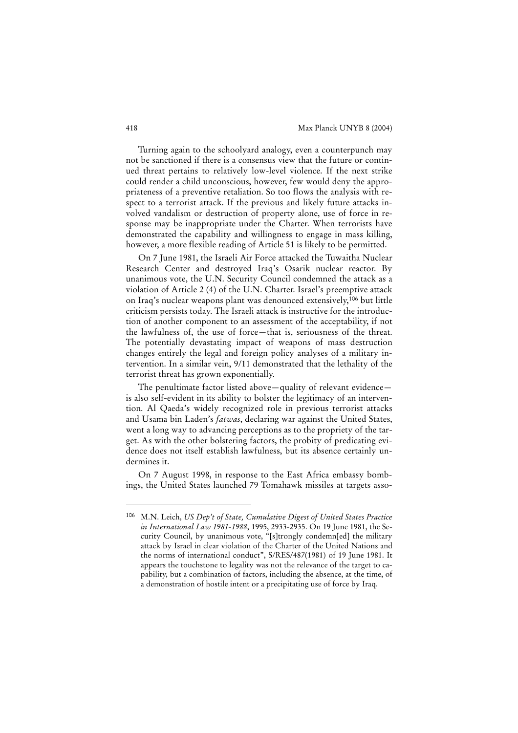Turning again to the schoolyard analogy, even a counterpunch may not be sanctioned if there is a consensus view that the future or continued threat pertains to relatively low-level violence. If the next strike could render a child unconscious, however, few would deny the appropriateness of a preventive retaliation. So too flows the analysis with respect to a terrorist attack. If the previous and likely future attacks involved vandalism or destruction of property alone, use of force in response may be inappropriate under the Charter. When terrorists have demonstrated the capability and willingness to engage in mass killing, however, a more flexible reading of Article 51 is likely to be permitted.

On 7 June 1981, the Israeli Air Force attacked the Tuwaitha Nuclear Research Center and destroyed Iraq's Osarik nuclear reactor. By unanimous vote, the U.N. Security Council condemned the attack as a violation of Article 2 (4) of the U.N. Charter. Israel's preemptive attack on Iraq's nuclear weapons plant was denounced extensively,[106] but little criticism persists today. The Israeli attack is instructive for the introduction of another component to an assessment of the acceptability, if not the lawfulness of, the use of force—that is, seriousness of the threat. The potentially devastating impact of weapons of mass destruction changes entirely the legal and foreign policy analyses of a military intervention. In a similar vein, 9/11 demonstrated that the lethality of the terrorist threat has grown exponentially.

The penultimate factor listed above—quality of relevant evidence—is also self-evident in its ability to bolster the legitimacy of an intervention. Al Qaeda's widely recognized role in previous terrorist attacks and Usama bin Laden's *fatwas*, declaring war against the United States, went a long way to advancing perceptions as to the propriety of the target. As with the other bolstering factors, the probity of predicating evidence does not itself establish lawfulness, but its absence certainly undermines it.

On 7 August 1998, in response to the East Africa embassy bombings, the United States launched 79 Tomahawk missiles at targets asso-

---

[106] M.N. Leich, *US Dep't of State, Cumulative Digest of United States Practice in International Law 1981-1988*, 1995, 2933-2935. On 19 June 1981, the Security Council, by unanimous vote, "[s]trongly condemn[ed] the military attack by Israel in clear violation of the Charter of the United Nations and the norms of international conduct", S/RES/487(1981) of 19 June 1981. It appears the touchstone to legality was not the relevance of the target to capability, but a combination of factors, including the absence, at the time, of a demonstration of hostile intent or a precipitating use of force by Iraq.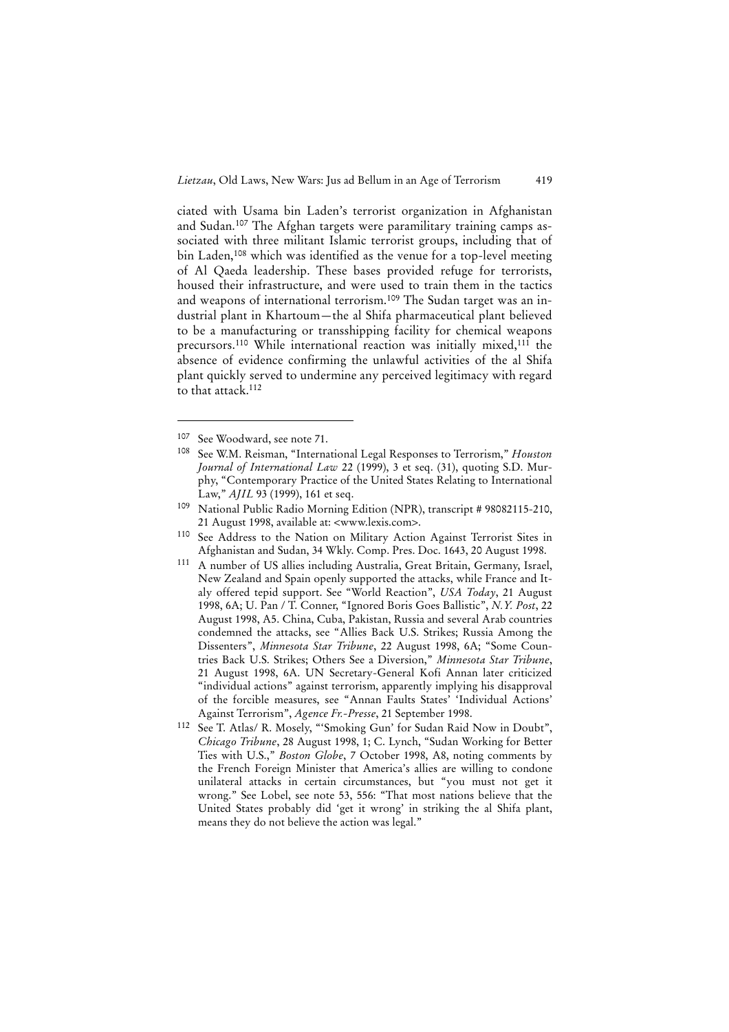ciated with Usama bin Laden's terrorist organization in Afghanistan and Sudan.[107] The Afghan targets were paramilitary training camps associated with three militant Islamic terrorist groups, including that of bin Laden,[108] which was identified as the venue for a top-level meeting of Al Qaeda leadership. These bases provided refuge for terrorists, housed their infrastructure, and were used to train them in the tactics and weapons of international terrorism.[109] The Sudan target was an industrial plant in Khartoum—the al Shifa pharmaceutical plant believed to be a manufacturing or transshipping facility for chemical weapons precursors.[110] While international reaction was initially mixed,[111] the absence of evidence confirming the unlawful activities of the al Shifa plant quickly served to undermine any perceived legitimacy with regard to that attack.[112]

---

[107] See Woodward, see note 71.

[108] See W.M. Reisman, "International Legal Responses to Terrorism," *Houston Journal of International Law* 22 (1999), 3 et seq. (31), quoting S.D. Murphy, "Contemporary Practice of the United States Relating to International Law," *AJIL* 93 (1999), 161 et seq.

[109] National Public Radio Morning Edition (NPR), transcript # 98082115-210, 21 August 1998, available at: <www.lexis.com>.

[110] See Address to the Nation on Military Action Against Terrorist Sites in Afghanistan and Sudan, 34 Wkly. Comp. Pres. Doc. 1643, 20 August 1998.

[111] A number of US allies including Australia, Great Britain, Germany, Israel, New Zealand and Spain openly supported the attacks, while France and Italy offered tepid support. See "World Reaction", *USA Today*, 21 August 1998, 6A; U. Pan / T. Conner, "Ignored Boris Goes Ballistic", *N.Y. Post*, 22 August 1998, A5. China, Cuba, Pakistan, Russia and several Arab countries condemned the attacks, see "Allies Back U.S. Strikes; Russia Among the Dissenters", *Minnesota Star Tribune*, 22 August 1998, 6A; "Some Countries Back U.S. Strikes; Others See a Diversion," *Minnesota Star Tribune*, 21 August 1998, 6A. UN Secretary-General Kofi Annan later criticized "individual actions" against terrorism, apparently implying his disapproval of the forcible measures, see "Annan Faults States' 'Individual Actions' Against Terrorism", *Agence Fr.-Presse*, 21 September 1998.

[112] See T. Atlas/ R. Mosely, "'Smoking Gun' for Sudan Raid Now in Doubt", *Chicago Tribune*, 28 August 1998, 1; C. Lynch, "Sudan Working for Better Ties with U.S.," *Boston Globe*, 7 October 1998, A8, noting comments by the French Foreign Minister that America's allies are willing to condone unilateral attacks in certain circumstances, but "you must not get it wrong." See Lobel, see note 53, 556: "That most nations believe that the United States probably did 'get it wrong' in striking the al Shifa plant, means they do not believe the action was legal."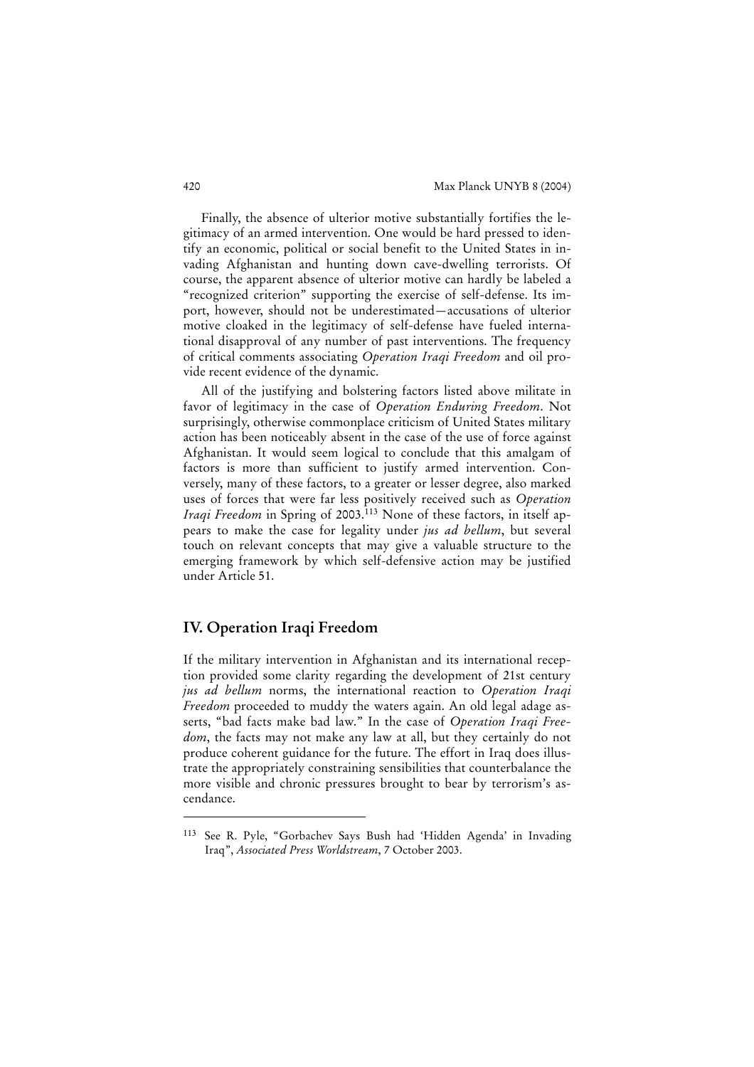Finally, the absence of ulterior motive substantially fortifies the legitimacy of an armed intervention. One would be hard pressed to identify an economic, political or social benefit to the United States in invading Afghanistan and hunting down cave-dwelling terrorists. Of course, the apparent absence of ulterior motive can hardly be labeled a "recognized criterion" supporting the exercise of self-defense. Its import, however, should not be underestimated—accusations of ulterior motive cloaked in the legitimacy of self-defense have fueled international disapproval of any number of past interventions. The frequency of critical comments associating *Operation Iraqi Freedom* and oil provide recent evidence of the dynamic.

All of the justifying and bolstering factors listed above militate in favor of legitimacy in the case of *Operation Enduring Freedom*. Not surprisingly, otherwise commonplace criticism of United States military action has been noticeably absent in the case of the use of force against Afghanistan. It would seem logical to conclude that this amalgam of factors is more than sufficient to justify armed intervention. Conversely, many of these factors, to a greater or lesser degree, also marked uses of forces that were far less positively received such as *Operation Iraqi Freedom* in Spring of 2003.[113] None of these factors, in itself appears to make the case for legality under *jus ad bellum*, but several touch on relevant concepts that may give a valuable structure to the emerging framework by which self-defensive action may be justified under Article 51.

## IV. Operation Iraqi Freedom

If the military intervention in Afghanistan and its international reception provided some clarity regarding the development of 21st century *jus ad bellum* norms, the international reaction to *Operation Iraqi Freedom* proceeded to muddy the waters again. An old legal adage asserts, "bad facts make bad law." In the case of *Operation Iraqi Freedom*, the facts may not make any law at all, but they certainly do not produce coherent guidance for the future. The effort in Iraq does illustrate the appropriately constraining sensibilities that counterbalance the more visible and chronic pressures brought to bear by terrorism's ascendance.

---

[113] See R. Pyle, "Gorbachev Says Bush had 'Hidden Agenda' in Invading Iraq", *Associated Press Worldstream*, 7 October 2003.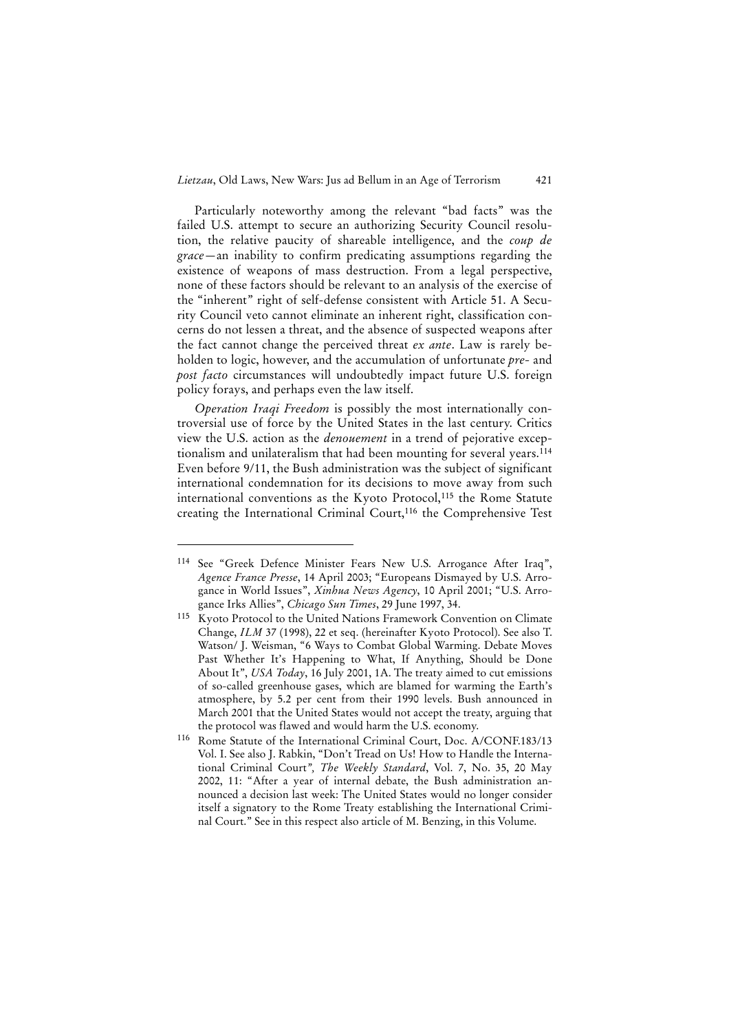Particularly noteworthy among the relevant "bad facts" was the failed U.S. attempt to secure an authorizing Security Council resolution, the relative paucity of shareable intelligence, and the *coup de grace*—an inability to confirm predicating assumptions regarding the existence of weapons of mass destruction. From a legal perspective, none of these factors should be relevant to an analysis of the exercise of the "inherent" right of self-defense consistent with Article 51. A Security Council veto cannot eliminate an inherent right, classification concerns do not lessen a threat, and the absence of suspected weapons after the fact cannot change the perceived threat *ex ante*. Law is rarely beholden to logic, however, and the accumulation of unfortunate *pre-* and *post facto* circumstances will undoubtedly impact future U.S. foreign policy forays, and perhaps even the law itself.

*Operation Iraqi Freedom* is possibly the most internationally controversial use of force by the United States in the last century. Critics view the U.S. action as the *denouement* in a trend of pejorative exceptionalism and unilateralism that had been mounting for several years.[114] Even before 9/11, the Bush administration was the subject of significant international condemnation for its decisions to move away from such international conventions as the Kyoto Protocol,[115] the Rome Statute creating the International Criminal Court,[116] the Comprehensive Test

---

[114] See "Greek Defence Minister Fears New U.S. Arrogance After Iraq", *Agence France Presse*, 14 April 2003; "Europeans Dismayed by U.S. Arrogance in World Issues", *Xinhua News Agency*, 10 April 2001; "U.S. Arrogance Irks Allies", *Chicago Sun Times*, 29 June 1997, 34.

[115] Kyoto Protocol to the United Nations Framework Convention on Climate Change, *ILM* 37 (1998), 22 et seq. (hereinafter Kyoto Protocol). See also T. Watson/ J. Weisman, "6 Ways to Combat Global Warming. Debate Moves Past Whether It's Happening to What, If Anything, Should be Done About It", *USA Today*, 16 July 2001, 1A. The treaty aimed to cut emissions of so-called greenhouse gases, which are blamed for warming the Earth's atmosphere, by 5.2 per cent from their 1990 levels. Bush announced in March 2001 that the United States would not accept the treaty, arguing that the protocol was flawed and would harm the U.S. economy.

[116] Rome Statute of the International Criminal Court, Doc. A/CONF.183/13 Vol. I. See also J. Rabkin, "Don't Tread on Us! How to Handle the International Criminal Court", *The Weekly Standard*, Vol. 7, No. 35, 20 May 2002, 11: "After a year of internal debate, the Bush administration announced a decision last week: The United States would no longer consider itself a signatory to the Rome Treaty establishing the International Criminal Court." See in this respect also article of M. Benzing, in this Volume.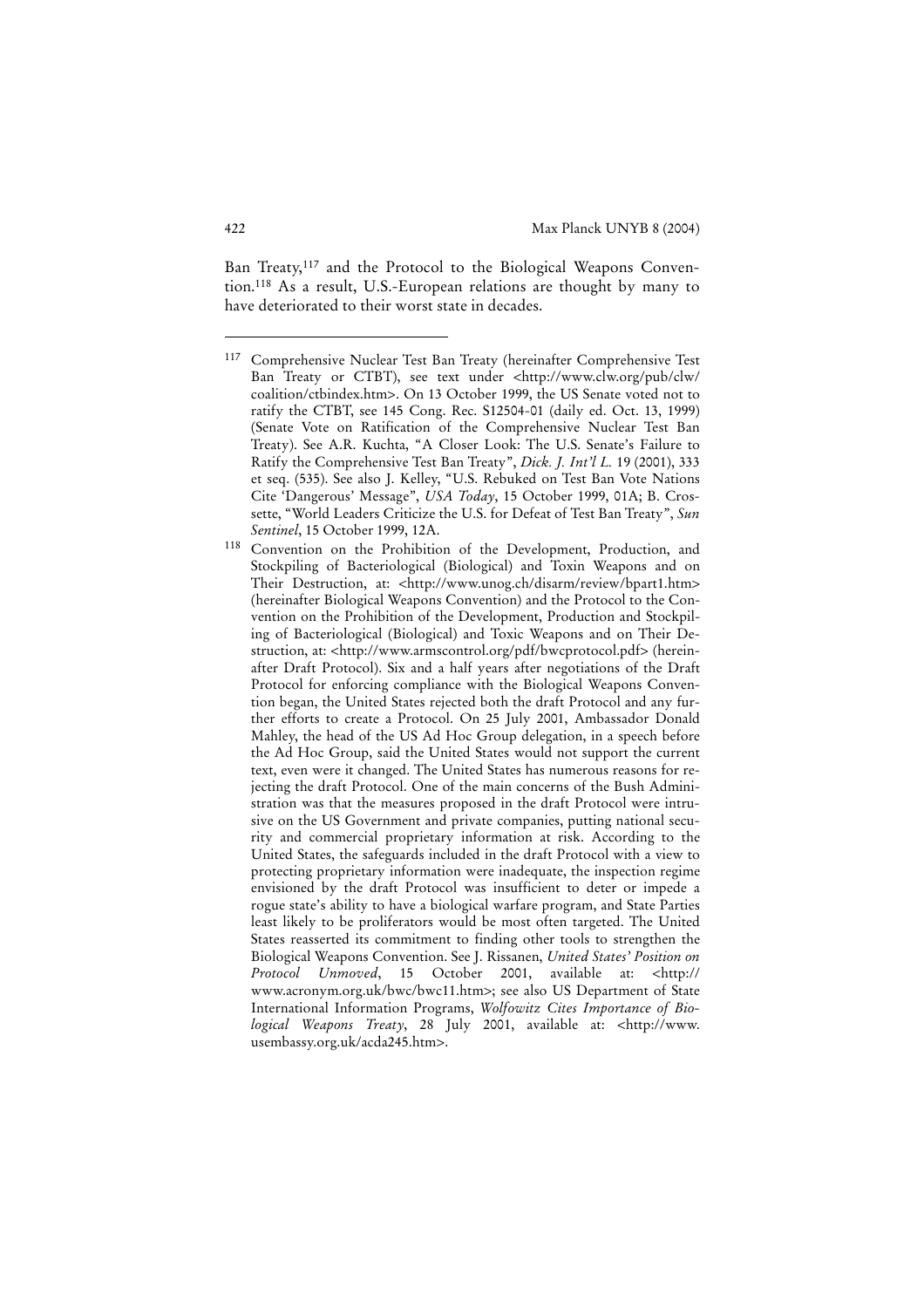Ban Treaty,[117] and the Protocol to the Biological Weapons Convention.[118] As a result, U.S.-European relations are thought by many to have deteriorated to their worst state in decades.

---

[117] Comprehensive Nuclear Test Ban Treaty (hereinafter Comprehensive Test Ban Treaty or CTBT), see text under <http://www.clw.org/pub/clw/coalition/ctbindex.htm>. On 13 October 1999, the US Senate voted not to ratify the CTBT, see 145 Cong. Rec. S12504-01 (daily ed. Oct. 13, 1999) (Senate Vote on Ratification of the Comprehensive Nuclear Test Ban Treaty). See A.R. Kuchta, "A Closer Look: The U.S. Senate's Failure to Ratify the Comprehensive Test Ban Treaty", *Dick. J. Int'l L.* 19 (2001), 333 et seq. (535). See also J. Kelley, "U.S. Rebuked on Test Ban Vote Nations Cite 'Dangerous' Message", *USA Today*, 15 October 1999, 01A; B. Crossette, "World Leaders Criticize the U.S. for Defeat of Test Ban Treaty", *Sun Sentinel*, 15 October 1999, 12A.

[118] Convention on the Prohibition of the Development, Production, and Stockpiling of Bacteriological (Biological) and Toxin Weapons and on Their Destruction, at: <http://www.unog.ch/disarm/review/bpart1.htm> (hereinafter Biological Weapons Convention) and the Protocol to the Convention on the Prohibition of the Development, Production and Stockpiling of Bacteriological (Biological) and Toxic Weapons and on Their Destruction, at: <http://www.armscontrol.org/pdf/bwcprotocol.pdf> (hereinafter Draft Protocol). Six and a half years after negotiations of the Draft Protocol for enforcing compliance with the Biological Weapons Convention began, the United States rejected both the draft Protocol and any further efforts to create a Protocol. On 25 July 2001, Ambassador Donald Mahley, the head of the US Ad Hoc Group delegation, in a speech before the Ad Hoc Group, said the United States would not support the current text, even were it changed. The United States has numerous reasons for rejecting the draft Protocol. One of the main concerns of the Bush Administration was that the measures proposed in the draft Protocol were intrusive on the US Government and private companies, putting national security and commercial proprietary information at risk. According to the United States, the safeguards included in the draft Protocol with a view to protecting proprietary information were inadequate, the inspection regime envisioned by the draft Protocol was insufficient to deter or impede a rogue state's ability to have a biological warfare program, and State Parties least likely to be proliferators would be most often targeted. The United States reasserted its commitment to finding other tools to strengthen the Biological Weapons Convention. See J. Rissanen, *United States' Position on Protocol Unmoved*, 15 October 2001, available at: <http://www.acronym.org.uk/bwc/bwc11.htm>; see also US Department of State International Information Programs, *Wolfowitz Cites Importance of Biological Weapons Treaty*, 28 July 2001, available at: <http://www.usembassy.org.uk/acda245.htm>.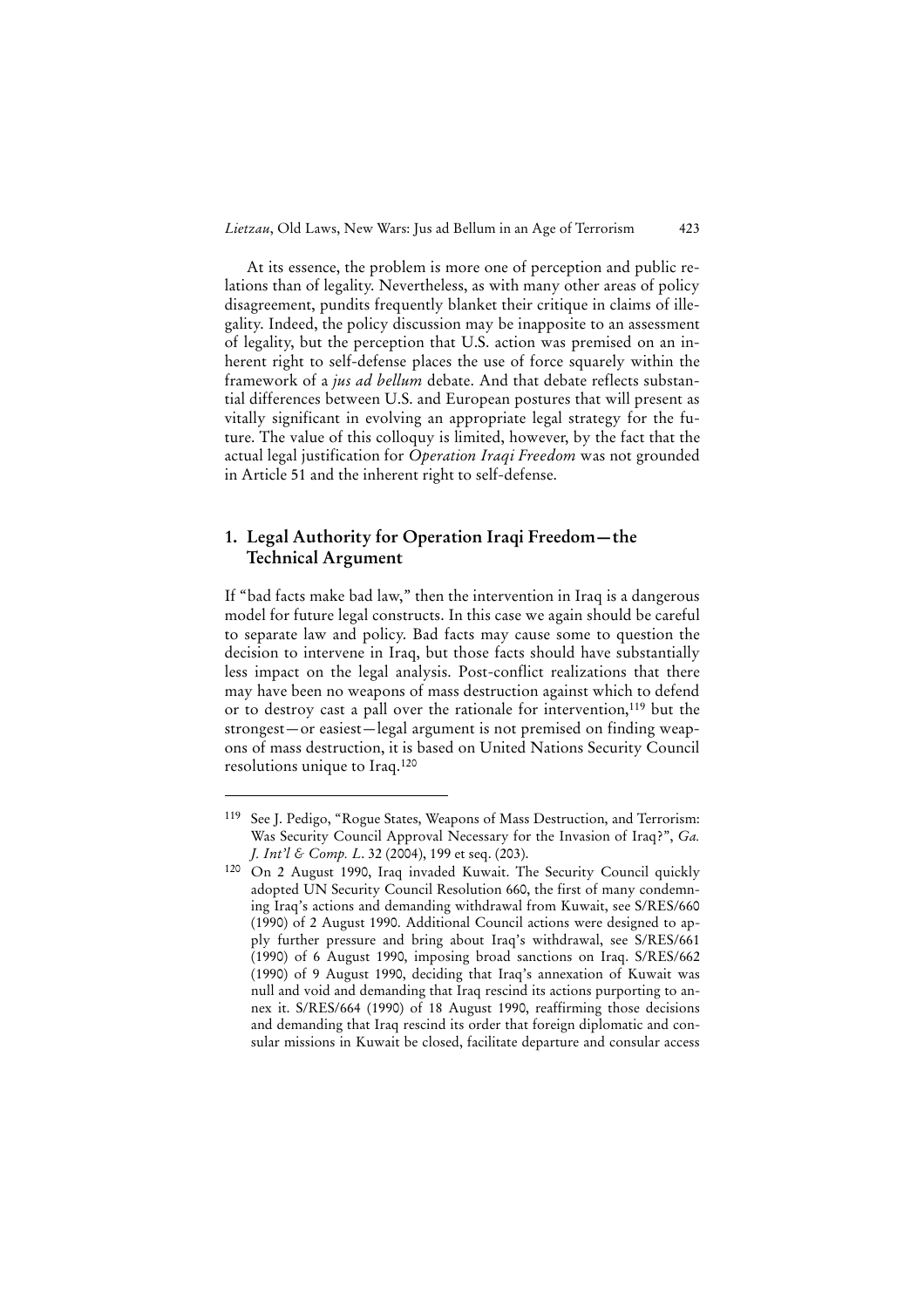At its essence, the problem is more one of perception and public relations than of legality. Nevertheless, as with many other areas of policy disagreement, pundits frequently blanket their critique in claims of illegality. Indeed, the policy discussion may be inapposite to an assessment of legality, but the perception that U.S. action was premised on an inherent right to self-defense places the use of force squarely within the framework of a *jus ad bellum* debate. And that debate reflects substantial differences between U.S. and European postures that will present as vitally significant in evolving an appropriate legal strategy for the future. The value of this colloquy is limited, however, by the fact that the actual legal justification for *Operation Iraqi Freedom* was not grounded in Article 51 and the inherent right to self-defense.

## 1. Legal Authority for Operation Iraqi Freedom—the Technical Argument

If "bad facts make bad law," then the intervention in Iraq is a dangerous model for future legal constructs. In this case we again should be careful to separate law and policy. Bad facts may cause some to question the decision to intervene in Iraq, but those facts should have substantially less impact on the legal analysis. Post-conflict realizations that there may have been no weapons of mass destruction against which to defend or to destroy cast a pall over the rationale for intervention,[119] but the strongest—or easiest—legal argument is not premised on finding weapons of mass destruction, it is based on United Nations Security Council resolutions unique to Iraq.[120]

---

[119] See J. Pedigo, "Rogue States, Weapons of Mass Destruction, and Terrorism: Was Security Council Approval Necessary for the Invasion of Iraq?", *Ga. J. Int'l & Comp. L.* 32 (2004), 199 et seq. (203).

[120] On 2 August 1990, Iraq invaded Kuwait. The Security Council quickly adopted UN Security Council Resolution 660, the first of many condemning Iraq's actions and demanding withdrawal from Kuwait, see S/RES/660 (1990) of 2 August 1990. Additional Council actions were designed to apply further pressure and bring about Iraq's withdrawal, see S/RES/661 (1990) of 6 August 1990, imposing broad sanctions on Iraq. S/RES/662 (1990) of 9 August 1990, deciding that Iraq's annexation of Kuwait was null and void and demanding that Iraq rescind its actions purporting to annex it. S/RES/664 (1990) of 18 August 1990, reaffirming those decisions and demanding that Iraq rescind its order that foreign diplomatic and consular missions in Kuwait be closed, facilitate departure and consular access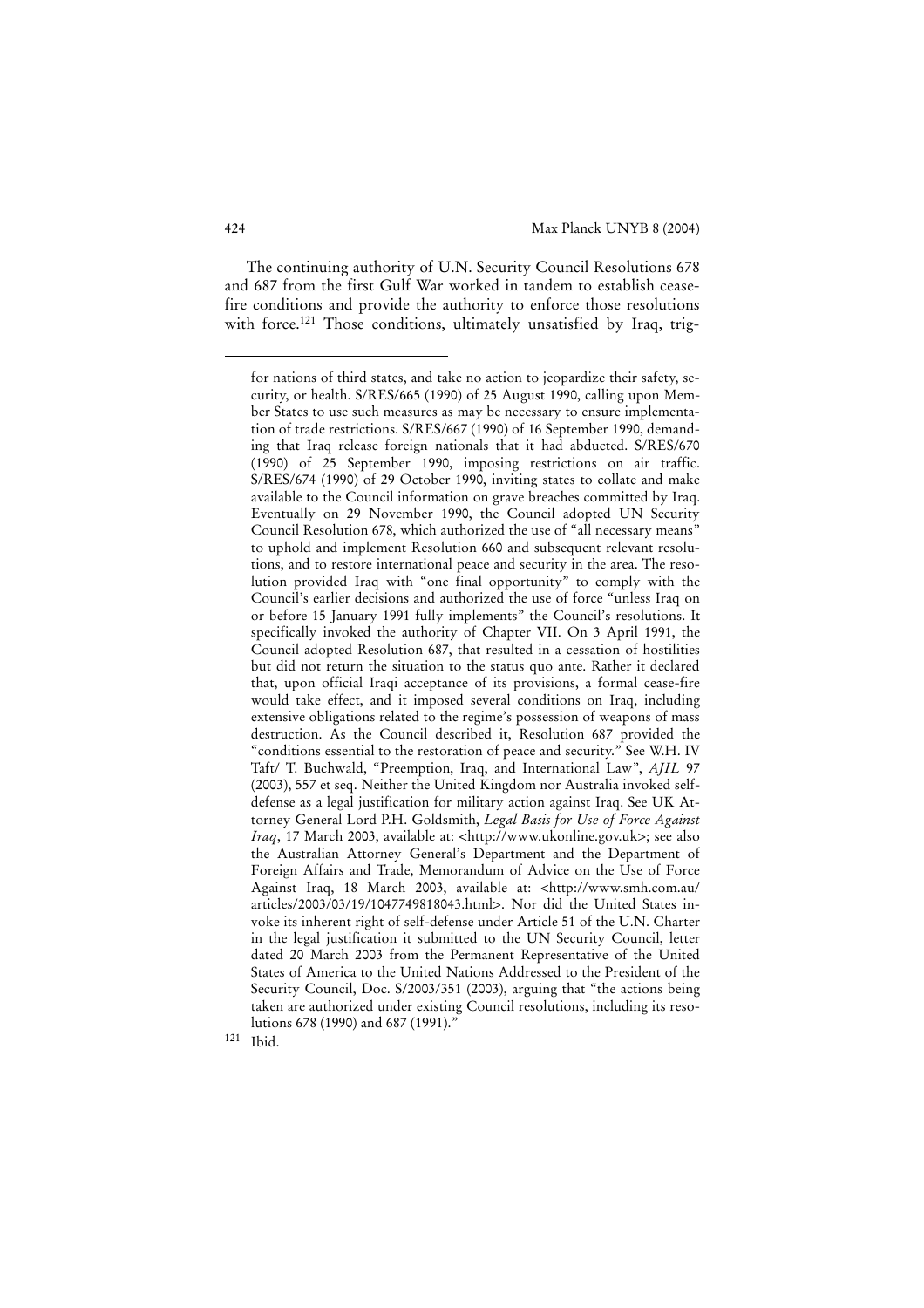The continuing authority of U.N. Security Council Resolutions 678 and 687 from the first Gulf War worked in tandem to establish cease-fire conditions and provide the authority to enforce those resolutions with force.[121] Those conditions, ultimately unsatisfied by Iraq, trig-

for nations of third states, and take no action to jeopardize their safety, security, or health. S/RES/665 (1990) of 25 August 1990, calling upon Member States to use such measures as may be necessary to ensure implementation of trade restrictions. S/RES/667 (1990) of 16 September 1990, demanding that Iraq release foreign nationals that it had abducted. S/RES/670 (1990) of 25 September 1990, imposing restrictions on air traffic. S/RES/674 (1990) of 29 October 1990, inviting states to collate and make available to the Council information on grave breaches committed by Iraq. Eventually on 29 November 1990, the Council adopted UN Security Council Resolution 678, which authorized the use of "all necessary means" to uphold and implement Resolution 660 and subsequent relevant resolutions, and to restore international peace and security in the area. The resolution provided Iraq with "one final opportunity" to comply with the Council's earlier decisions and authorized the use of force "unless Iraq on or before 15 January 1991 fully implements" the Council's resolutions. It specifically invoked the authority of Chapter VII. On 3 April 1991, the Council adopted Resolution 687, that resulted in a cessation of hostilities but did not return the situation to the status quo ante. Rather it declared that, upon official Iraqi acceptance of its provisions, a formal cease-fire would take effect, and it imposed several conditions on Iraq, including extensive obligations related to the regime's possession of weapons of mass destruction. As the Council described it, Resolution 687 provided the "conditions essential to the restoration of peace and security." See W.H. IV Taft/ T. Buchwald, "Preemption, Iraq, and International Law", *AJIL* 97 (2003), 557 et seq. Neither the United Kingdom nor Australia invoked self-defense as a legal justification for military action against Iraq. See UK Attorney General Lord P.H. Goldsmith, *Legal Basis for Use of Force Against Iraq*, 17 March 2003, available at: <http://www.ukonline.gov.uk>; see also the Australian Attorney General's Department and the Department of Foreign Affairs and Trade, Memorandum of Advice on the Use of Force Against Iraq, 18 March 2003, available at: <http://www.smh.com.au/articles/2003/03/19/1047749818043.html>. Nor did the United States invoke its inherent right of self-defense under Article 51 of the U.N. Charter in the legal justification it submitted to the UN Security Council, letter dated 20 March 2003 from the Permanent Representative of the United States of America to the United Nations Addressed to the President of the Security Council, Doc. S/2003/351 (2003), arguing that "the actions being taken are authorized under existing Council resolutions, including its resolutions 678 (1990) and 687 (1991)."

[121] Ibid.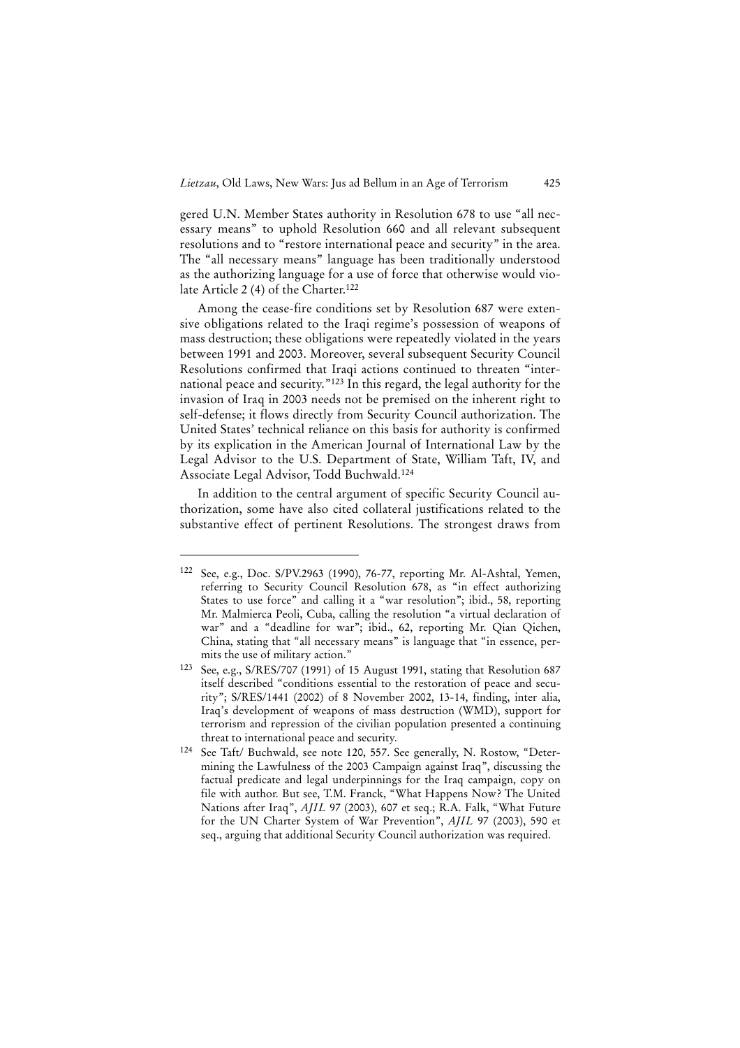gered U.N. Member States authority in Resolution 678 to use "all necessary means" to uphold Resolution 660 and all relevant subsequent resolutions and to "restore international peace and security" in the area. The "all necessary means" language has been traditionally understood as the authorizing language for a use of force that otherwise would violate Article 2 (4) of the Charter.[122]

Among the cease-fire conditions set by Resolution 687 were extensive obligations related to the Iraqi regime's possession of weapons of mass destruction; these obligations were repeatedly violated in the years between 1991 and 2003. Moreover, several subsequent Security Council Resolutions confirmed that Iraqi actions continued to threaten "international peace and security."[123] In this regard, the legal authority for the invasion of Iraq in 2003 needs not be premised on the inherent right to self-defense; it flows directly from Security Council authorization. The United States' technical reliance on this basis for authority is confirmed by its explication in the American Journal of International Law by the Legal Advisor to the U.S. Department of State, William Taft, IV, and Associate Legal Advisor, Todd Buchwald.[124]

In addition to the central argument of specific Security Council authorization, some have also cited collateral justifications related to the substantive effect of pertinent Resolutions. The strongest draws from

---

[122] See, e.g., Doc. S/PV.2963 (1990), 76-77, reporting Mr. Al-Ashtal, Yemen, referring to Security Council Resolution 678, as "in effect authorizing States to use force" and calling it a "war resolution"; ibid., 58, reporting Mr. Malmierca Peoli, Cuba, calling the resolution "a virtual declaration of war" and a "deadline for war"; ibid., 62, reporting Mr. Qian Qichen, China, stating that "all necessary means" is language that "in essence, permits the use of military action."

[123] See, e.g., S/RES/707 (1991) of 15 August 1991, stating that Resolution 687 itself described "conditions essential to the restoration of peace and security"; S/RES/1441 (2002) of 8 November 2002, 13-14, finding, inter alia, Iraq's development of weapons of mass destruction (WMD), support for terrorism and repression of the civilian population presented a continuing threat to international peace and security.

[124] See Taft/ Buchwald, see note 120, 557. See generally, N. Rostow, "Determining the Lawfulness of the 2003 Campaign against Iraq", discussing the factual predicate and legal underpinnings for the Iraq campaign, copy on file with author. But see, T.M. Franck, "What Happens Now? The United Nations after Iraq", *AJIL* 97 (2003), 607 et seq.; R.A. Falk, "What Future for the UN Charter System of War Prevention", *AJIL* 97 (2003), 590 et seq., arguing that additional Security Council authorization was required.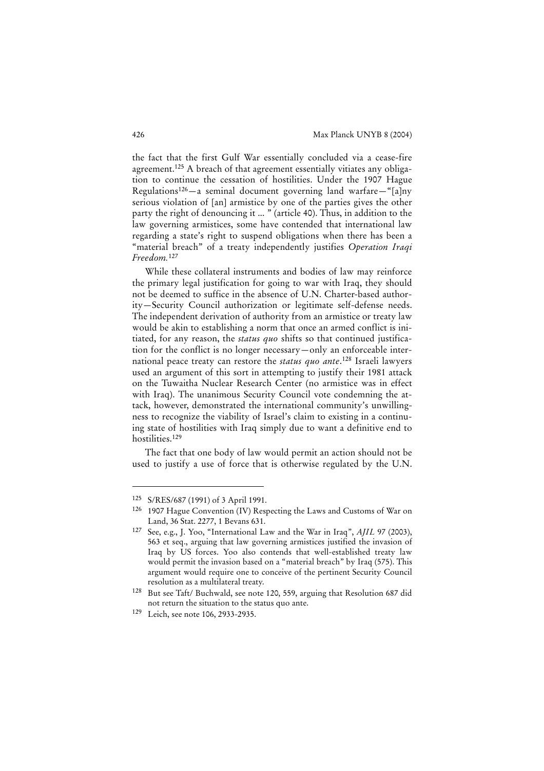the fact that the first Gulf War essentially concluded via a cease-fire agreement.[125] A breach of that agreement essentially vitiates any obligation to continue the cessation of hostilities. Under the 1907 Hague Regulations[126]—a seminal document governing land warfare—"[a]ny serious violation of [an] armistice by one of the parties gives the other party the right of denouncing it ... " (article 40). Thus, in addition to the law governing armistices, some have contended that international law regarding a state's right to suspend obligations when there has been a "material breach" of a treaty independently justifies *Operation Iraqi Freedom.*[127]

While these collateral instruments and bodies of law may reinforce the primary legal justification for going to war with Iraq, they should not be deemed to suffice in the absence of U.N. Charter-based authority—Security Council authorization or legitimate self-defense needs. The independent derivation of authority from an armistice or treaty law would be akin to establishing a norm that once an armed conflict is initiated, for any reason, the *status quo* shifts so that continued justification for the conflict is no longer necessary—only an enforceable international peace treaty can restore the *status quo ante*.[128] Israeli lawyers used an argument of this sort in attempting to justify their 1981 attack on the Tuwaitha Nuclear Research Center (no armistice was in effect with Iraq). The unanimous Security Council vote condemning the attack, however, demonstrated the international community's unwillingness to recognize the viability of Israel's claim to existing in a continuing state of hostilities with Iraq simply due to want a definitive end to hostilities.[129]

The fact that one body of law would permit an action should not be used to justify a use of force that is otherwise regulated by the U.N.

---

[125] S/RES/687 (1991) of 3 April 1991.

[126] 1907 Hague Convention (IV) Respecting the Laws and Customs of War on Land, 36 Stat. 2277, 1 Bevans 631.

[127] See, e.g., J. Yoo, "International Law and the War in Iraq", *AJIL* 97 (2003), 563 et seq., arguing that law governing armistices justified the invasion of Iraq by US forces. Yoo also contends that well-established treaty law would permit the invasion based on a "material breach" by Iraq (575). This argument would require one to conceive of the pertinent Security Council resolution as a multilateral treaty.

[128] But see Taft/ Buchwald, see note 120, 559, arguing that Resolution 687 did not return the situation to the status quo ante.

[129] Leich, see note 106, 2933-2935.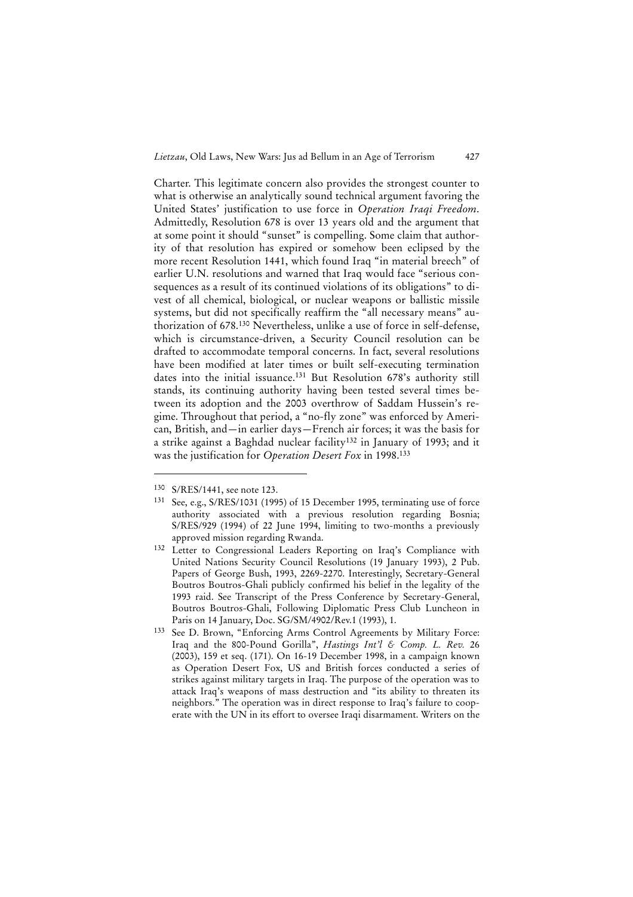Charter. This legitimate concern also provides the strongest counter to what is otherwise an analytically sound technical argument favoring the United States' justification to use force in *Operation Iraqi Freedom*. Admittedly, Resolution 678 is over 13 years old and the argument that at some point it should "sunset" is compelling. Some claim that authority of that resolution has expired or somehow been eclipsed by the more recent Resolution 1441, which found Iraq "in material breech" of earlier U.N. resolutions and warned that Iraq would face "serious consequences as a result of its continued violations of its obligations" to divest of all chemical, biological, or nuclear weapons or ballistic missile systems, but did not specifically reaffirm the "all necessary means" authorization of 678.[130] Nevertheless, unlike a use of force in self-defense, which is circumstance-driven, a Security Council resolution can be drafted to accommodate temporal concerns. In fact, several resolutions have been modified at later times or built self-executing termination dates into the initial issuance.[131] But Resolution 678's authority still stands, its continuing authority having been tested several times between its adoption and the 2003 overthrow of Saddam Hussein's regime. Throughout that period, a "no-fly zone" was enforced by American, British, and—in earlier days—French air forces; it was the basis for a strike against a Baghdad nuclear facility[132] in January of 1993; and it was the justification for *Operation Desert Fox* in 1998.[133]

---

[130] S/RES/1441, see note 123.

[131] See, e.g., S/RES/1031 (1995) of 15 December 1995, terminating use of force authority associated with a previous resolution regarding Bosnia; S/RES/929 (1994) of 22 June 1994, limiting to two-months a previously approved mission regarding Rwanda.

[132] Letter to Congressional Leaders Reporting on Iraq's Compliance with United Nations Security Council Resolutions (19 January 1993), 2 Pub. Papers of George Bush, 1993, 2269-2270. Interestingly, Secretary-General Boutros Boutros-Ghali publicly confirmed his belief in the legality of the 1993 raid. See Transcript of the Press Conference by Secretary-General, Boutros Boutros-Ghali, Following Diplomatic Press Club Luncheon in Paris on 14 January, Doc. SG/SM/4902/Rev.1 (1993), 1.

[133] See D. Brown, "Enforcing Arms Control Agreements by Military Force: Iraq and the 800-Pound Gorilla", *Hastings Int'l & Comp. L. Rev.* 26 (2003), 159 et seq. (171). On 16-19 December 1998, in a campaign known as Operation Desert Fox, US and British forces conducted a series of strikes against military targets in Iraq. The purpose of the operation was to attack Iraq's weapons of mass destruction and "its ability to threaten its neighbors." The operation was in direct response to Iraq's failure to cooperate with the UN in its effort to oversee Iraqi disarmament. Writers on the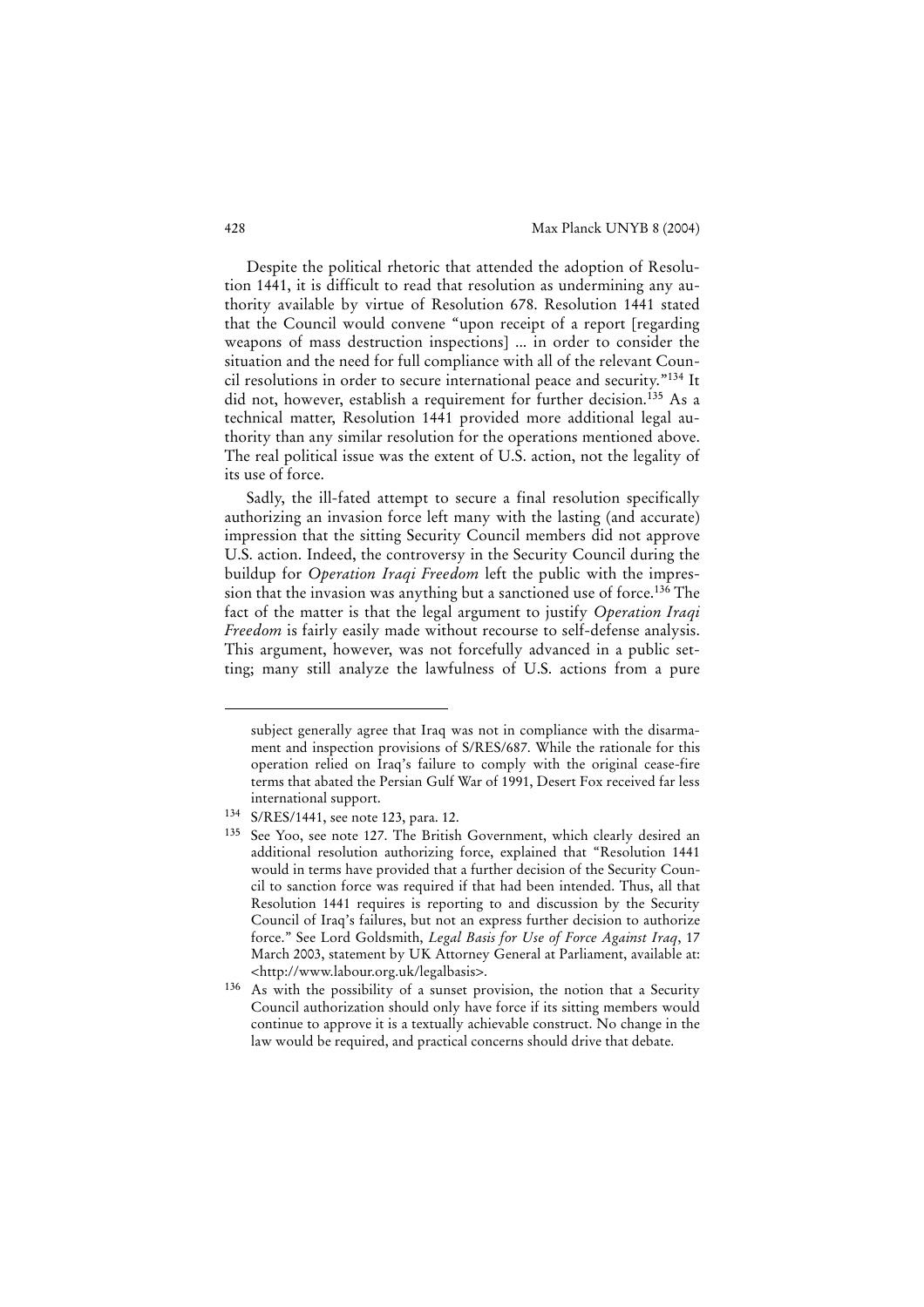Despite the political rhetoric that attended the adoption of Resolution 1441, it is difficult to read that resolution as undermining any authority available by virtue of Resolution 678. Resolution 1441 stated that the Council would convene "upon receipt of a report [regarding weapons of mass destruction inspections] ... in order to consider the situation and the need for full compliance with all of the relevant Council resolutions in order to secure international peace and security."[134] It did not, however, establish a requirement for further decision.[135] As a technical matter, Resolution 1441 provided more additional legal authority than any similar resolution for the operations mentioned above. The real political issue was the extent of U.S. action, not the legality of its use of force.

Sadly, the ill-fated attempt to secure a final resolution specifically authorizing an invasion force left many with the lasting (and accurate) impression that the sitting Security Council members did not approve U.S. action. Indeed, the controversy in the Security Council during the buildup for *Operation Iraqi Freedom* left the public with the impression that the invasion was anything but a sanctioned use of force.[136] The fact of the matter is that the legal argument to justify *Operation Iraqi Freedom* is fairly easily made without recourse to self-defense analysis. This argument, however, was not forcefully advanced in a public setting; many still analyze the lawfulness of U.S. actions from a pure

---

subject generally agree that Iraq was not in compliance with the disarmament and inspection provisions of S/RES/687. While the rationale for this operation relied on Iraq's failure to comply with the original cease-fire terms that abated the Persian Gulf War of 1991, Desert Fox received far less international support.

[134] S/RES/1441, see note 123, para. 12.

[135] See Yoo, see note 127. The British Government, which clearly desired an additional resolution authorizing force, explained that "Resolution 1441 would in terms have provided that a further decision of the Security Council to sanction force was required if that had been intended. Thus, all that Resolution 1441 requires is reporting to and discussion by the Security Council of Iraq's failures, but not an express further decision to authorize force." See Lord Goldsmith, *Legal Basis for Use of Force Against Iraq*, 17 March 2003, statement by UK Attorney General at Parliament, available at: <http://www.labour.org.uk/legalbasis>.

[136] As with the possibility of a sunset provision, the notion that a Security Council authorization should only have force if its sitting members would continue to approve it is a textually achievable construct. No change in the law would be required, and practical concerns should drive that debate.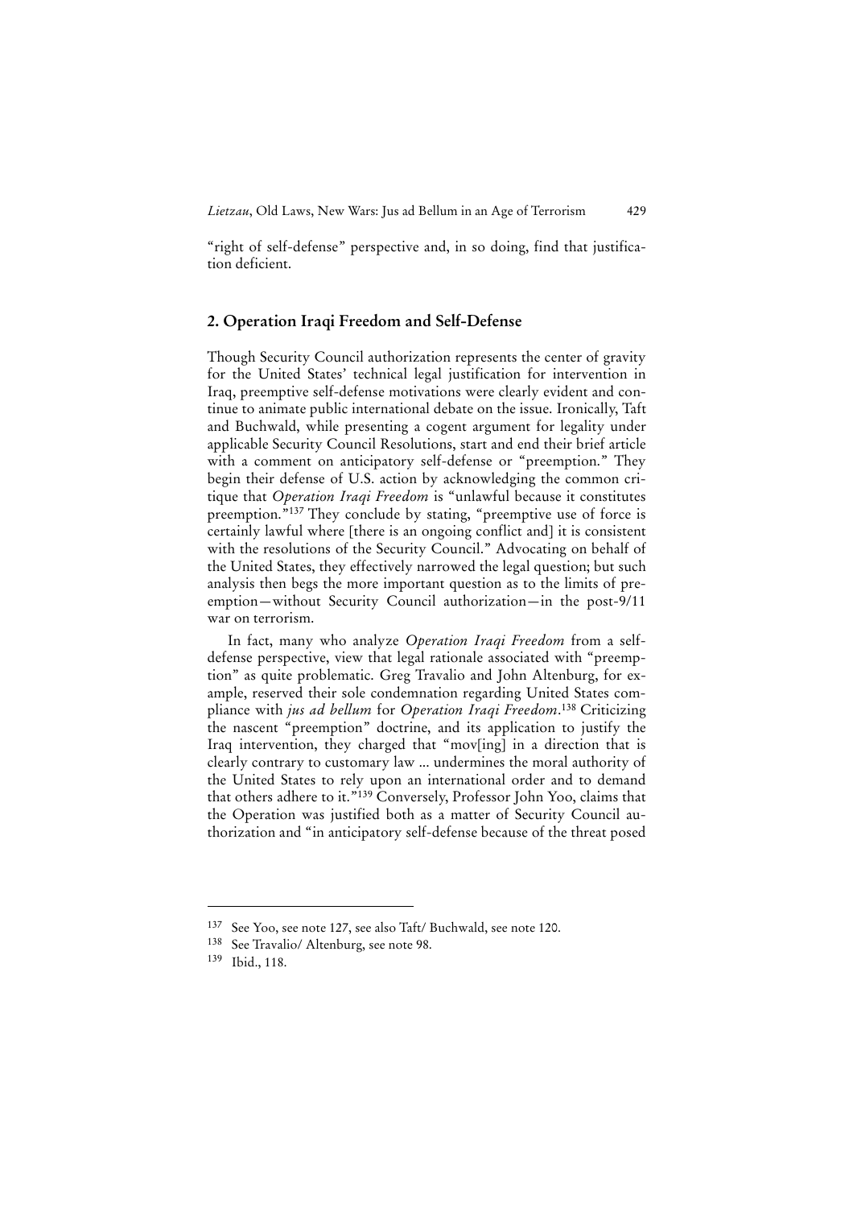"right of self-defense" perspective and, in so doing, find that justification deficient.

## 2. Operation Iraqi Freedom and Self-Defense

Though Security Council authorization represents the center of gravity for the United States' technical legal justification for intervention in Iraq, preemptive self-defense motivations were clearly evident and continue to animate public international debate on the issue. Ironically, Taft and Buchwald, while presenting a cogent argument for legality under applicable Security Council Resolutions, start and end their brief article with a comment on anticipatory self-defense or "preemption." They begin their defense of U.S. action by acknowledging the common critique that *Operation Iraqi Freedom* is "unlawful because it constitutes preemption."[137] They conclude by stating, "preemptive use of force is certainly lawful where [there is an ongoing conflict and] it is consistent with the resolutions of the Security Council." Advocating on behalf of the United States, they effectively narrowed the legal question; but such analysis then begs the more important question as to the limits of preemption—without Security Council authorization—in the post-9/11 war on terrorism.

In fact, many who analyze *Operation Iraqi Freedom* from a self-defense perspective, view that legal rationale associated with "preemption" as quite problematic. Greg Travalio and John Altenburg, for example, reserved their sole condemnation regarding United States compliance with *jus ad bellum* for *Operation Iraqi Freedom*.[138] Criticizing the nascent "preemption" doctrine, and its application to justify the Iraq intervention, they charged that "mov[ing] in a direction that is clearly contrary to customary law ... undermines the moral authority of the United States to rely upon an international order and to demand that others adhere to it."[139] Conversely, Professor John Yoo, claims that the Operation was justified both as a matter of Security Council authorization and "in anticipatory self-defense because of the threat posed

---

[137] See Yoo, see note 127, see also Taft/ Buchwald, see note 120.

[138] See Travalio/ Altenburg, see note 98.

[139] Ibid., 118.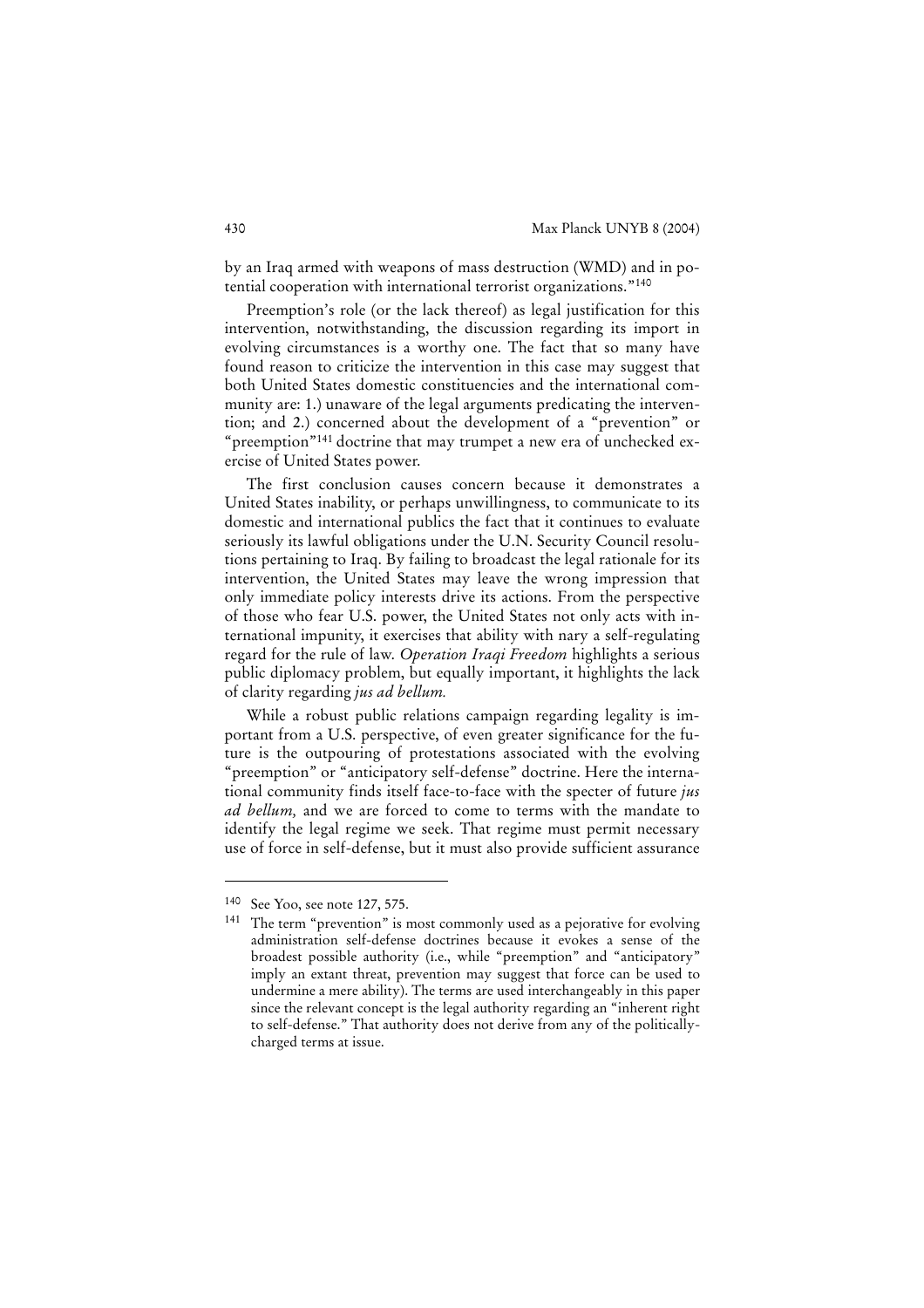by an Iraq armed with weapons of mass destruction (WMD) and in potential cooperation with international terrorist organizations."[140]

Preemption's role (or the lack thereof) as legal justification for this intervention, notwithstanding, the discussion regarding its import in evolving circumstances is a worthy one. The fact that so many have found reason to criticize the intervention in this case may suggest that both United States domestic constituencies and the international community are: 1.) unaware of the legal arguments predicating the intervention; and 2.) concerned about the development of a "prevention" or "preemption"[141] doctrine that may trumpet a new era of unchecked exercise of United States power.

The first conclusion causes concern because it demonstrates a United States inability, or perhaps unwillingness, to communicate to its domestic and international publics the fact that it continues to evaluate seriously its lawful obligations under the U.N. Security Council resolutions pertaining to Iraq. By failing to broadcast the legal rationale for its intervention, the United States may leave the wrong impression that only immediate policy interests drive its actions. From the perspective of those who fear U.S. power, the United States not only acts with international impunity, it exercises that ability with nary a self-regulating regard for the rule of law. *Operation Iraqi Freedom* highlights a serious public diplomacy problem, but equally important, it highlights the lack of clarity regarding *jus ad bellum.*

While a robust public relations campaign regarding legality is important from a U.S. perspective, of even greater significance for the future is the outpouring of protestations associated with the evolving "preemption" or "anticipatory self-defense" doctrine. Here the international community finds itself face-to-face with the specter of future *jus ad bellum,* and we are forced to come to terms with the mandate to identify the legal regime we seek. That regime must permit necessary use of force in self-defense, but it must also provide sufficient assurance

---

[140] See Yoo, see note 127, 575.

[141] The term "prevention" is most commonly used as a pejorative for evolving administration self-defense doctrines because it evokes a sense of the broadest possible authority (i.e., while "preemption" and "anticipatory" imply an extant threat, prevention may suggest that force can be used to undermine a mere ability). The terms are used interchangeably in this paper since the relevant concept is the legal authority regarding an "inherent right to self-defense." That authority does not derive from any of the politically-charged terms at issue.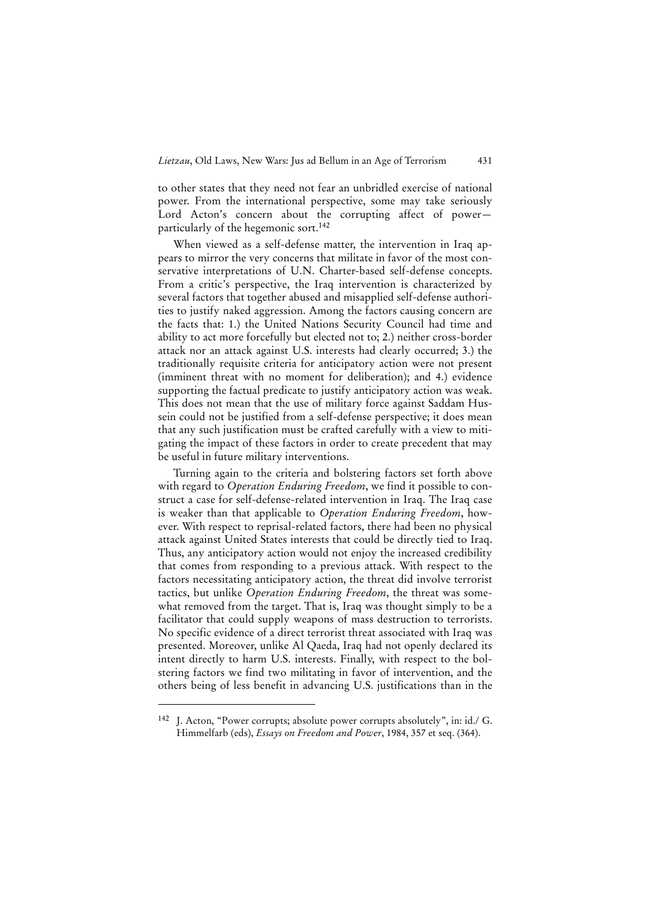to other states that they need not fear an unbridled exercise of national power. From the international perspective, some may take seriously Lord Acton's concern about the corrupting affect of power—particularly of the hegemonic sort.[142]

When viewed as a self-defense matter, the intervention in Iraq appears to mirror the very concerns that militate in favor of the most conservative interpretations of U.N. Charter-based self-defense concepts. From a critic's perspective, the Iraq intervention is characterized by several factors that together abused and misapplied self-defense authorities to justify naked aggression. Among the factors causing concern are the facts that: 1.) the United Nations Security Council had time and ability to act more forcefully but elected not to; 2.) neither cross-border attack nor an attack against U.S. interests had clearly occurred; 3.) the traditionally requisite criteria for anticipatory action were not present (imminent threat with no moment for deliberation); and 4.) evidence supporting the factual predicate to justify anticipatory action was weak. This does not mean that the use of military force against Saddam Hussein could not be justified from a self-defense perspective; it does mean that any such justification must be crafted carefully with a view to mitigating the impact of these factors in order to create precedent that may be useful in future military interventions.

Turning again to the criteria and bolstering factors set forth above with regard to *Operation Enduring Freedom*, we find it possible to construct a case for self-defense-related intervention in Iraq. The Iraq case is weaker than that applicable to *Operation Enduring Freedom*, however. With respect to reprisal-related factors, there had been no physical attack against United States interests that could be directly tied to Iraq. Thus, any anticipatory action would not enjoy the increased credibility that comes from responding to a previous attack. With respect to the factors necessitating anticipatory action, the threat did involve terrorist tactics, but unlike *Operation Enduring Freedom*, the threat was somewhat removed from the target. That is, Iraq was thought simply to be a facilitator that could supply weapons of mass destruction to terrorists. No specific evidence of a direct terrorist threat associated with Iraq was presented. Moreover, unlike Al Qaeda, Iraq had not openly declared its intent directly to harm U.S. interests. Finally, with respect to the bolstering factors we find two militating in favor of intervention, and the others being of less benefit in advancing U.S. justifications than in the

---

[142] J. Acton, "Power corrupts; absolute power corrupts absolutely", in: id./ G. Himmelfarb (eds), *Essays on Freedom and Power*, 1984, 357 et seq. (364).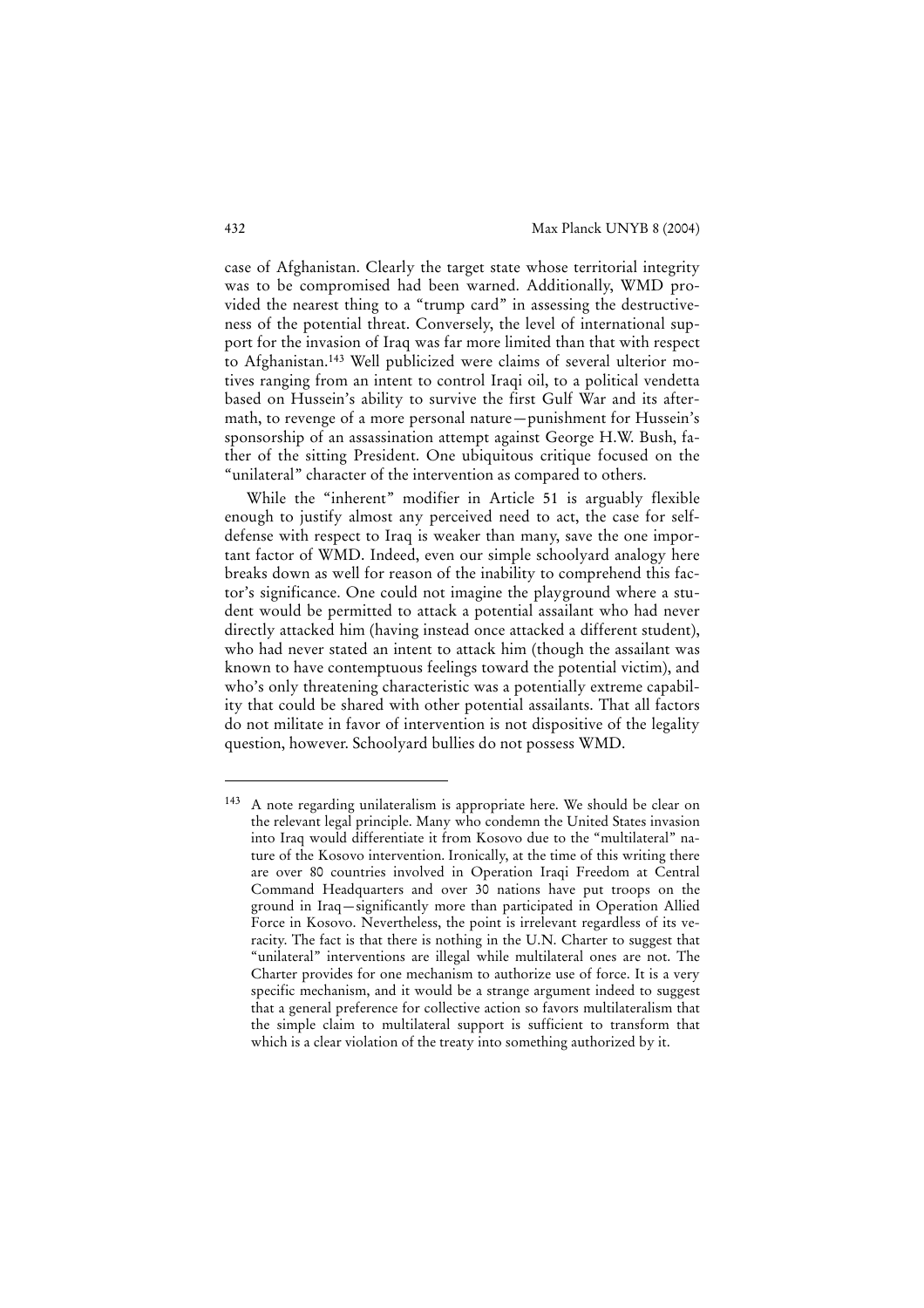case of Afghanistan. Clearly the target state whose territorial integrity was to be compromised had been warned. Additionally, WMD provided the nearest thing to a "trump card" in assessing the destructiveness of the potential threat. Conversely, the level of international support for the invasion of Iraq was far more limited than that with respect to Afghanistan.[143] Well publicized were claims of several ulterior motives ranging from an intent to control Iraqi oil, to a political vendetta based on Hussein's ability to survive the first Gulf War and its aftermath, to revenge of a more personal nature—punishment for Hussein's sponsorship of an assassination attempt against George H.W. Bush, father of the sitting President. One ubiquitous critique focused on the "unilateral" character of the intervention as compared to others.

While the "inherent" modifier in Article 51 is arguably flexible enough to justify almost any perceived need to act, the case for self-defense with respect to Iraq is weaker than many, save the one important factor of WMD. Indeed, even our simple schoolyard analogy here breaks down as well for reason of the inability to comprehend this factor's significance. One could not imagine the playground where a student would be permitted to attack a potential assailant who had never directly attacked him (having instead once attacked a different student), who had never stated an intent to attack him (though the assailant was known to have contemptuous feelings toward the potential victim), and who's only threatening characteristic was a potentially extreme capability that could be shared with other potential assailants. That all factors do not militate in favor of intervention is not dispositive of the legality question, however. Schoolyard bullies do not possess WMD.

---

[143] A note regarding unilateralism is appropriate here. We should be clear on the relevant legal principle. Many who condemn the United States invasion into Iraq would differentiate it from Kosovo due to the "multilateral" nature of the Kosovo intervention. Ironically, at the time of this writing there are over 80 countries involved in Operation Iraqi Freedom at Central Command Headquarters and over 30 nations have put troops on the ground in Iraq—significantly more than participated in Operation Allied Force in Kosovo. Nevertheless, the point is irrelevant regardless of its veracity. The fact is that there is nothing in the U.N. Charter to suggest that "unilateral" interventions are illegal while multilateral ones are not. The Charter provides for one mechanism to authorize use of force. It is a very specific mechanism, and it would be a strange argument indeed to suggest that a general preference for collective action so favors multilateralism that the simple claim to multilateral support is sufficient to transform that which is a clear violation of the treaty into something authorized by it.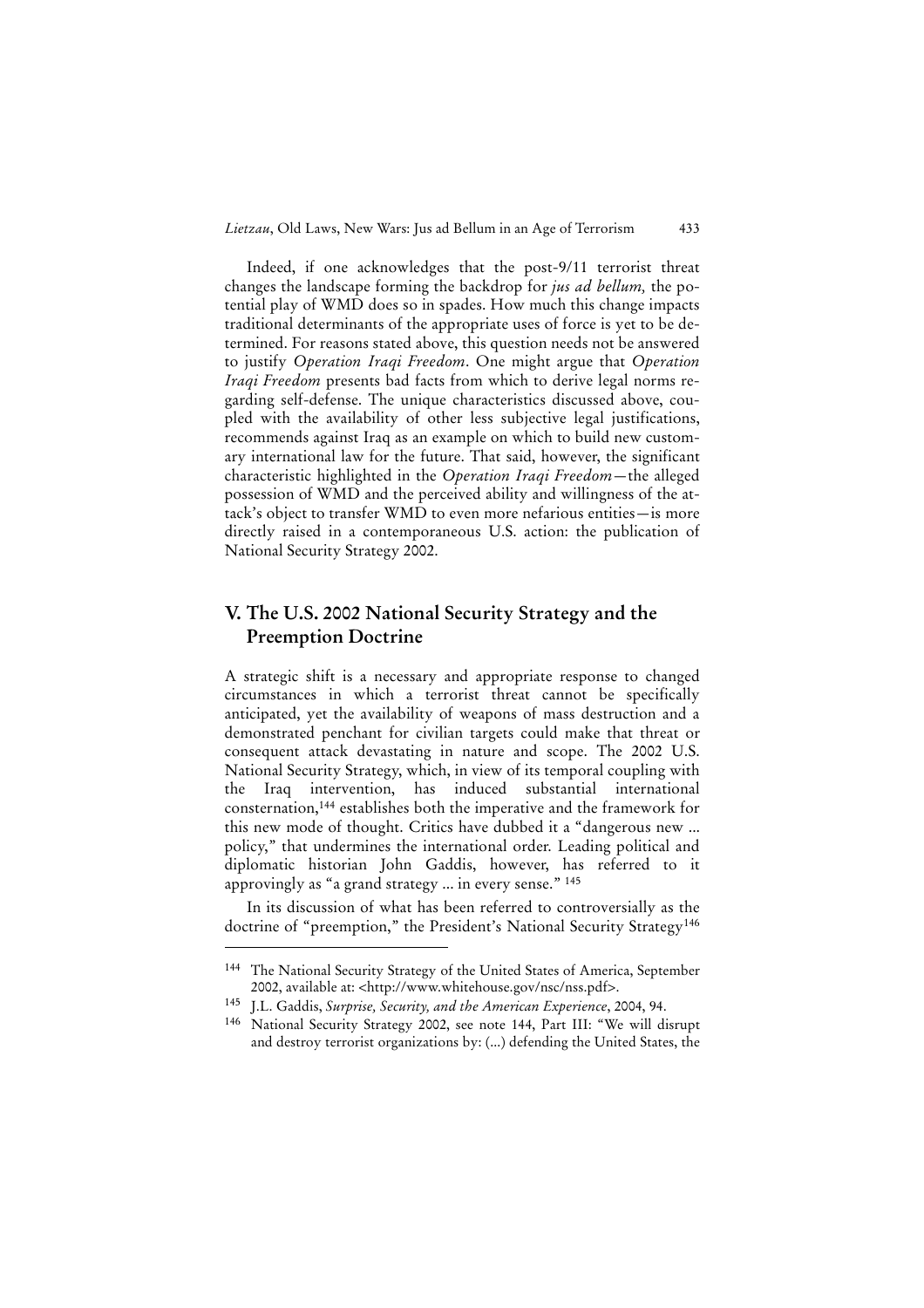Indeed, if one acknowledges that the post-9/11 terrorist threat changes the landscape forming the backdrop for *jus ad bellum,* the potential play of WMD does so in spades. How much this change impacts traditional determinants of the appropriate uses of force is yet to be determined. For reasons stated above, this question needs not be answered to justify *Operation Iraqi Freedom*. One might argue that *Operation Iraqi Freedom* presents bad facts from which to derive legal norms regarding self-defense. The unique characteristics discussed above, coupled with the availability of other less subjective legal justifications, recommends against Iraq as an example on which to build new customary international law for the future. That said, however, the significant characteristic highlighted in the *Operation Iraqi Freedom*—the alleged possession of WMD and the perceived ability and willingness of the attack's object to transfer WMD to even more nefarious entities—is more directly raised in a contemporaneous U.S. action: the publication of National Security Strategy 2002.

## V. The U.S. 2002 National Security Strategy and the Preemption Doctrine

A strategic shift is a necessary and appropriate response to changed circumstances in which a terrorist threat cannot be specifically anticipated, yet the availability of weapons of mass destruction and a demonstrated penchant for civilian targets could make that threat or consequent attack devastating in nature and scope. The 2002 U.S. National Security Strategy, which, in view of its temporal coupling with the Iraq intervention, has induced substantial international consternation,[144] establishes both the imperative and the framework for this new mode of thought. Critics have dubbed it a "dangerous new ... policy," that undermines the international order. Leading political and diplomatic historian John Gaddis, however, has referred to it approvingly as "a grand strategy ... in every sense." [145]

In its discussion of what has been referred to controversially as the doctrine of "preemption," the President's National Security Strategy[146]

---

[144] The National Security Strategy of the United States of America, September 2002, available at: <http://www.whitehouse.gov/nsc/nss.pdf>.

[145] J.L. Gaddis, *Surprise, Security, and the American Experience*, 2004, 94.

[146] National Security Strategy 2002, see note 144, Part III: "We will disrupt and destroy terrorist organizations by: (...) defending the United States, the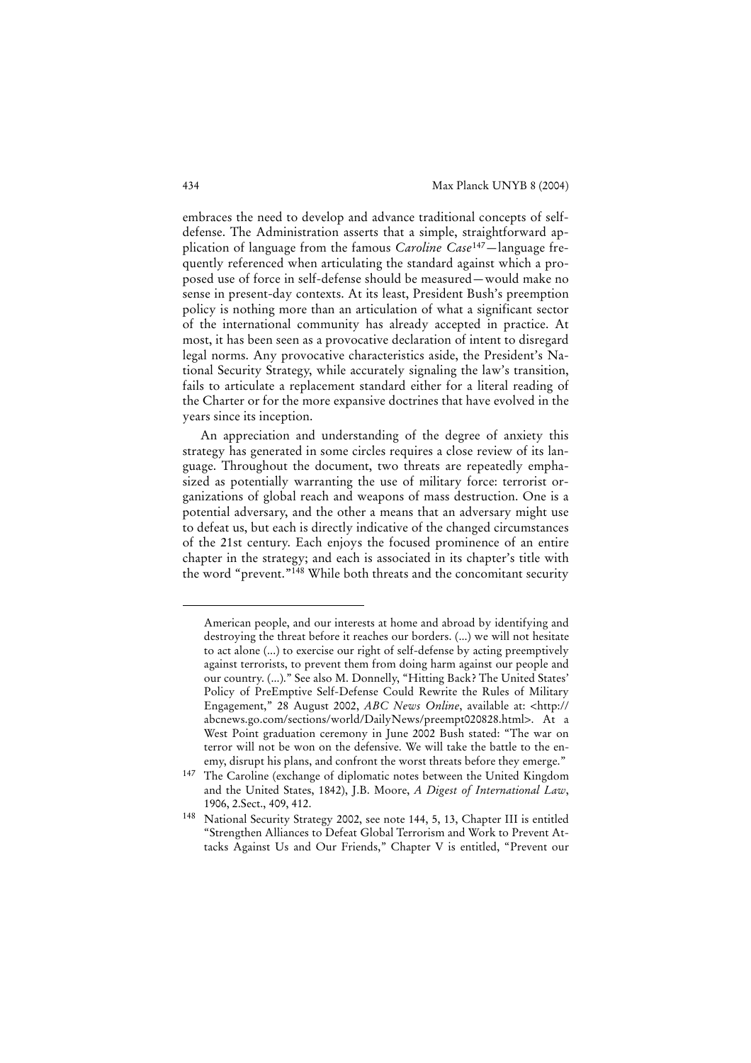embraces the need to develop and advance traditional concepts of self-defense. The Administration asserts that a simple, straightforward application of language from the famous *Caroline Case*[147]—language frequently referenced when articulating the standard against which a proposed use of force in self-defense should be measured—would make no sense in present-day contexts. At its least, President Bush's preemption policy is nothing more than an articulation of what a significant sector of the international community has already accepted in practice. At most, it has been seen as a provocative declaration of intent to disregard legal norms. Any provocative characteristics aside, the President's National Security Strategy, while accurately signaling the law's transition, fails to articulate a replacement standard either for a literal reading of the Charter or for the more expansive doctrines that have evolved in the years since its inception.

An appreciation and understanding of the degree of anxiety this strategy has generated in some circles requires a close review of its language. Throughout the document, two threats are repeatedly emphasized as potentially warranting the use of military force: terrorist organizations of global reach and weapons of mass destruction. One is a potential adversary, and the other a means that an adversary might use to defeat us, but each is directly indicative of the changed circumstances of the 21st century. Each enjoys the focused prominence of an entire chapter in the strategy; and each is associated in its chapter's title with the word "prevent."[148] While both threats and the concomitant security

---

American people, and our interests at home and abroad by identifying and destroying the threat before it reaches our borders. (...) we will not hesitate to act alone (...) to exercise our right of self-defense by acting preemptively against terrorists, to prevent them from doing harm against our people and our country. (...)." See also M. Donnelly, "Hitting Back? The United States' Policy of PreEmptive Self-Defense Could Rewrite the Rules of Military Engagement," 28 August 2002, *ABC News Online*, available at: <http://abcnews.go.com/sections/world/DailyNews/preempt020828.html>. At a West Point graduation ceremony in June 2002 Bush stated: "The war on terror will not be won on the defensive. We will take the battle to the enemy, disrupt his plans, and confront the worst threats before they emerge."

[147] The Caroline (exchange of diplomatic notes between the United Kingdom and the United States, 1842), J.B. Moore, *A Digest of International Law*, 1906, 2.Sect., 409, 412.

[148] National Security Strategy 2002, see note 144, 5, 13, Chapter III is entitled "Strengthen Alliances to Defeat Global Terrorism and Work to Prevent Attacks Against Us and Our Friends," Chapter V is entitled, "Prevent our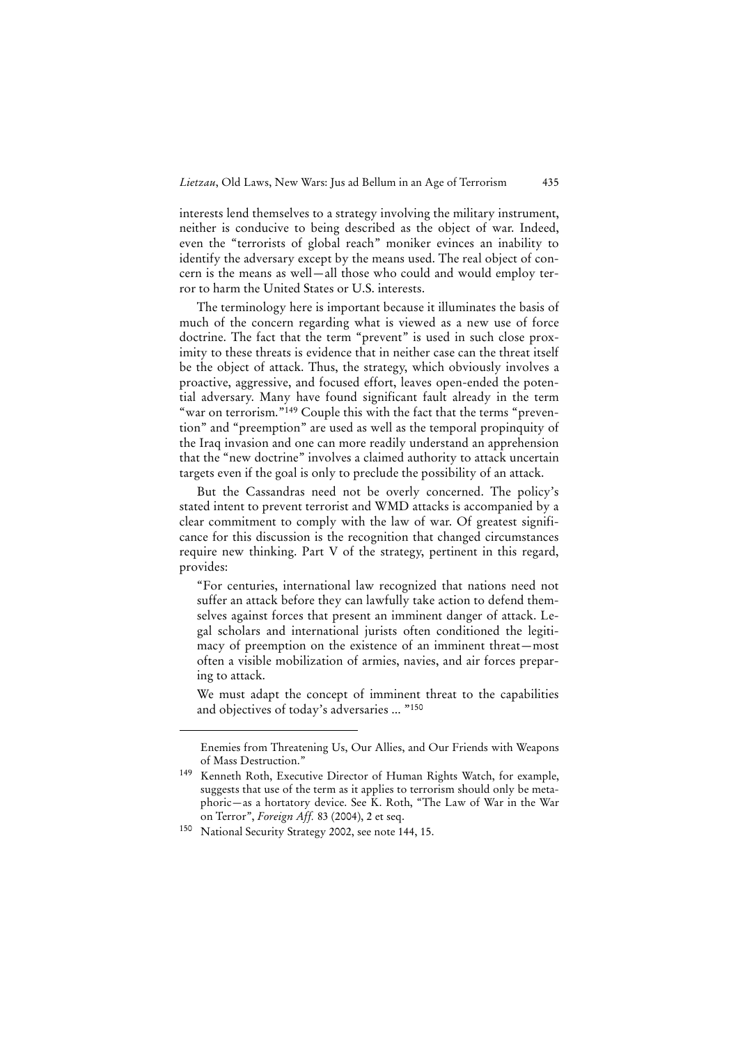interests lend themselves to a strategy involving the military instrument, neither is conducive to being described as the object of war. Indeed, even the "terrorists of global reach" moniker evinces an inability to identify the adversary except by the means used. The real object of concern is the means as well—all those who could and would employ terror to harm the United States or U.S. interests.

The terminology here is important because it illuminates the basis of much of the concern regarding what is viewed as a new use of force doctrine. The fact that the term "prevent" is used in such close proximity to these threats is evidence that in neither case can the threat itself be the object of attack. Thus, the strategy, which obviously involves a proactive, aggressive, and focused effort, leaves open-ended the potential adversary. Many have found significant fault already in the term "war on terrorism."[149] Couple this with the fact that the terms "prevention" and "preemption" are used as well as the temporal propinquity of the Iraq invasion and one can more readily understand an apprehension that the "new doctrine" involves a claimed authority to attack uncertain targets even if the goal is only to preclude the possibility of an attack.

But the Cassandras need not be overly concerned. The policy's stated intent to prevent terrorist and WMD attacks is accompanied by a clear commitment to comply with the law of war. Of greatest significance for this discussion is the recognition that changed circumstances require new thinking. Part V of the strategy, pertinent in this regard, provides:

> "For centuries, international law recognized that nations need not suffer an attack before they can lawfully take action to defend themselves against forces that present an imminent danger of attack. Legal scholars and international jurists often conditioned the legitimacy of preemption on the existence of an imminent threat—most often a visible mobilization of armies, navies, and air forces preparing to attack.
>
> We must adapt the concept of imminent threat to the capabilities and objectives of today's adversaries ... "[150]

---

Enemies from Threatening Us, Our Allies, and Our Friends with Weapons of Mass Destruction."

[149] Kenneth Roth, Executive Director of Human Rights Watch, for example, suggests that use of the term as it applies to terrorism should only be metaphoric—as a hortatory device. See K. Roth, "The Law of War in the War on Terror", *Foreign Aff.* 83 (2004), 2 et seq.

[150] National Security Strategy 2002, see note 144, 15.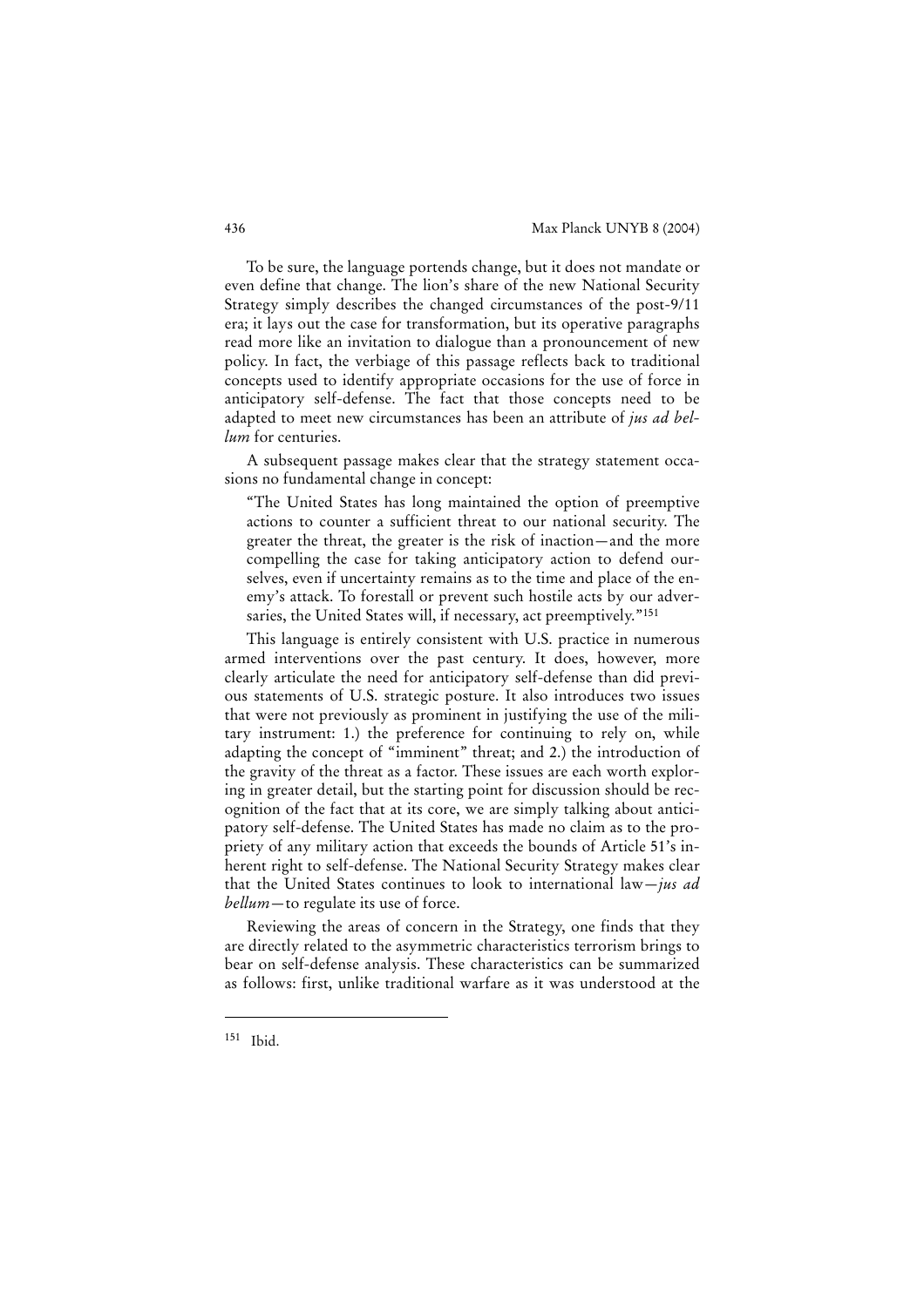To be sure, the language portends change, but it does not mandate or even define that change. The lion's share of the new National Security Strategy simply describes the changed circumstances of the post-9/11 era; it lays out the case for transformation, but its operative paragraphs read more like an invitation to dialogue than a pronouncement of new policy. In fact, the verbiage of this passage reflects back to traditional concepts used to identify appropriate occasions for the use of force in anticipatory self-defense. The fact that those concepts need to be adapted to meet new circumstances has been an attribute of *jus ad bellum* for centuries.

A subsequent passage makes clear that the strategy statement occasions no fundamental change in concept:

> "The United States has long maintained the option of preemptive actions to counter a sufficient threat to our national security. The greater the threat, the greater is the risk of inaction—and the more compelling the case for taking anticipatory action to defend ourselves, even if uncertainty remains as to the time and place of the enemy's attack. To forestall or prevent such hostile acts by our adversaries, the United States will, if necessary, act preemptively."[151]

This language is entirely consistent with U.S. practice in numerous armed interventions over the past century. It does, however, more clearly articulate the need for anticipatory self-defense than did previous statements of U.S. strategic posture. It also introduces two issues that were not previously as prominent in justifying the use of the military instrument: 1.) the preference for continuing to rely on, while adapting the concept of "imminent" threat; and 2.) the introduction of the gravity of the threat as a factor. These issues are each worth exploring in greater detail, but the starting point for discussion should be recognition of the fact that at its core, we are simply talking about anticipatory self-defense. The United States has made no claim as to the propriety of any military action that exceeds the bounds of Article 51's inherent right to self-defense. The National Security Strategy makes clear that the United States continues to look to international law—*jus ad bellum*—to regulate its use of force.

Reviewing the areas of concern in the Strategy, one finds that they are directly related to the asymmetric characteristics terrorism brings to bear on self-defense analysis. These characteristics can be summarized as follows: first, unlike traditional warfare as it was understood at the

---

[151] Ibid.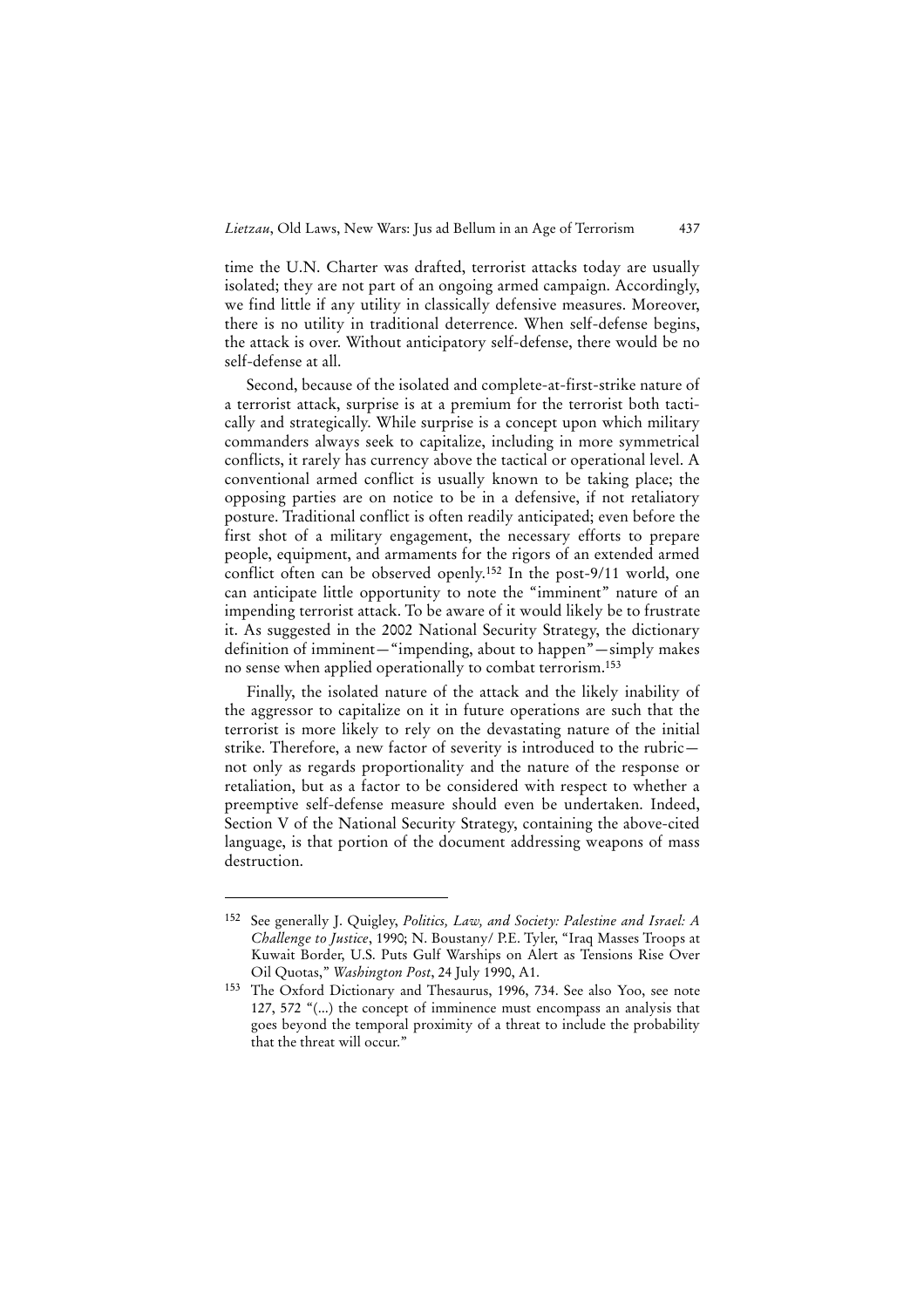time the U.N. Charter was drafted, terrorist attacks today are usually isolated; they are not part of an ongoing armed campaign. Accordingly, we find little if any utility in classically defensive measures. Moreover, there is no utility in traditional deterrence. When self-defense begins, the attack is over. Without anticipatory self-defense, there would be no self-defense at all.

Second, because of the isolated and complete-at-first-strike nature of a terrorist attack, surprise is at a premium for the terrorist both tactically and strategically. While surprise is a concept upon which military commanders always seek to capitalize, including in more symmetrical conflicts, it rarely has currency above the tactical or operational level. A conventional armed conflict is usually known to be taking place; the opposing parties are on notice to be in a defensive, if not retaliatory posture. Traditional conflict is often readily anticipated; even before the first shot of a military engagement, the necessary efforts to prepare people, equipment, and armaments for the rigors of an extended armed conflict often can be observed openly.[152] In the post-9/11 world, one can anticipate little opportunity to note the "imminent" nature of an impending terrorist attack. To be aware of it would likely be to frustrate it. As suggested in the 2002 National Security Strategy, the dictionary definition of imminent—"impending, about to happen"—simply makes no sense when applied operationally to combat terrorism.[153]

Finally, the isolated nature of the attack and the likely inability of the aggressor to capitalize on it in future operations are such that the terrorist is more likely to rely on the devastating nature of the initial strike. Therefore, a new factor of severity is introduced to the rubric—not only as regards proportionality and the nature of the response or retaliation, but as a factor to be considered with respect to whether a preemptive self-defense measure should even be undertaken. Indeed, Section V of the National Security Strategy, containing the above-cited language, is that portion of the document addressing weapons of mass destruction.

---

[152] See generally J. Quigley, *Politics, Law, and Society: Palestine and Israel: A Challenge to Justice*, 1990; N. Boustany/ P.E. Tyler, "Iraq Masses Troops at Kuwait Border, U.S. Puts Gulf Warships on Alert as Tensions Rise Over Oil Quotas," *Washington Post*, 24 July 1990, A1.

[153] The Oxford Dictionary and Thesaurus, 1996, 734. See also Yoo, see note 127, 572 "(...) the concept of imminence must encompass an analysis that goes beyond the temporal proximity of a threat to include the probability that the threat will occur."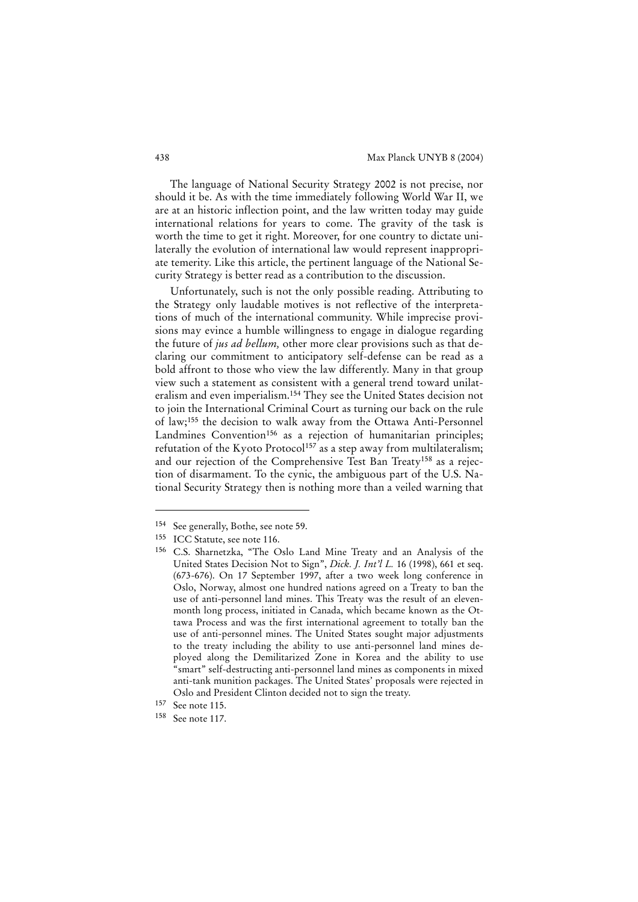The language of National Security Strategy 2002 is not precise, nor should it be. As with the time immediately following World War II, we are at an historic inflection point, and the law written today may guide international relations for years to come. The gravity of the task is worth the time to get it right. Moreover, for one country to dictate unilaterally the evolution of international law would represent inappropriate temerity. Like this article, the pertinent language of the National Security Strategy is better read as a contribution to the discussion.

Unfortunately, such is not the only possible reading. Attributing to the Strategy only laudable motives is not reflective of the interpretations of much of the international community. While imprecise provisions may evince a humble willingness to engage in dialogue regarding the future of *jus ad bellum,* other more clear provisions such as that declaring our commitment to anticipatory self-defense can be read as a bold affront to those who view the law differently. Many in that group view such a statement as consistent with a general trend toward unilateralism and even imperialism.[154] They see the United States decision not to join the International Criminal Court as turning our back on the rule of law;[155] the decision to walk away from the Ottawa Anti-Personnel Landmines Convention[156] as a rejection of humanitarian principles; refutation of the Kyoto Protocol[157] as a step away from multilateralism; and our rejection of the Comprehensive Test Ban Treaty[158] as a rejection of disarmament. To the cynic, the ambiguous part of the U.S. National Security Strategy then is nothing more than a veiled warning that

---

[154] See generally, Bothe, see note 59.

[155] ICC Statute, see note 116.

[156] C.S. Sharnetzka, "The Oslo Land Mine Treaty and an Analysis of the United States Decision Not to Sign", *Dick. J. Int'l L.* 16 (1998), 661 et seq. (673-676). On 17 September 1997, after a two week long conference in Oslo, Norway, almost one hundred nations agreed on a Treaty to ban the use of anti-personnel land mines. This Treaty was the result of an eleven-month long process, initiated in Canada, which became known as the Ottawa Process and was the first international agreement to totally ban the use of anti-personnel mines. The United States sought major adjustments to the treaty including the ability to use anti-personnel land mines deployed along the Demilitarized Zone in Korea and the ability to use "smart" self-destructing anti-personnel land mines as components in mixed anti-tank munition packages. The United States' proposals were rejected in Oslo and President Clinton decided not to sign the treaty.

[157] See note 115.

[158] See note 117.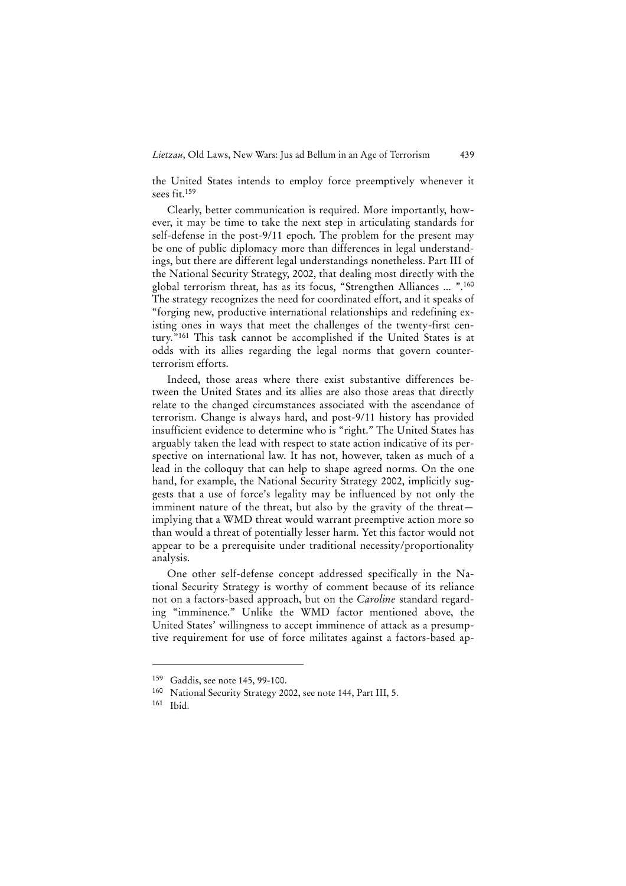the United States intends to employ force preemptively whenever it sees fit.[159]

Clearly, better communication is required. More importantly, however, it may be time to take the next step in articulating standards for self-defense in the post-9/11 epoch. The problem for the present may be one of public diplomacy more than differences in legal understandings, but there are different legal understandings nonetheless. Part III of the National Security Strategy, 2002, that dealing most directly with the global terrorism threat, has as its focus, "Strengthen Alliances ... ".[160] The strategy recognizes the need for coordinated effort, and it speaks of "forging new, productive international relationships and redefining existing ones in ways that meet the challenges of the twenty-first century."[161] This task cannot be accomplished if the United States is at odds with its allies regarding the legal norms that govern counterterrorism efforts.

Indeed, those areas where there exist substantive differences between the United States and its allies are also those areas that directly relate to the changed circumstances associated with the ascendance of terrorism. Change is always hard, and post-9/11 history has provided insufficient evidence to determine who is "right." The United States has arguably taken the lead with respect to state action indicative of its perspective on international law. It has not, however, taken as much of a lead in the colloquy that can help to shape agreed norms. On the one hand, for example, the National Security Strategy 2002, implicitly suggests that a use of force's legality may be influenced by not only the imminent nature of the threat, but also by the gravity of the threat—implying that a WMD threat would warrant preemptive action more so than would a threat of potentially lesser harm. Yet this factor would not appear to be a prerequisite under traditional necessity/proportionality analysis.

One other self-defense concept addressed specifically in the National Security Strategy is worthy of comment because of its reliance not on a factors-based approach, but on the *Caroline* standard regarding "imminence." Unlike the WMD factor mentioned above, the United States' willingness to accept imminence of attack as a presumptive requirement for use of force militates against a factors-based ap-

---

[159] Gaddis, see note 145, 99-100.

[160] National Security Strategy 2002, see note 144, Part III, 5.

[161] Ibid.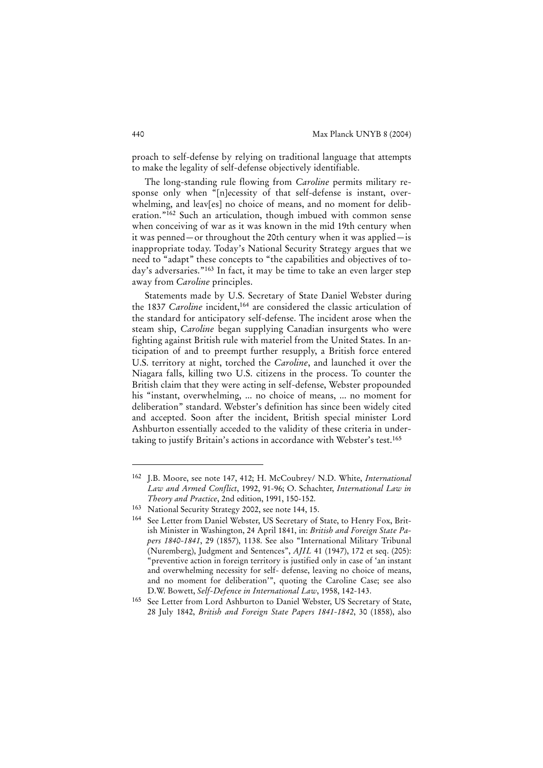proach to self-defense by relying on traditional language that attempts to make the legality of self-defense objectively identifiable.

The long-standing rule flowing from *Caroline* permits military response only when "[n]ecessity of that self-defense is instant, overwhelming, and leav[es] no choice of means, and no moment for deliberation."[162] Such an articulation, though imbued with common sense when conceiving of war as it was known in the mid 19th century when it was penned—or throughout the 20th century when it was applied—is inappropriate today. Today's National Security Strategy argues that we need to "adapt" these concepts to "the capabilities and objectives of today's adversaries."[163] In fact, it may be time to take an even larger step away from *Caroline* principles.

Statements made by U.S. Secretary of State Daniel Webster during the 1837 *Caroline* incident,[164] are considered the classic articulation of the standard for anticipatory self-defense. The incident arose when the steam ship, *Caroline* began supplying Canadian insurgents who were fighting against British rule with materiel from the United States. In anticipation of and to preempt further resupply, a British force entered U.S. territory at night, torched the *Caroline*, and launched it over the Niagara falls, killing two U.S. citizens in the process. To counter the British claim that they were acting in self-defense, Webster propounded his "instant, overwhelming, ... no choice of means, ... no moment for deliberation" standard. Webster's definition has since been widely cited and accepted. Soon after the incident, British special minister Lord Ashburton essentially acceded to the validity of these criteria in undertaking to justify Britain's actions in accordance with Webster's test.[165]

---

[162] J.B. Moore, see note 147, 412; H. McCoubrey/ N.D. White, *International Law and Armed Conflict*, 1992, 91-96; O. Schachter, *International Law in Theory and Practice*, 2nd edition, 1991, 150-152.

[163] National Security Strategy 2002, see note 144, 15.

[164] See Letter from Daniel Webster, US Secretary of State, to Henry Fox, British Minister in Washington, 24 April 1841, in: *British and Foreign State Papers 1840-1841*, 29 (1857), 1138. See also "International Military Tribunal (Nuremberg), Judgment and Sentences", *AJIL* 41 (1947), 172 et seq. (205): "preventive action in foreign territory is justified only in case of 'an instant and overwhelming necessity for self- defense, leaving no choice of means, and no moment for deliberation'", quoting the Caroline Case; see also D.W. Bowett, *Self-Defence in International Law*, 1958, 142-143.

[165] See Letter from Lord Ashburton to Daniel Webster, US Secretary of State, 28 July 1842, *British and Foreign State Papers 1841-1842*, 30 (1858), also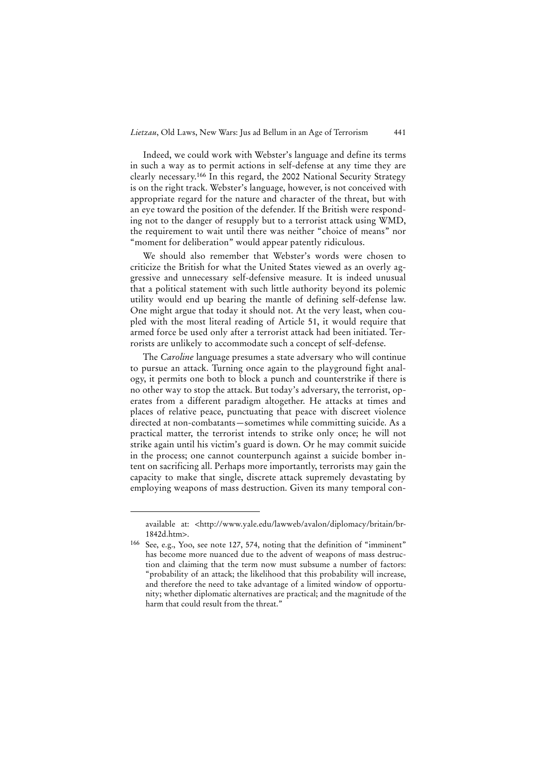Indeed, we could work with Webster's language and define its terms in such a way as to permit actions in self-defense at any time they are clearly necessary.[166] In this regard, the 2002 National Security Strategy is on the right track. Webster's language, however, is not conceived with appropriate regard for the nature and character of the threat, but with an eye toward the position of the defender. If the British were responding not to the danger of resupply but to a terrorist attack using WMD, the requirement to wait until there was neither "choice of means" nor "moment for deliberation" would appear patently ridiculous.

We should also remember that Webster's words were chosen to criticize the British for what the United States viewed as an overly aggressive and unnecessary self-defensive measure. It is indeed unusual that a political statement with such little authority beyond its polemic utility would end up bearing the mantle of defining self-defense law. One might argue that today it should not. At the very least, when coupled with the most literal reading of Article 51, it would require that armed force be used only after a terrorist attack had been initiated. Terrorists are unlikely to accommodate such a concept of self-defense.

The *Caroline* language presumes a state adversary who will continue to pursue an attack. Turning once again to the playground fight analogy, it permits one both to block a punch and counterstrike if there is no other way to stop the attack. But today's adversary, the terrorist, operates from a different paradigm altogether. He attacks at times and places of relative peace, punctuating that peace with discreet violence directed at non-combatants—sometimes while committing suicide. As a practical matter, the terrorist intends to strike only once; he will not strike again until his victim's guard is down. Or he may commit suicide in the process; one cannot counterpunch against a suicide bomber intent on sacrificing all. Perhaps more importantly, terrorists may gain the capacity to make that single, discrete attack supremely devastating by employing weapons of mass destruction. Given its many temporal con-

---

available at: <http://www.yale.edu/lawweb/avalon/diplomacy/britain/br-1842d.htm>.

166 See, e.g., Yoo, see note 127, 574, noting that the definition of "imminent" has become more nuanced due to the advent of weapons of mass destruction and claiming that the term now must subsume a number of factors: "probability of an attack; the likelihood that this probability will increase, and therefore the need to take advantage of a limited window of opportunity; whether diplomatic alternatives are practical; and the magnitude of the harm that could result from the threat."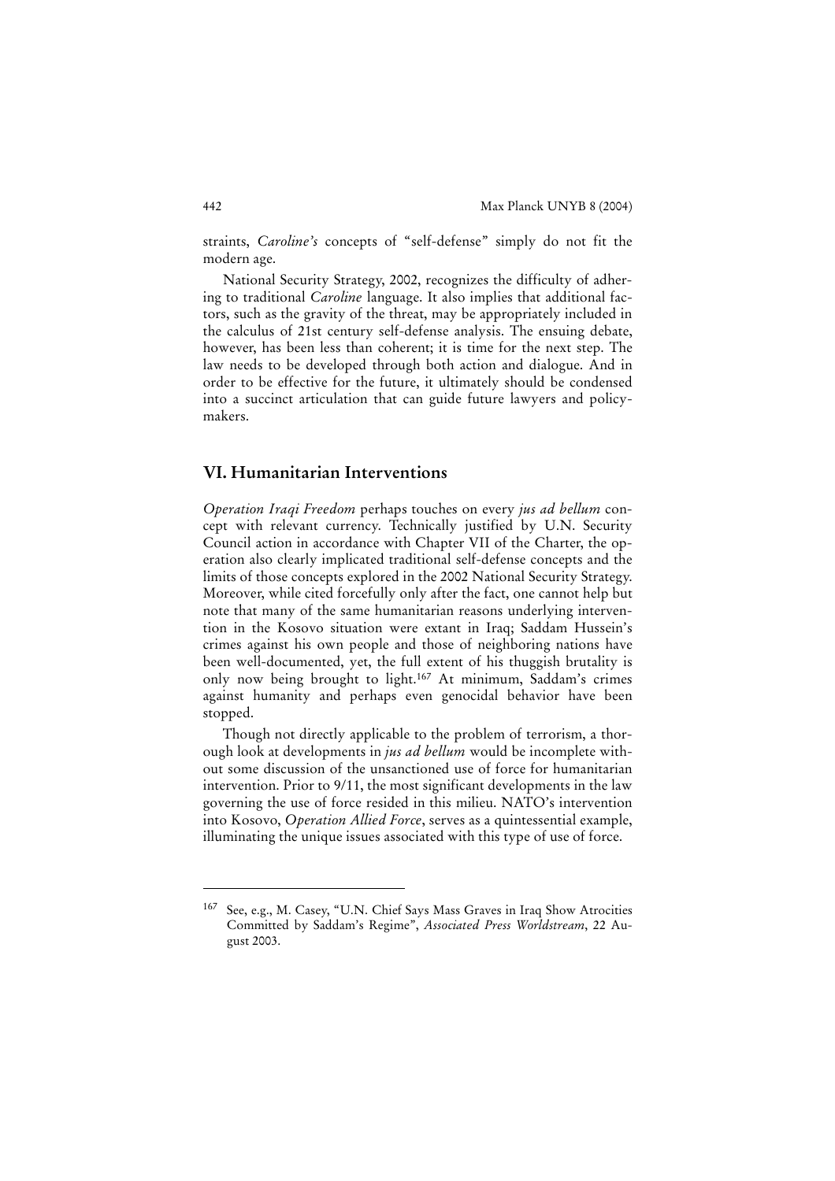straints, *Caroline's* concepts of "self-defense" simply do not fit the modern age.

National Security Strategy, 2002, recognizes the difficulty of adhering to traditional *Caroline* language. It also implies that additional factors, such as the gravity of the threat, may be appropriately included in the calculus of 21st century self-defense analysis. The ensuing debate, however, has been less than coherent; it is time for the next step. The law needs to be developed through both action and dialogue. And in order to be effective for the future, it ultimately should be condensed into a succinct articulation that can guide future lawyers and policymakers.

## VI. Humanitarian Interventions

*Operation Iraqi Freedom* perhaps touches on every *jus ad bellum* concept with relevant currency. Technically justified by U.N. Security Council action in accordance with Chapter VII of the Charter, the operation also clearly implicated traditional self-defense concepts and the limits of those concepts explored in the 2002 National Security Strategy. Moreover, while cited forcefully only after the fact, one cannot help but note that many of the same humanitarian reasons underlying intervention in the Kosovo situation were extant in Iraq; Saddam Hussein's crimes against his own people and those of neighboring nations have been well-documented, yet, the full extent of his thuggish brutality is only now being brought to light.[167] At minimum, Saddam's crimes against humanity and perhaps even genocidal behavior have been stopped.

Though not directly applicable to the problem of terrorism, a thorough look at developments in *jus ad bellum* would be incomplete without some discussion of the unsanctioned use of force for humanitarian intervention. Prior to 9/11, the most significant developments in the law governing the use of force resided in this milieu. NATO's intervention into Kosovo, *Operation Allied Force*, serves as a quintessential example, illuminating the unique issues associated with this type of use of force.

---

[167] See, e.g., M. Casey, "U.N. Chief Says Mass Graves in Iraq Show Atrocities Committed by Saddam's Regime", *Associated Press Worldstream*, 22 August 2003.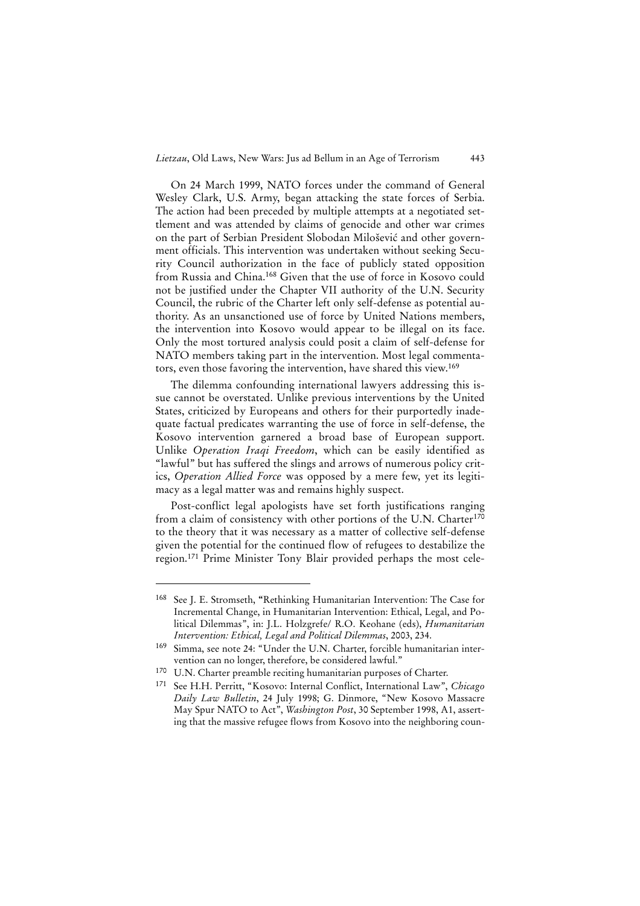On 24 March 1999, NATO forces under the command of General Wesley Clark, U.S. Army, began attacking the state forces of Serbia. The action had been preceded by multiple attempts at a negotiated settlement and was attended by claims of genocide and other war crimes on the part of Serbian President Slobodan Milošević and other government officials. This intervention was undertaken without seeking Security Council authorization in the face of publicly stated opposition from Russia and China.[168] Given that the use of force in Kosovo could not be justified under the Chapter VII authority of the U.N. Security Council, the rubric of the Charter left only self-defense as potential authority. As an unsanctioned use of force by United Nations members, the intervention into Kosovo would appear to be illegal on its face. Only the most tortured analysis could posit a claim of self-defense for NATO members taking part in the intervention. Most legal commentators, even those favoring the intervention, have shared this view.[169]

The dilemma confounding international lawyers addressing this issue cannot be overstated. Unlike previous interventions by the United States, criticized by Europeans and others for their purportedly inadequate factual predicates warranting the use of force in self-defense, the Kosovo intervention garnered a broad base of European support. Unlike *Operation Iraqi Freedom*, which can be easily identified as "lawful" but has suffered the slings and arrows of numerous policy critics, *Operation Allied Force* was opposed by a mere few, yet its legitimacy as a legal matter was and remains highly suspect.

Post-conflict legal apologists have set forth justifications ranging from a claim of consistency with other portions of the U.N. Charter[170] to the theory that it was necessary as a matter of collective self-defense given the potential for the continued flow of refugees to destabilize the region.[171] Prime Minister Tony Blair provided perhaps the most cele-

---

[168] See J. E. Stromseth, "Rethinking Humanitarian Intervention: The Case for Incremental Change, in Humanitarian Intervention: Ethical, Legal, and Political Dilemmas", in: J.L. Holzgrefe/ R.O. Keohane (eds), *Humanitarian Intervention: Ethical, Legal and Political Dilemmas*, 2003, 234.

[169] Simma, see note 24: "Under the U.N. Charter, forcible humanitarian intervention can no longer, therefore, be considered lawful."

[170] U.N. Charter preamble reciting humanitarian purposes of Charter.

[171] See H.H. Perritt, "Kosovo: Internal Conflict, International Law", *Chicago Daily Law Bulletin*, 24 July 1998; G. Dinmore, "New Kosovo Massacre May Spur NATO to Act", *Washington Post*, 30 September 1998, A1, asserting that the massive refugee flows from Kosovo into the neighboring coun-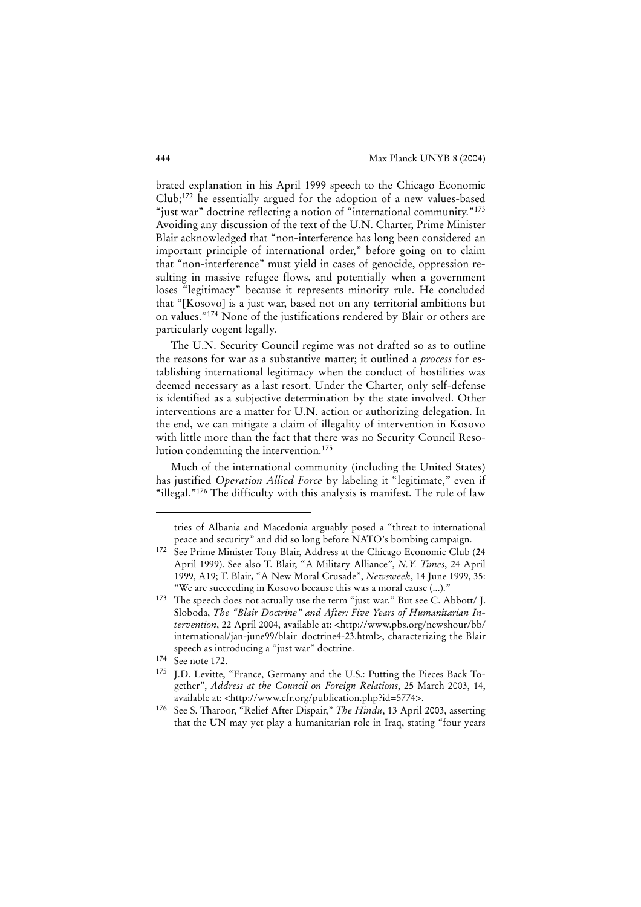brated explanation in his April 1999 speech to the Chicago Economic Club;[172] he essentially argued for the adoption of a new values-based "just war" doctrine reflecting a notion of "international community."[173] Avoiding any discussion of the text of the U.N. Charter, Prime Minister Blair acknowledged that "non-interference has long been considered an important principle of international order," before going on to claim that "non-interference" must yield in cases of genocide, oppression resulting in massive refugee flows, and potentially when a government loses "legitimacy" because it represents minority rule. He concluded that "[Kosovo] is a just war, based not on any territorial ambitions but on values."[174] None of the justifications rendered by Blair or others are particularly cogent legally.

The U.N. Security Council regime was not drafted so as to outline the reasons for war as a substantive matter; it outlined a *process* for establishing international legitimacy when the conduct of hostilities was deemed necessary as a last resort. Under the Charter, only self-defense is identified as a subjective determination by the state involved. Other interventions are a matter for U.N. action or authorizing delegation. In the end, we can mitigate a claim of illegality of intervention in Kosovo with little more than the fact that there was no Security Council Resolution condemning the intervention.[175]

Much of the international community (including the United States) has justified *Operation Allied Force* by labeling it "legitimate," even if "illegal."[176] The difficulty with this analysis is manifest. The rule of law

---

tries of Albania and Macedonia arguably posed a "threat to international peace and security" and did so long before NATO's bombing campaign.

172 See Prime Minister Tony Blair, Address at the Chicago Economic Club (24 April 1999). See also T. Blair, "A Military Alliance", *N.Y. Times*, 24 April 1999, A19; T. Blair, "A New Moral Crusade", *Newsweek*, 14 June 1999, 35: "We are succeeding in Kosovo because this was a moral cause (...)."

173 The speech does not actually use the term "just war." But see C. Abbott/ J. Sloboda, *The "Blair Doctrine" and After: Five Years of Humanitarian Intervention*, 22 April 2004, available at: <http://www.pbs.org/newshour/bb/international/jan-june99/blair_doctrine4-23.html>, characterizing the Blair speech as introducing a "just war" doctrine.

174 See note 172.

175 J.D. Levitte, "France, Germany and the U.S.: Putting the Pieces Back Together", *Address at the Council on Foreign Relations*, 25 March 2003, 14, available at: <http://www.cfr.org/publication.php?id=5774>.

176 See S. Tharoor, "Relief After Dispair," *The Hindu*, 13 April 2003, asserting that the UN may yet play a humanitarian role in Iraq, stating "four years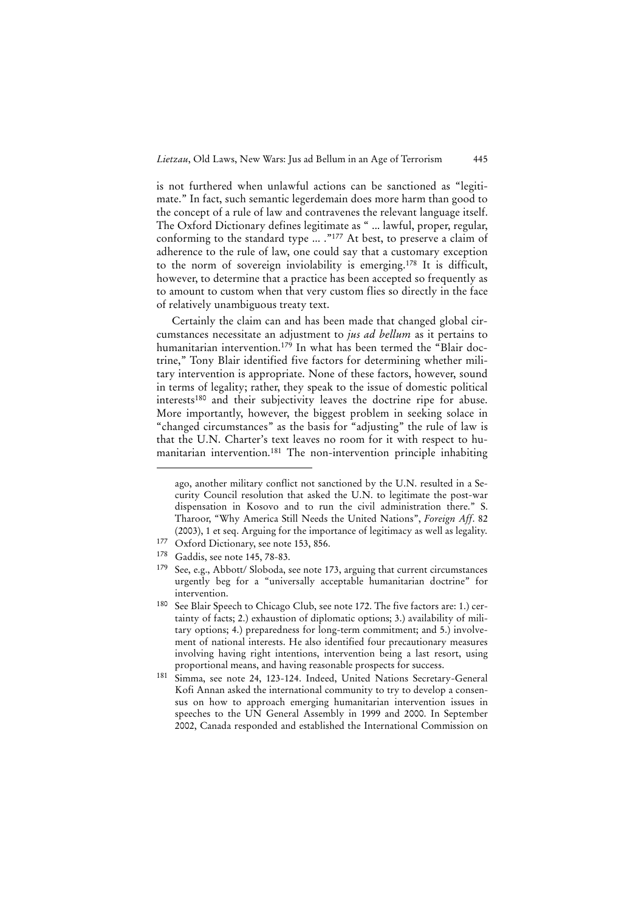is not furthered when unlawful actions can be sanctioned as "legitimate." In fact, such semantic legerdemain does more harm than good to the concept of a rule of law and contravenes the relevant language itself. The Oxford Dictionary defines legitimate as " ... lawful, proper, regular, conforming to the standard type ... ."[177] At best, to preserve a claim of adherence to the rule of law, one could say that a customary exception to the norm of sovereign inviolability is emerging.[178] It is difficult, however, to determine that a practice has been accepted so frequently as to amount to custom when that very custom flies so directly in the face of relatively unambiguous treaty text.

Certainly the claim can and has been made that changed global circumstances necessitate an adjustment to *jus ad bellum* as it pertains to humanitarian intervention.[179] In what has been termed the "Blair doctrine," Tony Blair identified five factors for determining whether military intervention is appropriate. None of these factors, however, sound in terms of legality; rather, they speak to the issue of domestic political interests[180] and their subjectivity leaves the doctrine ripe for abuse. More importantly, however, the biggest problem in seeking solace in "changed circumstances" as the basis for "adjusting" the rule of law is that the U.N. Charter's text leaves no room for it with respect to humanitarian intervention.[181] The non-intervention principle inhabiting

---

ago, another military conflict not sanctioned by the U.N. resulted in a Security Council resolution that asked the U.N. to legitimate the post-war dispensation in Kosovo and to run the civil administration there." S. Tharoor, "Why America Still Needs the United Nations", *Foreign Aff*. 82 (2003), 1 et seq. Arguing for the importance of legitimacy as well as legality.

[177] Oxford Dictionary, see note 153, 856.

[178] Gaddis, see note 145, 78-83.

[179] See, e.g., Abbott/ Sloboda, see note 173, arguing that current circumstances urgently beg for a "universally acceptable humanitarian doctrine" for intervention.

[180] See Blair Speech to Chicago Club, see note 172. The five factors are: 1.) certainty of facts; 2.) exhaustion of diplomatic options; 3.) availability of military options; 4.) preparedness for long-term commitment; and 5.) involvement of national interests. He also identified four precautionary measures involving having right intentions, intervention being a last resort, using proportional means, and having reasonable prospects for success.

[181] Simma, see note 24, 123-124. Indeed, United Nations Secretary-General Kofi Annan asked the international community to try to develop a consensus on how to approach emerging humanitarian intervention issues in speeches to the UN General Assembly in 1999 and 2000. In September 2002, Canada responded and established the International Commission on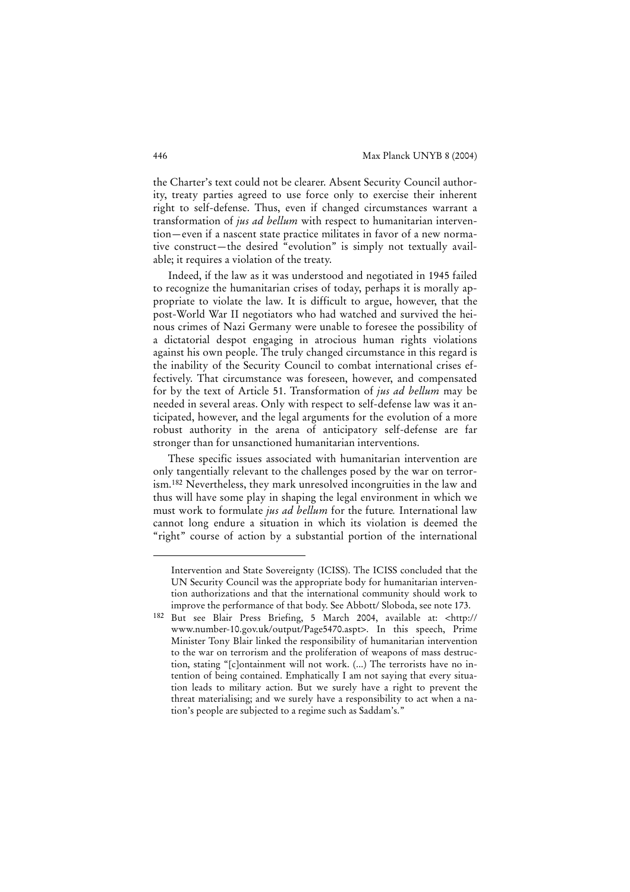the Charter's text could not be clearer. Absent Security Council authority, treaty parties agreed to use force only to exercise their inherent right to self-defense. Thus, even if changed circumstances warrant a transformation of *jus ad bellum* with respect to humanitarian intervention—even if a nascent state practice militates in favor of a new normative construct—the desired "evolution" is simply not textually available; it requires a violation of the treaty.

Indeed, if the law as it was understood and negotiated in 1945 failed to recognize the humanitarian crises of today, perhaps it is morally appropriate to violate the law. It is difficult to argue, however, that the post-World War II negotiators who had watched and survived the heinous crimes of Nazi Germany were unable to foresee the possibility of a dictatorial despot engaging in atrocious human rights violations against his own people. The truly changed circumstance in this regard is the inability of the Security Council to combat international crises effectively. That circumstance was foreseen, however, and compensated for by the text of Article 51. Transformation of *jus ad bellum* may be needed in several areas. Only with respect to self-defense law was it anticipated, however, and the legal arguments for the evolution of a more robust authority in the arena of anticipatory self-defense are far stronger than for unsanctioned humanitarian interventions.

These specific issues associated with humanitarian intervention are only tangentially relevant to the challenges posed by the war on terrorism.[182] Nevertheless, they mark unresolved incongruities in the law and thus will have some play in shaping the legal environment in which we must work to formulate *jus ad bellum* for the future. International law cannot long endure a situation in which its violation is deemed the "right" course of action by a substantial portion of the international

---

Intervention and State Sovereignty (ICISS). The ICISS concluded that the UN Security Council was the appropriate body for humanitarian intervention authorizations and that the international community should work to improve the performance of that body. See Abbott/ Sloboda, see note 173.

[182] But see Blair Press Briefing, 5 March 2004, available at: <http://www.number-10.gov.uk/output/Page5470.aspt>. In this speech, Prime Minister Tony Blair linked the responsibility of humanitarian intervention to the war on terrorism and the proliferation of weapons of mass destruction, stating "[c]ontainment will not work. (...) The terrorists have no intention of being contained. Emphatically I am not saying that every situation leads to military action. But we surely have a right to prevent the threat materialising; and we surely have a responsibility to act when a nation's people are subjected to a regime such as Saddam's."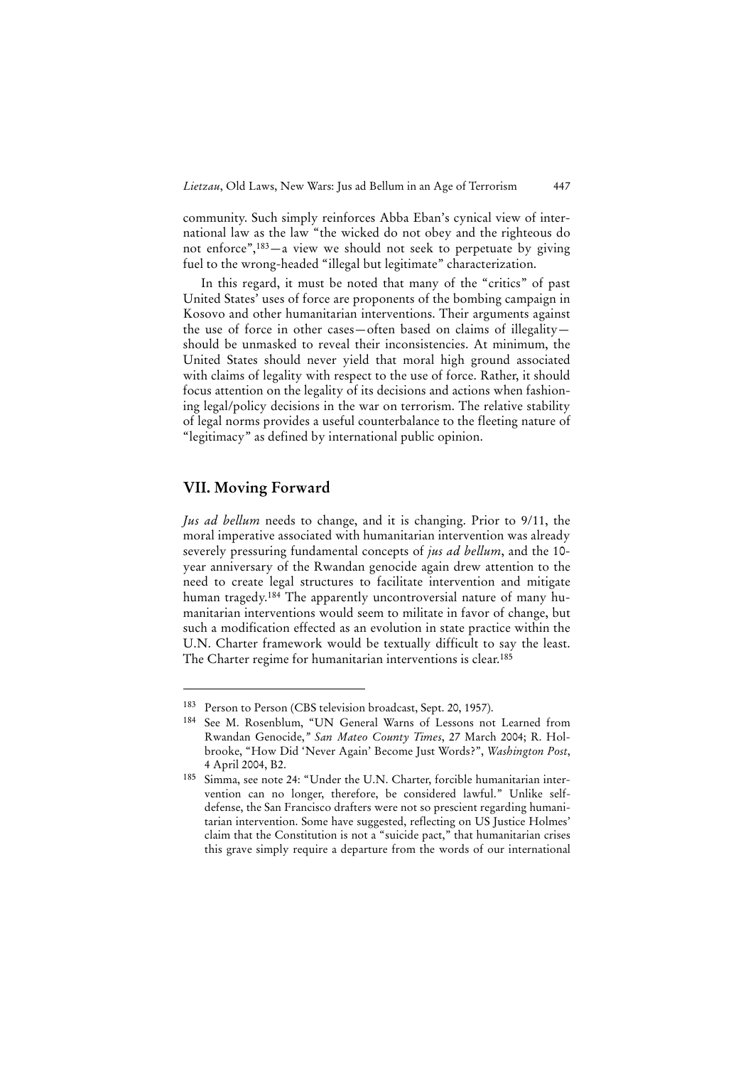community. Such simply reinforces Abba Eban's cynical view of international law as the law "the wicked do not obey and the righteous do not enforce",[183]—a view we should not seek to perpetuate by giving fuel to the wrong-headed "illegal but legitimate" characterization.

In this regard, it must be noted that many of the "critics" of past United States' uses of force are proponents of the bombing campaign in Kosovo and other humanitarian interventions. Their arguments against the use of force in other cases—often based on claims of illegality—should be unmasked to reveal their inconsistencies. At minimum, the United States should never yield that moral high ground associated with claims of legality with respect to the use of force. Rather, it should focus attention on the legality of its decisions and actions when fashioning legal/policy decisions in the war on terrorism. The relative stability of legal norms provides a useful counterbalance to the fleeting nature of "legitimacy" as defined by international public opinion.

## VII. Moving Forward

*Jus ad bellum* needs to change, and it is changing. Prior to 9/11, the moral imperative associated with humanitarian intervention was already severely pressuring fundamental concepts of *jus ad bellum*, and the 10-year anniversary of the Rwandan genocide again drew attention to the need to create legal structures to facilitate intervention and mitigate human tragedy.[184] The apparently uncontroversial nature of many humanitarian interventions would seem to militate in favor of change, but such a modification effected as an evolution in state practice within the U.N. Charter framework would be textually difficult to say the least. The Charter regime for humanitarian interventions is clear.[185]

---

[183] Person to Person (CBS television broadcast, Sept. 20, 1957).

[184] See M. Rosenblum, "UN General Warns of Lessons not Learned from Rwandan Genocide," *San Mateo County Times*, 27 March 2004; R. Holbrooke, "How Did 'Never Again' Become Just Words?", *Washington Post*, 4 April 2004, B2.

[185] Simma, see note 24: "Under the U.N. Charter, forcible humanitarian intervention can no longer, therefore, be considered lawful." Unlike self-defense, the San Francisco drafters were not so prescient regarding humanitarian intervention. Some have suggested, reflecting on US Justice Holmes' claim that the Constitution is not a "suicide pact," that humanitarian crises this grave simply require a departure from the words of our international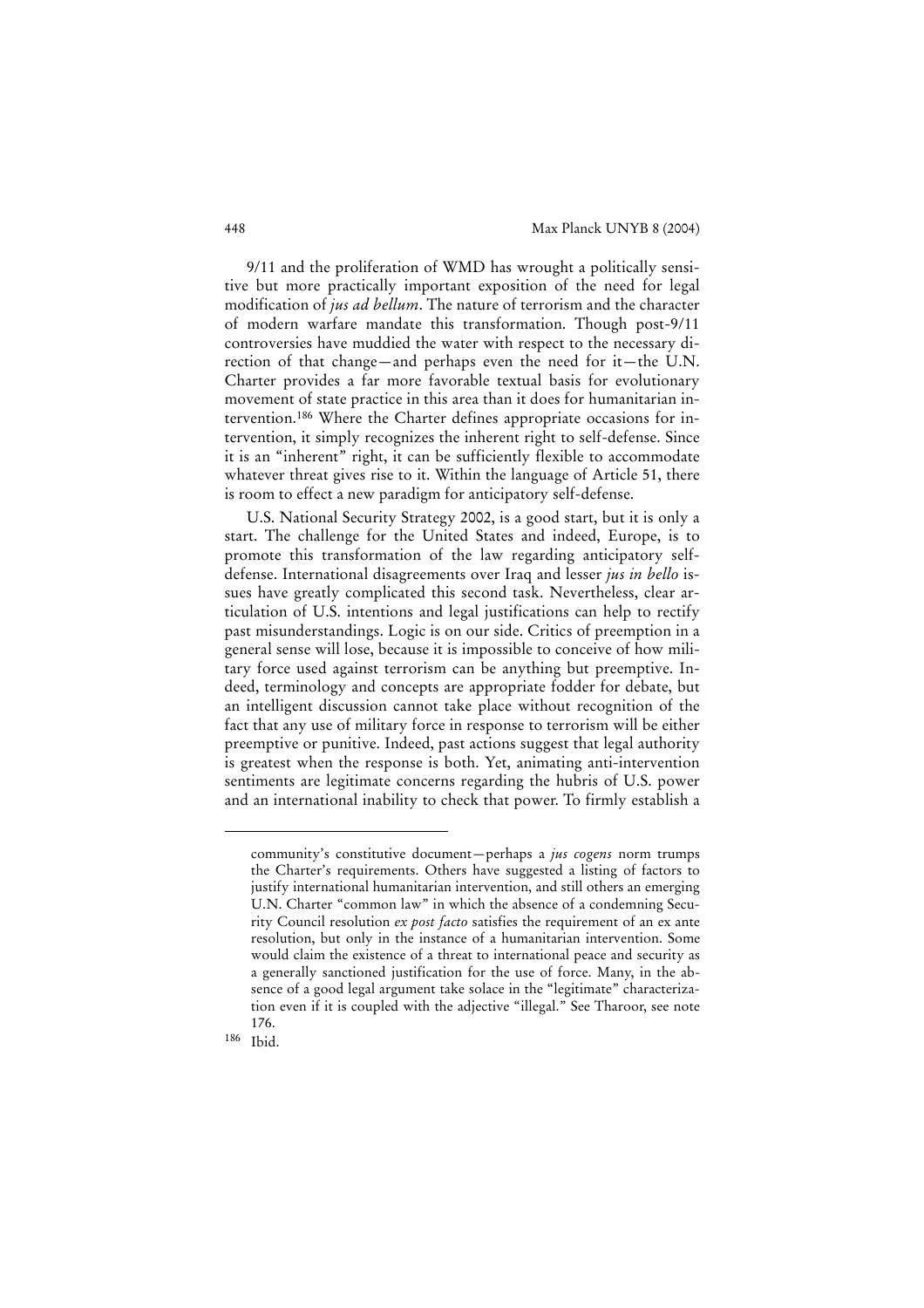9/11 and the proliferation of WMD has wrought a politically sensitive but more practically important exposition of the need for legal modification of *jus ad bellum*. The nature of terrorism and the character of modern warfare mandate this transformation. Though post-9/11 controversies have muddied the water with respect to the necessary direction of that change—and perhaps even the need for it—the U.N. Charter provides a far more favorable textual basis for evolutionary movement of state practice in this area than it does for humanitarian intervention.[186] Where the Charter defines appropriate occasions for intervention, it simply recognizes the inherent right to self-defense. Since it is an "inherent" right, it can be sufficiently flexible to accommodate whatever threat gives rise to it. Within the language of Article 51, there is room to effect a new paradigm for anticipatory self-defense.

U.S. National Security Strategy 2002, is a good start, but it is only a start. The challenge for the United States and indeed, Europe, is to promote this transformation of the law regarding anticipatory self-defense. International disagreements over Iraq and lesser *jus in bello* issues have greatly complicated this second task. Nevertheless, clear articulation of U.S. intentions and legal justifications can help to rectify past misunderstandings. Logic is on our side. Critics of preemption in a general sense will lose, because it is impossible to conceive of how military force used against terrorism can be anything but preemptive. Indeed, terminology and concepts are appropriate fodder for debate, but an intelligent discussion cannot take place without recognition of the fact that any use of military force in response to terrorism will be either preemptive or punitive. Indeed, past actions suggest that legal authority is greatest when the response is both. Yet, animating anti-intervention sentiments are legitimate concerns regarding the hubris of U.S. power and an international inability to check that power. To firmly establish a

---

community's constitutive document—perhaps a *jus cogens* norm trumps the Charter's requirements. Others have suggested a listing of factors to justify international humanitarian intervention, and still others an emerging U.N. Charter "common law" in which the absence of a condemning Security Council resolution *ex post facto* satisfies the requirement of an ex ante resolution, but only in the instance of a humanitarian intervention. Some would claim the existence of a threat to international peace and security as a generally sanctioned justification for the use of force. Many, in the absence of a good legal argument take solace in the "legitimate" characterization even if it is coupled with the adjective "illegal." See Tharoor, see note 176.

[186] Ibid.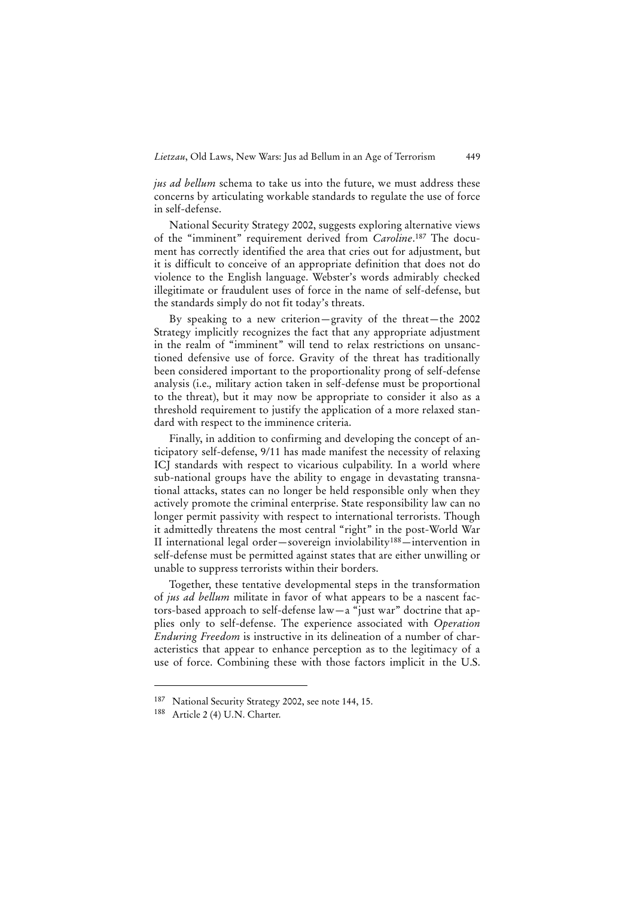*jus ad bellum* schema to take us into the future, we must address these concerns by articulating workable standards to regulate the use of force in self-defense.

National Security Strategy 2002, suggests exploring alternative views of the "imminent" requirement derived from *Caroline*.[187] The document has correctly identified the area that cries out for adjustment, but it is difficult to conceive of an appropriate definition that does not do violence to the English language. Webster's words admirably checked illegitimate or fraudulent uses of force in the name of self-defense, but the standards simply do not fit today's threats.

By speaking to a new criterion—gravity of the threat—the 2002 Strategy implicitly recognizes the fact that any appropriate adjustment in the realm of "imminent" will tend to relax restrictions on unsanctioned defensive use of force. Gravity of the threat has traditionally been considered important to the proportionality prong of self-defense analysis (i.e., military action taken in self-defense must be proportional to the threat), but it may now be appropriate to consider it also as a threshold requirement to justify the application of a more relaxed standard with respect to the imminence criteria.

Finally, in addition to confirming and developing the concept of anticipatory self-defense, 9/11 has made manifest the necessity of relaxing ICJ standards with respect to vicarious culpability. In a world where sub-national groups have the ability to engage in devastating transnational attacks, states can no longer be held responsible only when they actively promote the criminal enterprise. State responsibility law can no longer permit passivity with respect to international terrorists. Though it admittedly threatens the most central "right" in the post-World War II international legal order—sovereign inviolability[188]—intervention in self-defense must be permitted against states that are either unwilling or unable to suppress terrorists within their borders.

Together, these tentative developmental steps in the transformation of *jus ad bellum* militate in favor of what appears to be a nascent factors-based approach to self-defense law—a "just war" doctrine that applies only to self-defense. The experience associated with *Operation Enduring Freedom* is instructive in its delineation of a number of characteristics that appear to enhance perception as to the legitimacy of a use of force. Combining these with those factors implicit in the U.S.

---

[187] National Security Strategy 2002, see note 144, 15.

[188] Article 2 (4) U.N. Charter.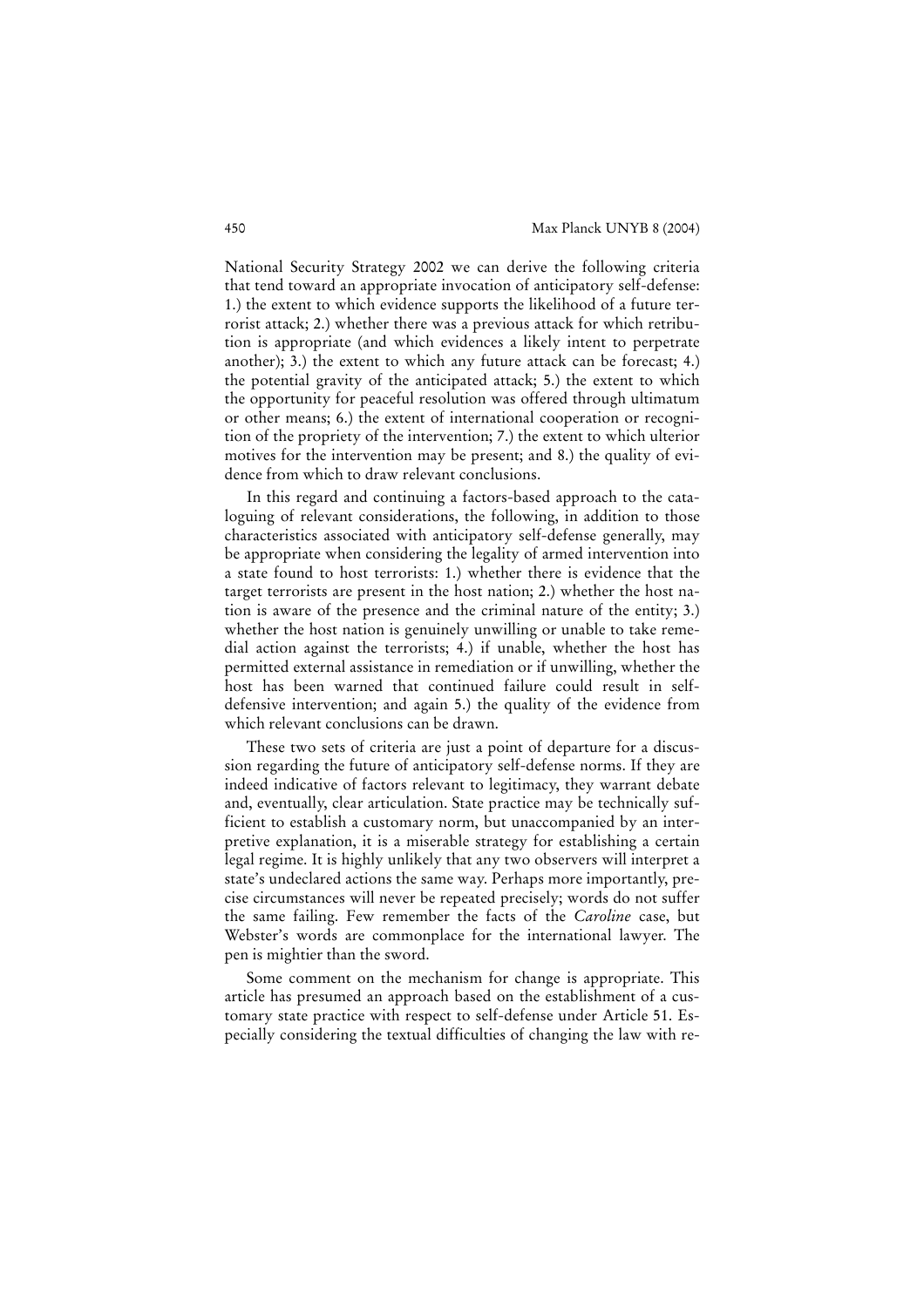National Security Strategy 2002 we can derive the following criteria that tend toward an appropriate invocation of anticipatory self-defense: 1.) the extent to which evidence supports the likelihood of a future terrorist attack; 2.) whether there was a previous attack for which retribution is appropriate (and which evidences a likely intent to perpetrate another); 3.) the extent to which any future attack can be forecast; 4.) the potential gravity of the anticipated attack; 5.) the extent to which the opportunity for peaceful resolution was offered through ultimatum or other means; 6.) the extent of international cooperation or recognition of the propriety of the intervention; 7.) the extent to which ulterior motives for the intervention may be present; and 8.) the quality of evidence from which to draw relevant conclusions.

In this regard and continuing a factors-based approach to the cataloguing of relevant considerations, the following, in addition to those characteristics associated with anticipatory self-defense generally, may be appropriate when considering the legality of armed intervention into a state found to host terrorists: 1.) whether there is evidence that the target terrorists are present in the host nation; 2.) whether the host nation is aware of the presence and the criminal nature of the entity; 3.) whether the host nation is genuinely unwilling or unable to take remedial action against the terrorists; 4.) if unable, whether the host has permitted external assistance in remediation or if unwilling, whether the host has been warned that continued failure could result in self-defensive intervention; and again 5.) the quality of the evidence from which relevant conclusions can be drawn.

These two sets of criteria are just a point of departure for a discussion regarding the future of anticipatory self-defense norms. If they are indeed indicative of factors relevant to legitimacy, they warrant debate and, eventually, clear articulation. State practice may be technically sufficient to establish a customary norm, but unaccompanied by an interpretive explanation, it is a miserable strategy for establishing a certain legal regime. It is highly unlikely that any two observers will interpret a state's undeclared actions the same way. Perhaps more importantly, precise circumstances will never be repeated precisely; words do not suffer the same failing. Few remember the facts of the *Caroline* case, but Webster's words are commonplace for the international lawyer. The pen is mightier than the sword.

Some comment on the mechanism for change is appropriate. This article has presumed an approach based on the establishment of a customary state practice with respect to self-defense under Article 51. Especially considering the textual difficulties of changing the law with re-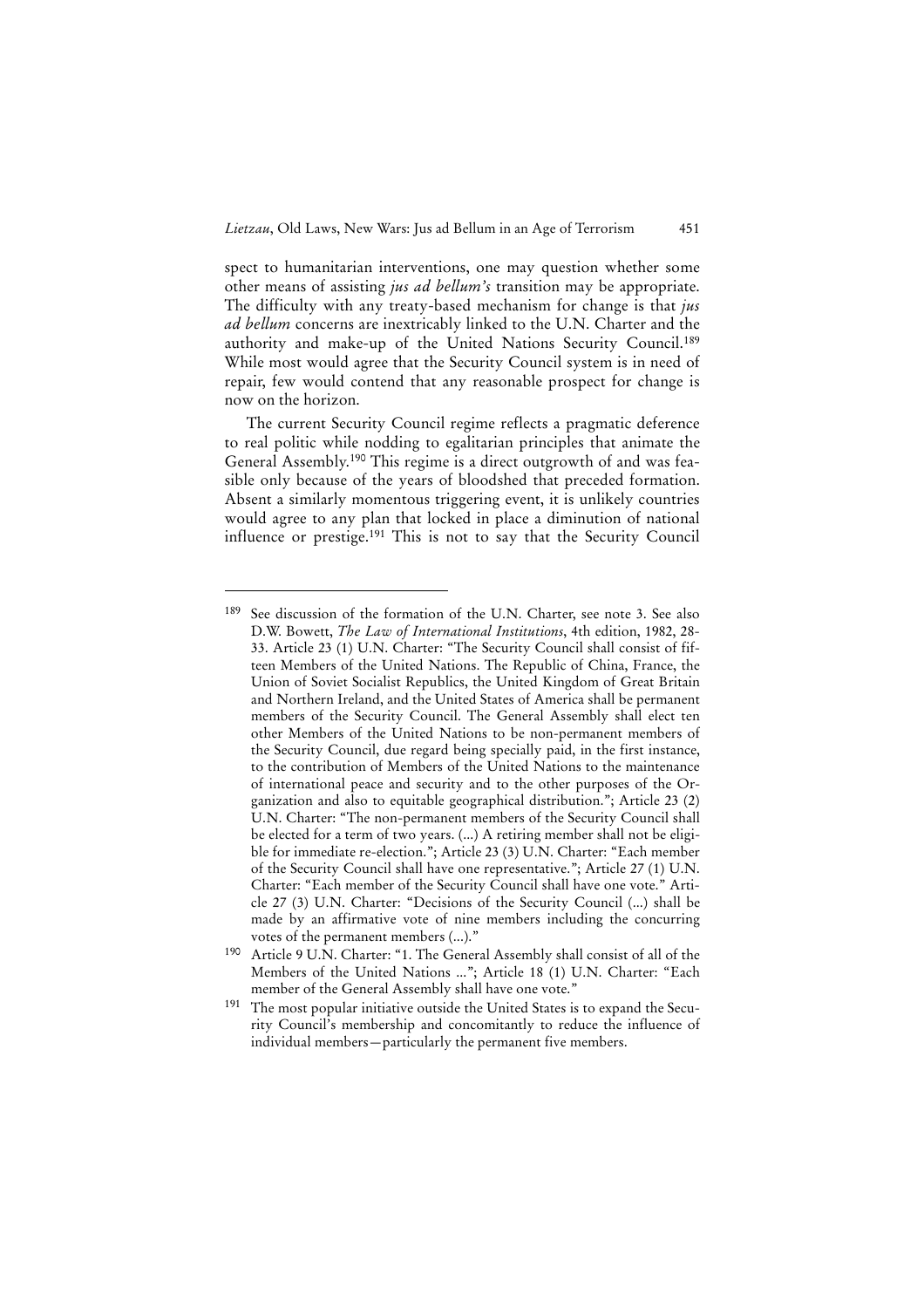spect to humanitarian interventions, one may question whether some other means of assisting *jus ad bellum's* transition may be appropriate. The difficulty with any treaty-based mechanism for change is that *jus ad bellum* concerns are inextricably linked to the U.N. Charter and the authority and make-up of the United Nations Security Council.[189] While most would agree that the Security Council system is in need of repair, few would contend that any reasonable prospect for change is now on the horizon.

The current Security Council regime reflects a pragmatic deference to real politic while nodding to egalitarian principles that animate the General Assembly.[190] This regime is a direct outgrowth of and was feasible only because of the years of bloodshed that preceded formation. Absent a similarly momentous triggering event, it is unlikely countries would agree to any plan that locked in place a diminution of national influence or prestige.[191] This is not to say that the Security Council

---

[189] See discussion of the formation of the U.N. Charter, see note 3. See also D.W. Bowett, *The Law of International Institutions*, 4th edition, 1982, 28-33. Article 23 (1) U.N. Charter: "The Security Council shall consist of fifteen Members of the United Nations. The Republic of China, France, the Union of Soviet Socialist Republics, the United Kingdom of Great Britain and Northern Ireland, and the United States of America shall be permanent members of the Security Council. The General Assembly shall elect ten other Members of the United Nations to be non-permanent members of the Security Council, due regard being specially paid, in the first instance, to the contribution of Members of the United Nations to the maintenance of international peace and security and to the other purposes of the Organization and also to equitable geographical distribution."; Article 23 (2) U.N. Charter: "The non-permanent members of the Security Council shall be elected for a term of two years. (...) A retiring member shall not be eligible for immediate re-election."; Article 23 (3) U.N. Charter: "Each member of the Security Council shall have one representative."; Article 27 (1) U.N. Charter: "Each member of the Security Council shall have one vote." Article 27 (3) U.N. Charter: "Decisions of the Security Council (...) shall be made by an affirmative vote of nine members including the concurring votes of the permanent members (...)."

[190] Article 9 U.N. Charter: "1. The General Assembly shall consist of all of the Members of the United Nations ..."; Article 18 (1) U.N. Charter: "Each member of the General Assembly shall have one vote."

[191] The most popular initiative outside the United States is to expand the Security Council's membership and concomitantly to reduce the influence of individual members—particularly the permanent five members.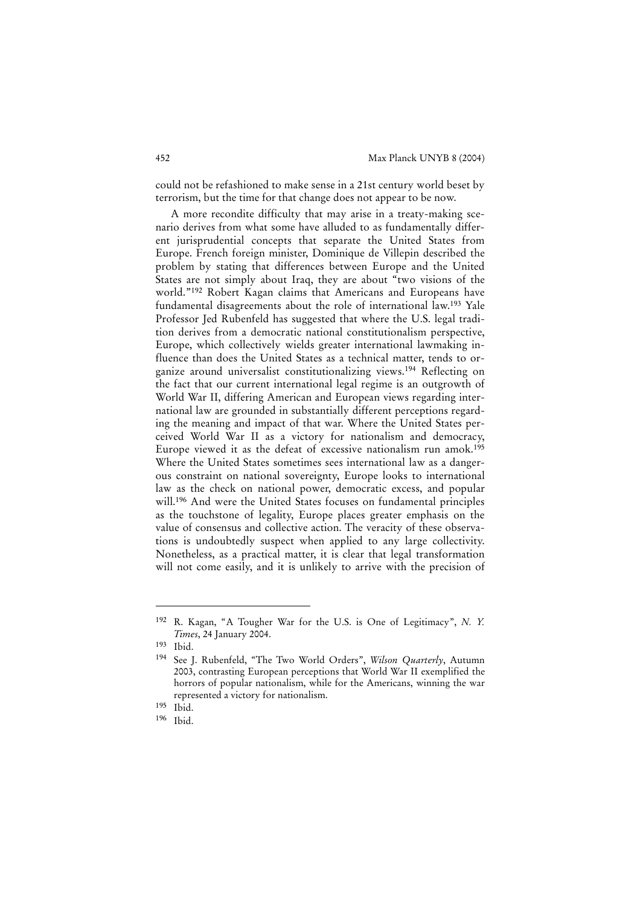could not be refashioned to make sense in a 21st century world beset by terrorism, but the time for that change does not appear to be now.

A more recondite difficulty that may arise in a treaty-making scenario derives from what some have alluded to as fundamentally different jurisprudential concepts that separate the United States from Europe. French foreign minister, Dominique de Villepin described the problem by stating that differences between Europe and the United States are not simply about Iraq, they are about "two visions of the world."[192] Robert Kagan claims that Americans and Europeans have fundamental disagreements about the role of international law.[193] Yale Professor Jed Rubenfeld has suggested that where the U.S. legal tradition derives from a democratic national constitutionalism perspective, Europe, which collectively wields greater international lawmaking influence than does the United States as a technical matter, tends to organize around universalist constitutionalizing views.[194] Reflecting on the fact that our current international legal regime is an outgrowth of World War II, differing American and European views regarding international law are grounded in substantially different perceptions regarding the meaning and impact of that war. Where the United States perceived World War II as a victory for nationalism and democracy, Europe viewed it as the defeat of excessive nationalism run amok.[195] Where the United States sometimes sees international law as a dangerous constraint on national sovereignty, Europe looks to international law as the check on national power, democratic excess, and popular will.[196] And were the United States focuses on fundamental principles as the touchstone of legality, Europe places greater emphasis on the value of consensus and collective action. The veracity of these observations is undoubtedly suspect when applied to any large collectivity. Nonetheless, as a practical matter, it is clear that legal transformation will not come easily, and it is unlikely to arrive with the precision of

---

[192] R. Kagan, "A Tougher War for the U.S. is One of Legitimacy", *N. Y. Times*, 24 January 2004.

[193] Ibid.

[194] See J. Rubenfeld, "The Two World Orders", *Wilson Quarterly*, Autumn 2003, contrasting European perceptions that World War II exemplified the horrors of popular nationalism, while for the Americans, winning the war represented a victory for nationalism.

[195] Ibid.

[196] Ibid.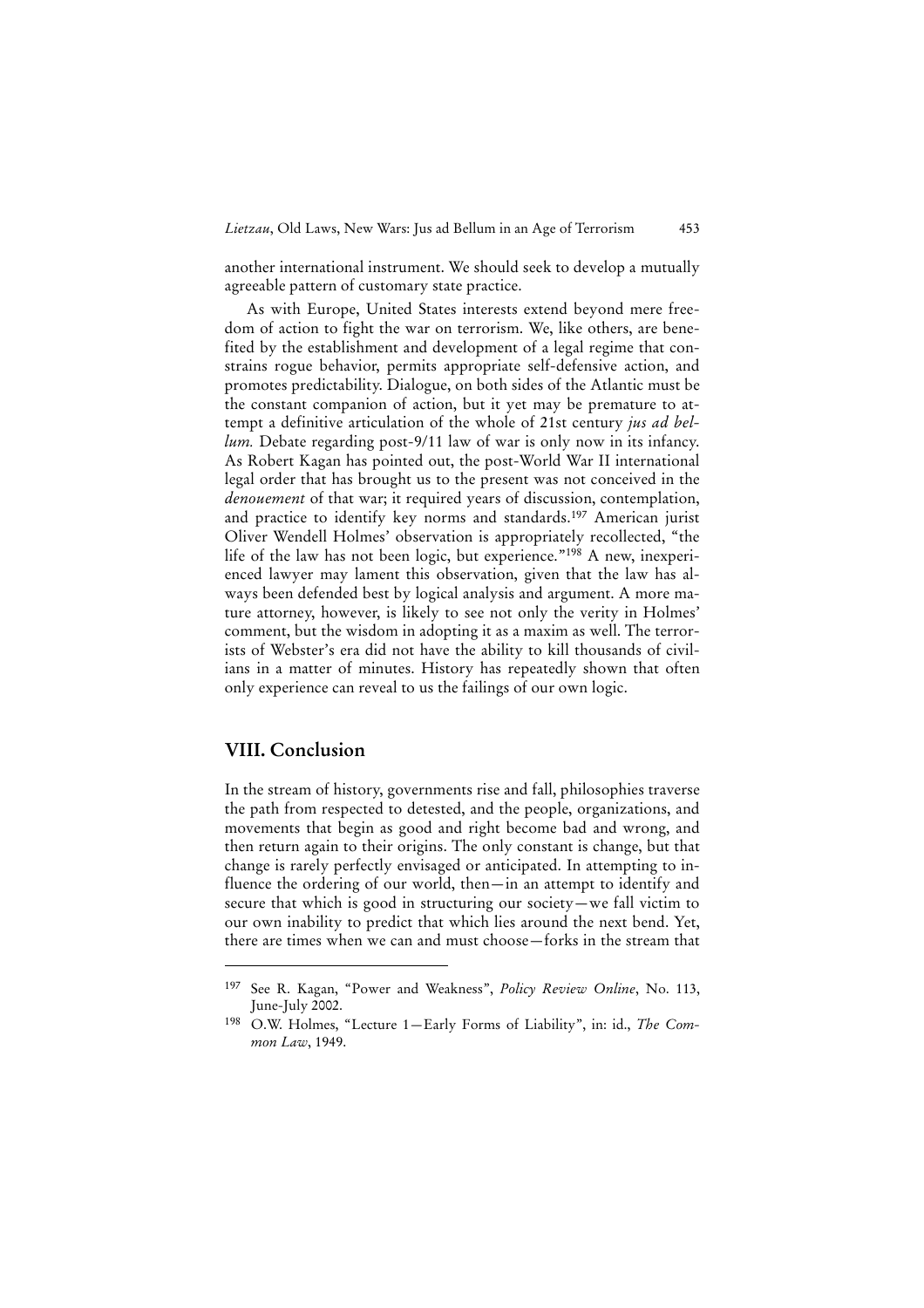another international instrument. We should seek to develop a mutually agreeable pattern of customary state practice.

As with Europe, United States interests extend beyond mere freedom of action to fight the war on terrorism. We, like others, are benefited by the establishment and development of a legal regime that constrains rogue behavior, permits appropriate self-defensive action, and promotes predictability. Dialogue, on both sides of the Atlantic must be the constant companion of action, but it yet may be premature to attempt a definitive articulation of the whole of 21st century *jus ad bellum.* Debate regarding post-9/11 law of war is only now in its infancy. As Robert Kagan has pointed out, the post-World War II international legal order that has brought us to the present was not conceived in the *denouement* of that war; it required years of discussion, contemplation, and practice to identify key norms and standards.[197] American jurist Oliver Wendell Holmes' observation is appropriately recollected, "the life of the law has not been logic, but experience."[198] A new, inexperienced lawyer may lament this observation, given that the law has always been defended best by logical analysis and argument. A more mature attorney, however, is likely to see not only the verity in Holmes' comment, but the wisdom in adopting it as a maxim as well. The terrorists of Webster's era did not have the ability to kill thousands of civilians in a matter of minutes. History has repeatedly shown that often only experience can reveal to us the failings of our own logic.

## VIII. Conclusion

In the stream of history, governments rise and fall, philosophies traverse the path from respected to detested, and the people, organizations, and movements that begin as good and right become bad and wrong, and then return again to their origins. The only constant is change, but that change is rarely perfectly envisaged or anticipated. In attempting to influence the ordering of our world, then—in an attempt to identify and secure that which is good in structuring our society—we fall victim to our own inability to predict that which lies around the next bend. Yet, there are times when we can and must choose—forks in the stream that

---

[197] See R. Kagan, "Power and Weakness", *Policy Review Online*, No. 113, June-July 2002.

[198] O.W. Holmes, "Lecture 1—Early Forms of Liability", in: id., *The Common Law*, 1949.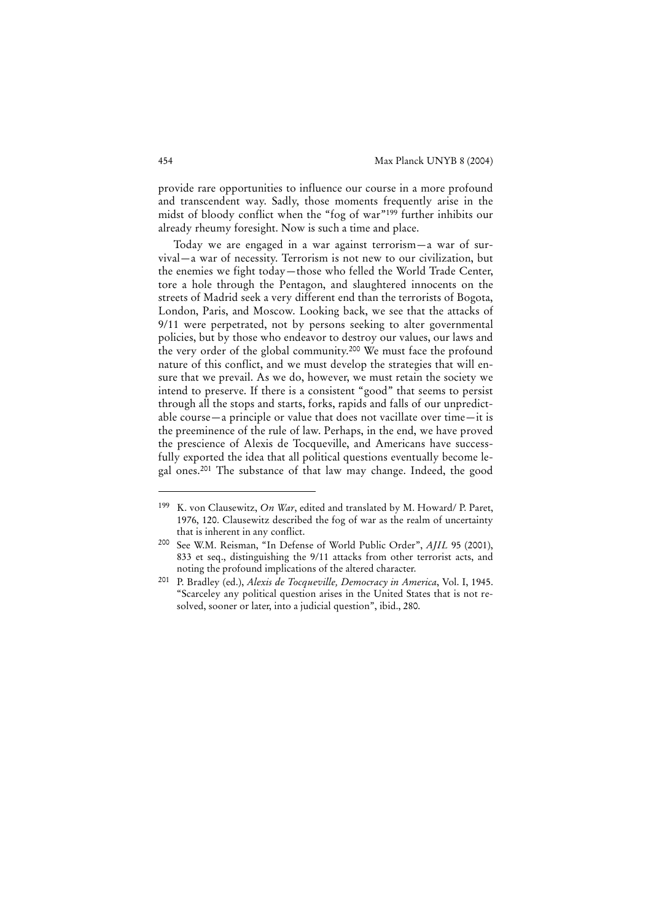provide rare opportunities to influence our course in a more profound and transcendent way. Sadly, those moments frequently arise in the midst of bloody conflict when the "fog of war"[199] further inhibits our already rheumy foresight. Now is such a time and place.

Today we are engaged in a war against terrorism—a war of survival—a war of necessity. Terrorism is not new to our civilization, but the enemies we fight today—those who felled the World Trade Center, tore a hole through the Pentagon, and slaughtered innocents on the streets of Madrid seek a very different end than the terrorists of Bogota, London, Paris, and Moscow. Looking back, we see that the attacks of 9/11 were perpetrated, not by persons seeking to alter governmental policies, but by those who endeavor to destroy our values, our laws and the very order of the global community.[200] We must face the profound nature of this conflict, and we must develop the strategies that will ensure that we prevail. As we do, however, we must retain the society we intend to preserve. If there is a consistent "good" that seems to persist through all the stops and starts, forks, rapids and falls of our unpredictable course—a principle or value that does not vacillate over time—it is the preeminence of the rule of law. Perhaps, in the end, we have proved the prescience of Alexis de Tocqueville, and Americans have successfully exported the idea that all political questions eventually become legal ones.[201] The substance of that law may change. Indeed, the good

---

[199] K. von Clausewitz, *On War*, edited and translated by M. Howard/ P. Paret, 1976, 120. Clausewitz described the fog of war as the realm of uncertainty that is inherent in any conflict.

[200] See W.M. Reisman, "In Defense of World Public Order", *AJIL* 95 (2001), 833 et seq., distinguishing the 9/11 attacks from other terrorist acts, and noting the profound implications of the altered character.

[201] P. Bradley (ed.), *Alexis de Tocqueville, Democracy in America*, Vol. I, 1945. "Scarceley any political question arises in the United States that is not resolved, sooner or later, into a judicial question", ibid., 280.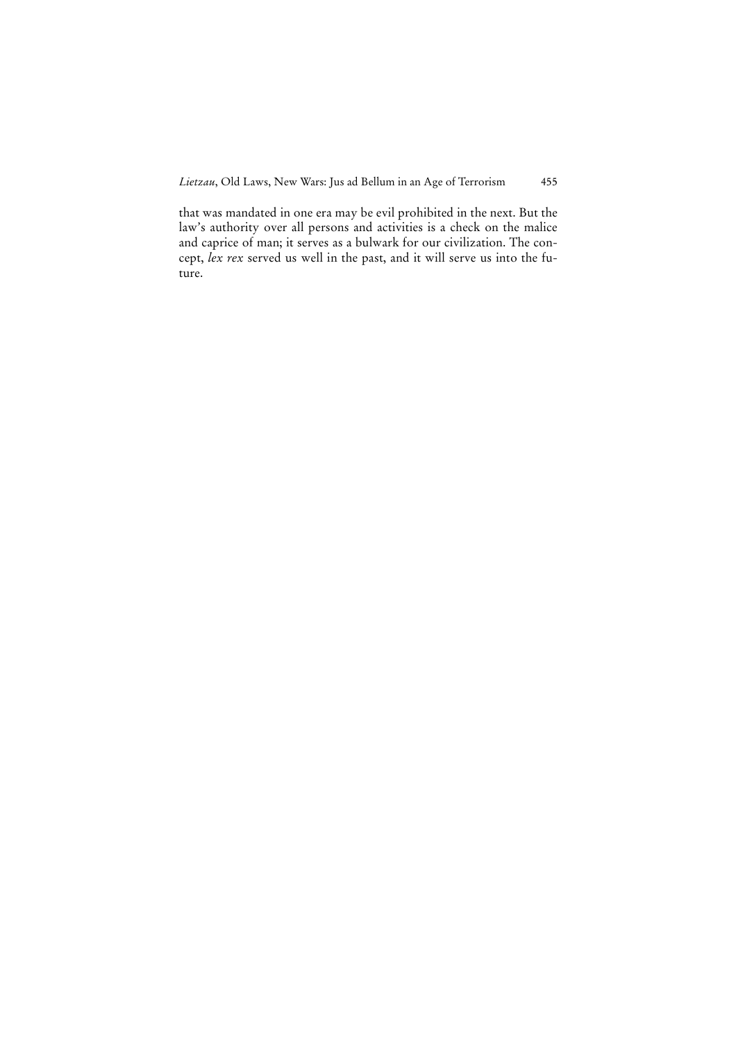that was mandated in one era may be evil prohibited in the next. But the law's authority over all persons and activities is a check on the malice and caprice of man; it serves as a bulwark for our civilization. The concept, *lex rex* served us well in the past, and it will serve us into the future.